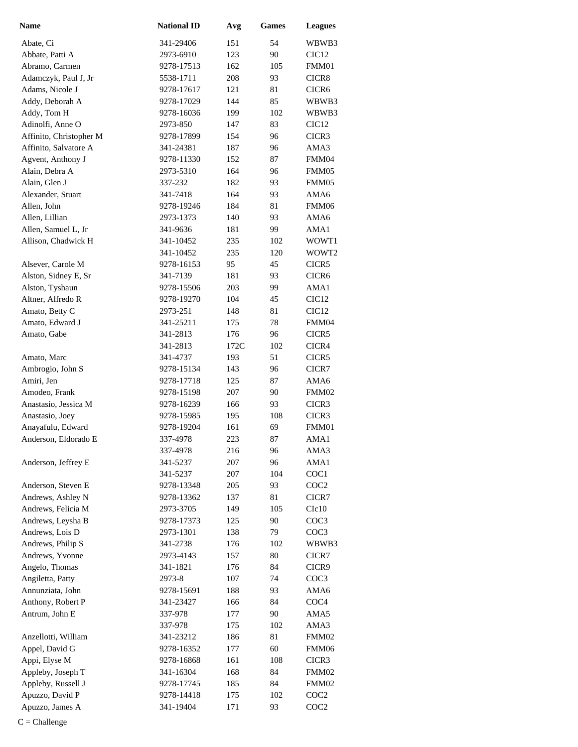| Name | National ID | Avg | Games | Leagues |
|---|---|---|---|---|
| Abate, Ci | 341-29406 | 151 | 54 | WBWB3 |
| Abbate, Patti A | 2973-6910 | 123 | 90 | CIC12 |
| Abramo, Carmen | 9278-17513 | 162 | 105 | FMM01 |
| Adamczyk, Paul J, Jr | 5538-1711 | 208 | 93 | CICR8 |
| Adams, Nicole J | 9278-17617 | 121 | 81 | CICR6 |
| Addy, Deborah A | 9278-17029 | 144 | 85 | WBWB3 |
| Addy, Tom H | 9278-16036 | 199 | 102 | WBWB3 |
| Adinolfi, Anne O | 2973-850 | 147 | 83 | CIC12 |
| Affinito, Christopher M | 9278-17899 | 154 | 96 | CICR3 |
| Affinito, Salvatore A | 341-24381 | 187 | 96 | AMA3 |
| Agvent, Anthony J | 9278-11330 | 152 | 87 | FMM04 |
| Alain, Debra A | 2973-5310 | 164 | 96 | FMM05 |
| Alain, Glen J | 337-232 | 182 | 93 | FMM05 |
| Alexander, Stuart | 341-7418 | 164 | 93 | AMA6 |
| Allen, John | 9278-19246 | 184 | 81 | FMM06 |
| Allen, Lillian | 2973-1373 | 140 | 93 | AMA6 |
| Allen, Samuel L, Jr | 341-9636 | 181 | 99 | AMA1 |
| Allison, Chadwick H | 341-10452 | 235 | 102 | WOWT1 |
| | 341-10452 | 235 | 120 | WOWT2 |
| Alsever, Carole M | 9278-16153 | 95 | 45 | CICR5 |
| Alston, Sidney E, Sr | 341-7139 | 181 | 93 | CICR6 |
| Alston, Tyshaun | 9278-15506 | 203 | 99 | AMA1 |
| Altner, Alfredo R | 9278-19270 | 104 | 45 | CIC12 |
| Amato, Betty C | 2973-251 | 148 | 81 | CIC12 |
| Amato, Edward J | 341-25211 | 175 | 78 | FMM04 |
| Amato, Gabe | 341-2813 | 176 | 96 | CICR5 |
| | 341-2813 | 172C | 102 | CICR4 |
| Amato, Marc | 341-4737 | 193 | 51 | CICR5 |
| Ambrogio, John S | 9278-15134 | 143 | 96 | CICR7 |
| Amiri, Jen | 9278-17718 | 125 | 87 | AMA6 |
| Amodeo, Frank | 9278-15198 | 207 | 90 | FMM02 |
| Anastasio, Jessica M | 9278-16239 | 166 | 93 | CICR3 |
| Anastasio, Joey | 9278-15985 | 195 | 108 | CICR3 |
| Anayafulu, Edward | 9278-19204 | 161 | 69 | FMM01 |
| Anderson, Eldorado E | 337-4978 | 223 | 87 | AMA1 |
| | 337-4978 | 216 | 96 | AMA3 |
| Anderson, Jeffrey E | 341-5237 | 207 | 96 | AMA1 |
| | 341-5237 | 207 | 104 | COC1 |
| Anderson, Steven E | 9278-13348 | 205 | 93 | COC2 |
| Andrews, Ashley N | 9278-13362 | 137 | 81 | CICR7 |
| Andrews, Felicia M | 2973-3705 | 149 | 105 | CIc10 |
| Andrews, Leysha B | 9278-17373 | 125 | 90 | COC3 |
| Andrews, Lois D | 2973-1301 | 138 | 79 | COC3 |
| Andrews, Philip S | 341-2738 | 176 | 102 | WBWB3 |
| Andrews, Yvonne | 2973-4143 | 157 | 80 | CICR7 |
| Angelo, Thomas | 341-1821 | 176 | 84 | CICR9 |
| Angiletta, Patty | 2973-8 | 107 | 74 | COC3 |
| Annunziata, John | 9278-15691 | 188 | 93 | AMA6 |
| Anthony, Robert P | 341-23427 | 166 | 84 | COC4 |
| Antrum, John E | 337-978 | 177 | 90 | AMA5 |
| | 337-978 | 175 | 102 | AMA3 |
| Anzellotti, William | 341-23212 | 186 | 81 | FMM02 |
| Appel, David G | 9278-16352 | 177 | 60 | FMM06 |
| Appi, Elyse M | 9278-16868 | 161 | 108 | CICR3 |
| Appleby, Joseph T | 341-16304 | 168 | 84 | FMM02 |
| Appleby, Russell J | 9278-17745 | 185 | 84 | FMM02 |
| Apuzzo, David P | 9278-14418 | 175 | 102 | COC2 |
| Apuzzo, James A | 341-19404 | 171 | 93 | COC2 |

C = Challenge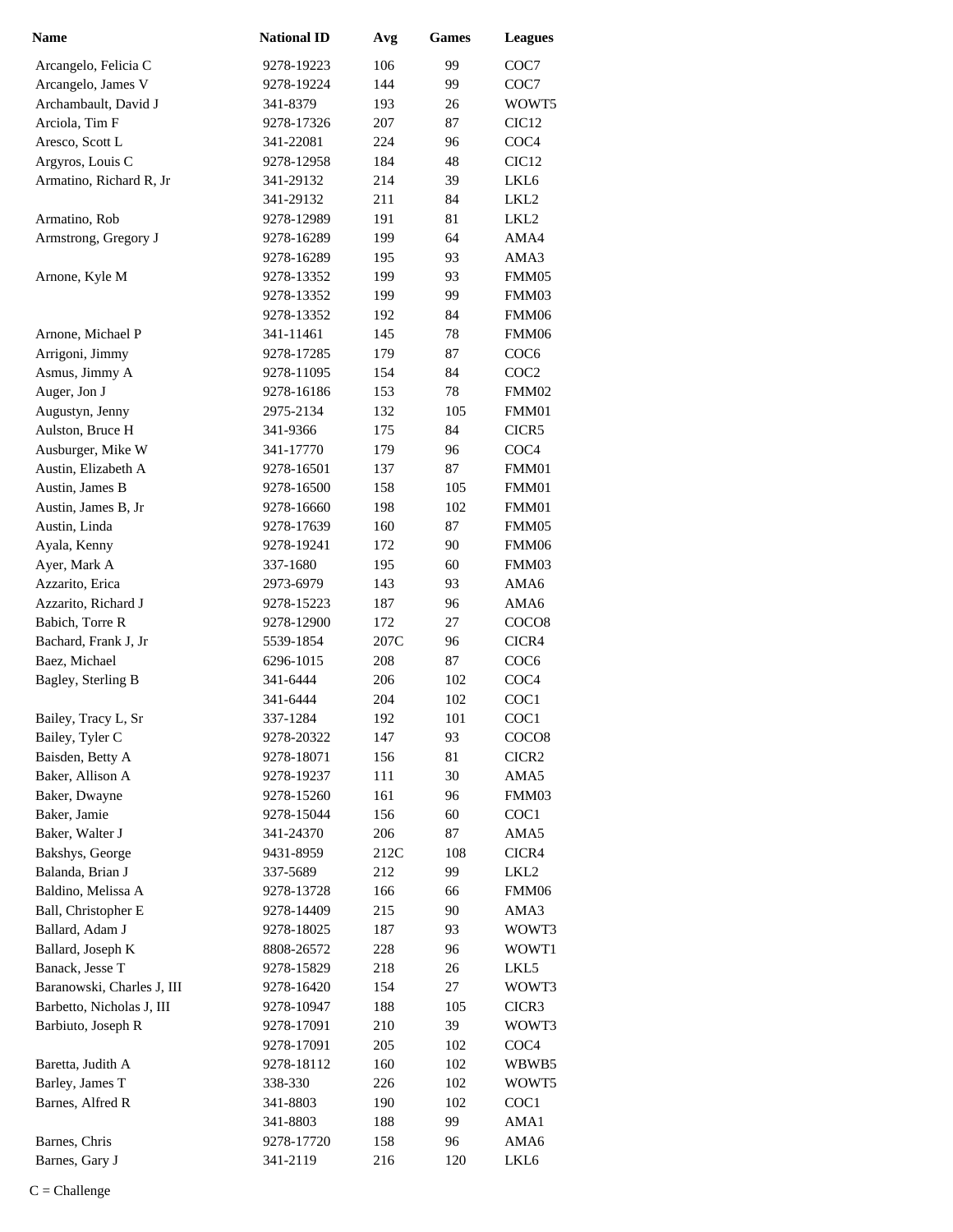| Name | National ID | Avg | Games | Leagues |
|---|---|---|---|---|
| Arcangelo, Felicia C | 9278-19223 | 106 | 99 | COC7 |
| Arcangelo, James V | 9278-19224 | 144 | 99 | COC7 |
| Archambault, David J | 341-8379 | 193 | 26 | WOWT5 |
| Arciola, Tim F | 9278-17326 | 207 | 87 | CIC12 |
| Aresco, Scott L | 341-22081 | 224 | 96 | COC4 |
| Argyros, Louis C | 9278-12958 | 184 | 48 | CIC12 |
| Armatino, Richard R, Jr | 341-29132 | 214 | 39 | LKL6 |
| | 341-29132 | 211 | 84 | LKL2 |
| Armatino, Rob | 9278-12989 | 191 | 81 | LKL2 |
| Armstrong, Gregory J | 9278-16289 | 199 | 64 | AMA4 |
| | 9278-16289 | 195 | 93 | AMA3 |
| Arnone, Kyle M | 9278-13352 | 199 | 93 | FMM05 |
| | 9278-13352 | 199 | 99 | FMM03 |
| | 9278-13352 | 192 | 84 | FMM06 |
| Arnone, Michael P | 341-11461 | 145 | 78 | FMM06 |
| Arrigoni, Jimmy | 9278-17285 | 179 | 87 | COC6 |
| Asmus, Jimmy A | 9278-11095 | 154 | 84 | COC2 |
| Auger, Jon J | 9278-16186 | 153 | 78 | FMM02 |
| Augustyn, Jenny | 2975-2134 | 132 | 105 | FMM01 |
| Aulston, Bruce H | 341-9366 | 175 | 84 | CICR5 |
| Ausburger, Mike W | 341-17770 | 179 | 96 | COC4 |
| Austin, Elizabeth A | 9278-16501 | 137 | 87 | FMM01 |
| Austin, James B | 9278-16500 | 158 | 105 | FMM01 |
| Austin, James B, Jr | 9278-16660 | 198 | 102 | FMM01 |
| Austin, Linda | 9278-17639 | 160 | 87 | FMM05 |
| Ayala, Kenny | 9278-19241 | 172 | 90 | FMM06 |
| Ayer, Mark A | 337-1680 | 195 | 60 | FMM03 |
| Azzarito, Erica | 2973-6979 | 143 | 93 | AMA6 |
| Azzarito, Richard J | 9278-15223 | 187 | 96 | AMA6 |
| Babich, Torre R | 9278-12900 | 172 | 27 | COCO8 |
| Bachard, Frank J, Jr | 5539-1854 | 207C | 96 | CICR4 |
| Baez, Michael | 6296-1015 | 208 | 87 | COC6 |
| Bagley, Sterling B | 341-6444 | 206 | 102 | COC4 |
| | 341-6444 | 204 | 102 | COC1 |
| Bailey, Tracy L, Sr | 337-1284 | 192 | 101 | COC1 |
| Bailey, Tyler C | 9278-20322 | 147 | 93 | COCO8 |
| Baisden, Betty A | 9278-18071 | 156 | 81 | CICR2 |
| Baker, Allison A | 9278-19237 | 111 | 30 | AMA5 |
| Baker, Dwayne | 9278-15260 | 161 | 96 | FMM03 |
| Baker, Jamie | 9278-15044 | 156 | 60 | COC1 |
| Baker, Walter J | 341-24370 | 206 | 87 | AMA5 |
| Bakshys, George | 9431-8959 | 212C | 108 | CICR4 |
| Balanda, Brian J | 337-5689 | 212 | 99 | LKL2 |
| Baldino, Melissa A | 9278-13728 | 166 | 66 | FMM06 |
| Ball, Christopher E | 9278-14409 | 215 | 90 | AMA3 |
| Ballard, Adam J | 9278-18025 | 187 | 93 | WOWT3 |
| Ballard, Joseph K | 8808-26572 | 228 | 96 | WOWT1 |
| Banack, Jesse T | 9278-15829 | 218 | 26 | LKL5 |
| Baranowski, Charles J, III | 9278-16420 | 154 | 27 | WOWT3 |
| Barbetto, Nicholas J, III | 9278-10947 | 188 | 105 | CICR3 |
| Barbiuto, Joseph R | 9278-17091 | 210 | 39 | WOWT3 |
| | 9278-17091 | 205 | 102 | COC4 |
| Baretta, Judith A | 9278-18112 | 160 | 102 | WBWB5 |
| Barley, James T | 338-330 | 226 | 102 | WOWT5 |
| Barnes, Alfred R | 341-8803 | 190 | 102 | COC1 |
| | 341-8803 | 188 | 99 | AMA1 |
| Barnes, Chris | 9278-17720 | 158 | 96 | AMA6 |
| Barnes, Gary J | 341-2119 | 216 | 120 | LKL6 |

C = Challenge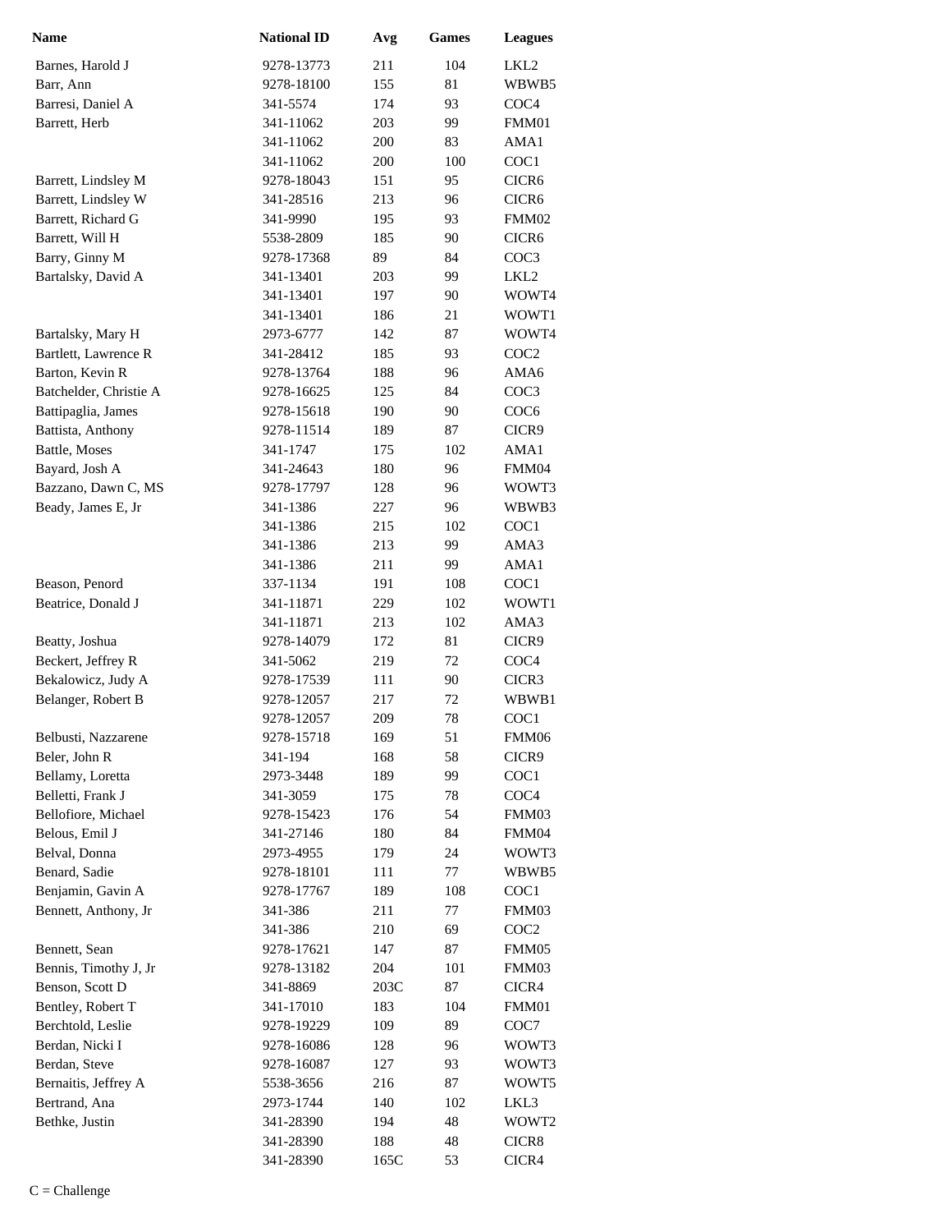| Name | National ID | Avg | Games | Leagues |
|---|---|---|---|---|
| Barnes, Harold J | 9278-13773 | 211 | 104 | LKL2 |
| Barr, Ann | 9278-18100 | 155 | 81 | WBWB5 |
| Barresi, Daniel A | 341-5574 | 174 | 93 | COC4 |
| Barrett, Herb | 341-11062 | 203 | 99 | FMM01 |
| | 341-11062 | 200 | 83 | AMA1 |
| | 341-11062 | 200 | 100 | COC1 |
| Barrett, Lindsley M | 9278-18043 | 151 | 95 | CICR6 |
| Barrett, Lindsley W | 341-28516 | 213 | 96 | CICR6 |
| Barrett, Richard G | 341-9990 | 195 | 93 | FMM02 |
| Barrett, Will H | 5538-2809 | 185 | 90 | CICR6 |
| Barry, Ginny M | 9278-17368 | 89 | 84 | COC3 |
| Bartalsky, David A | 341-13401 | 203 | 99 | LKL2 |
| | 341-13401 | 197 | 90 | WOWT4 |
| | 341-13401 | 186 | 21 | WOWT1 |
| Bartalsky, Mary H | 2973-6777 | 142 | 87 | WOWT4 |
| Bartlett, Lawrence R | 341-28412 | 185 | 93 | COC2 |
| Barton, Kevin R | 9278-13764 | 188 | 96 | AMA6 |
| Batchelder, Christie A | 9278-16625 | 125 | 84 | COC3 |
| Battipaglia, James | 9278-15618 | 190 | 90 | COC6 |
| Battista, Anthony | 9278-11514 | 189 | 87 | CICR9 |
| Battle, Moses | 341-1747 | 175 | 102 | AMA1 |
| Bayard, Josh A | 341-24643 | 180 | 96 | FMM04 |
| Bazzano, Dawn C, MS | 9278-17797 | 128 | 96 | WOWT3 |
| Beady, James E, Jr | 341-1386 | 227 | 96 | WBWB3 |
| | 341-1386 | 215 | 102 | COC1 |
| | 341-1386 | 213 | 99 | AMA3 |
| | 341-1386 | 211 | 99 | AMA1 |
| Beason, Penord | 337-1134 | 191 | 108 | COC1 |
| Beatrice, Donald J | 341-11871 | 229 | 102 | WOWT1 |
| | 341-11871 | 213 | 102 | AMA3 |
| Beatty, Joshua | 9278-14079 | 172 | 81 | CICR9 |
| Beckert, Jeffrey R | 341-5062 | 219 | 72 | COC4 |
| Bekalowicz, Judy A | 9278-17539 | 111 | 90 | CICR3 |
| Belanger, Robert B | 9278-12057 | 217 | 72 | WBWB1 |
| | 9278-12057 | 209 | 78 | COC1 |
| Belbusti, Nazzarene | 9278-15718 | 169 | 51 | FMM06 |
| Beler, John R | 341-194 | 168 | 58 | CICR9 |
| Bellamy, Loretta | 2973-3448 | 189 | 99 | COC1 |
| Belletti, Frank J | 341-3059 | 175 | 78 | COC4 |
| Bellofiore, Michael | 9278-15423 | 176 | 54 | FMM03 |
| Belous, Emil J | 341-27146 | 180 | 84 | FMM04 |
| Belval, Donna | 2973-4955 | 179 | 24 | WOWT3 |
| Benard, Sadie | 9278-18101 | 111 | 77 | WBWB5 |
| Benjamin, Gavin A | 9278-17767 | 189 | 108 | COC1 |
| Bennett, Anthony, Jr | 341-386 | 211 | 77 | FMM03 |
| | 341-386 | 210 | 69 | COC2 |
| Bennett, Sean | 9278-17621 | 147 | 87 | FMM05 |
| Bennis, Timothy J, Jr | 9278-13182 | 204 | 101 | FMM03 |
| Benson, Scott D | 341-8869 | 203C | 87 | CICR4 |
| Bentley, Robert T | 341-17010 | 183 | 104 | FMM01 |
| Berchtold, Leslie | 9278-19229 | 109 | 89 | COC7 |
| Berdan, Nicki I | 9278-16086 | 128 | 96 | WOWT3 |
| Berdan, Steve | 9278-16087 | 127 | 93 | WOWT3 |
| Bernaitis, Jeffrey A | 5538-3656 | 216 | 87 | WOWT5 |
| Bertrand, Ana | 2973-1744 | 140 | 102 | LKL3 |
| Bethke, Justin | 341-28390 | 194 | 48 | WOWT2 |
| | 341-28390 | 188 | 48 | CICR8 |
| | 341-28390 | 165C | 53 | CICR4 |

C = Challenge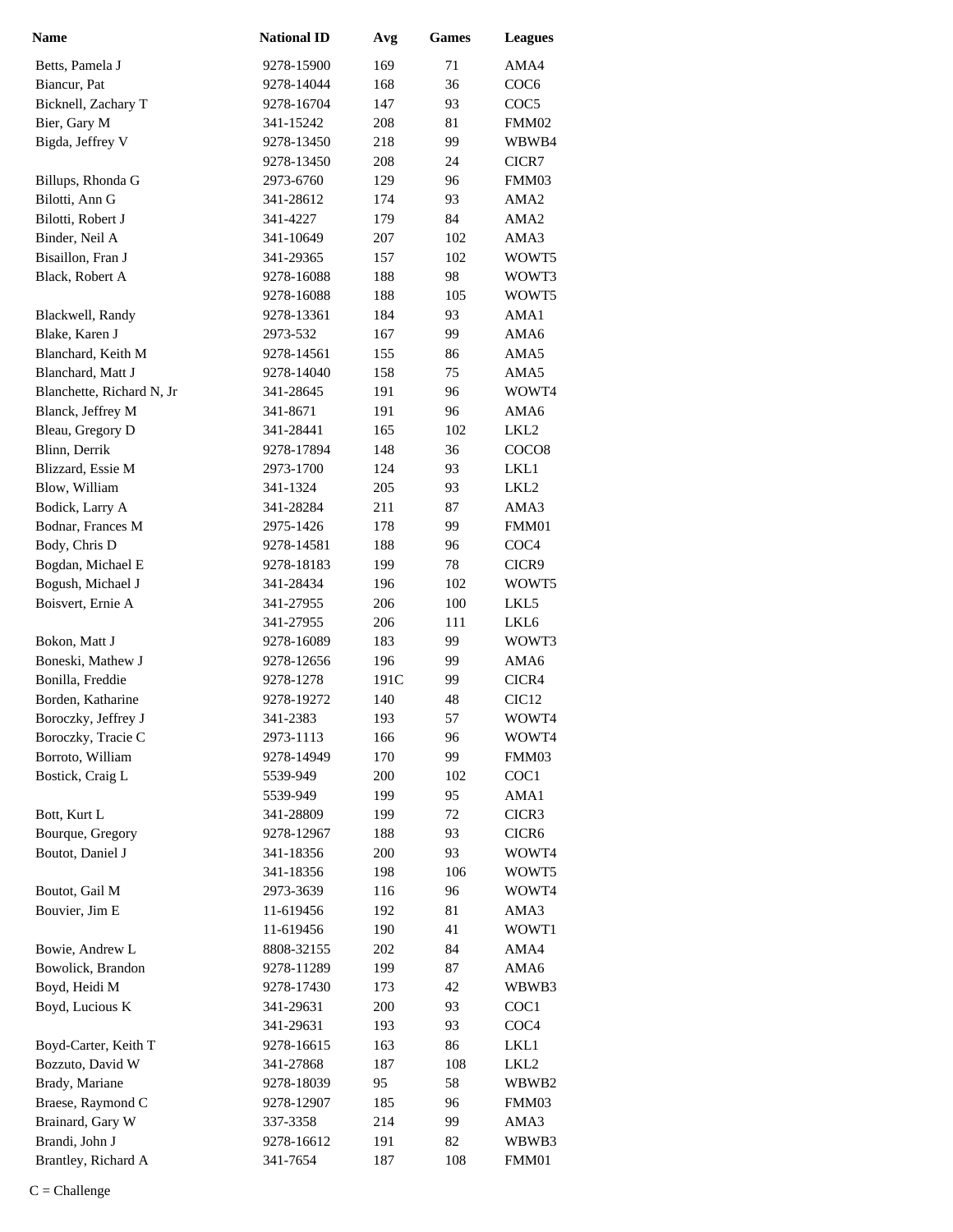| Name | National ID | Avg | Games | Leagues |
|---|---|---|---|---|
| Betts, Pamela J | 9278-15900 | 169 | 71 | AMA4 |
| Biancur, Pat | 9278-14044 | 168 | 36 | COC6 |
| Bicknell, Zachary T | 9278-16704 | 147 | 93 | COC5 |
| Bier, Gary M | 341-15242 | 208 | 81 | FMM02 |
| Bigda, Jeffrey V | 9278-13450 | 218 | 99 | WBWB4 |
| | 9278-13450 | 208 | 24 | CICR7 |
| Billups, Rhonda G | 2973-6760 | 129 | 96 | FMM03 |
| Bilotti, Ann G | 341-28612 | 174 | 93 | AMA2 |
| Bilotti, Robert J | 341-4227 | 179 | 84 | AMA2 |
| Binder, Neil A | 341-10649 | 207 | 102 | AMA3 |
| Bisaillon, Fran J | 341-29365 | 157 | 102 | WOWT5 |
| Black, Robert A | 9278-16088 | 188 | 98 | WOWT3 |
| | 9278-16088 | 188 | 105 | WOWT5 |
| Blackwell, Randy | 9278-13361 | 184 | 93 | AMA1 |
| Blake, Karen J | 2973-532 | 167 | 99 | AMA6 |
| Blanchard, Keith M | 9278-14561 | 155 | 86 | AMA5 |
| Blanchard, Matt J | 9278-14040 | 158 | 75 | AMA5 |
| Blanchette, Richard N, Jr | 341-28645 | 191 | 96 | WOWT4 |
| Blanck, Jeffrey M | 341-8671 | 191 | 96 | AMA6 |
| Bleau, Gregory D | 341-28441 | 165 | 102 | LKL2 |
| Blinn, Derrik | 9278-17894 | 148 | 36 | COCO8 |
| Blizzard, Essie M | 2973-1700 | 124 | 93 | LKL1 |
| Blow, William | 341-1324 | 205 | 93 | LKL2 |
| Bodick, Larry A | 341-28284 | 211 | 87 | AMA3 |
| Bodnar, Frances M | 2975-1426 | 178 | 99 | FMM01 |
| Body, Chris D | 9278-14581 | 188 | 96 | COC4 |
| Bogdan, Michael E | 9278-18183 | 199 | 78 | CICR9 |
| Bogush, Michael J | 341-28434 | 196 | 102 | WOWT5 |
| Boisvert, Ernie A | 341-27955 | 206 | 100 | LKL5 |
| | 341-27955 | 206 | 111 | LKL6 |
| Bokon, Matt J | 9278-16089 | 183 | 99 | WOWT3 |
| Boneski, Mathew J | 9278-12656 | 196 | 99 | AMA6 |
| Bonilla, Freddie | 9278-1278 | 191C | 99 | CICR4 |
| Borden, Katharine | 9278-19272 | 140 | 48 | CIC12 |
| Boroczky, Jeffrey J | 341-2383 | 193 | 57 | WOWT4 |
| Boroczky, Tracie C | 2973-1113 | 166 | 96 | WOWT4 |
| Borroto, William | 9278-14949 | 170 | 99 | FMM03 |
| Bostick, Craig L | 5539-949 | 200 | 102 | COC1 |
| | 5539-949 | 199 | 95 | AMA1 |
| Bott, Kurt L | 341-28809 | 199 | 72 | CICR3 |
| Bourque, Gregory | 9278-12967 | 188 | 93 | CICR6 |
| Boutot, Daniel J | 341-18356 | 200 | 93 | WOWT4 |
| | 341-18356 | 198 | 106 | WOWT5 |
| Boutot, Gail M | 2973-3639 | 116 | 96 | WOWT4 |
| Bouvier, Jim E | 11-619456 | 192 | 81 | AMA3 |
| | 11-619456 | 190 | 41 | WOWT1 |
| Bowie, Andrew L | 8808-32155 | 202 | 84 | AMA4 |
| Bowolick, Brandon | 9278-11289 | 199 | 87 | AMA6 |
| Boyd, Heidi M | 9278-17430 | 173 | 42 | WBWB3 |
| Boyd, Lucious K | 341-29631 | 200 | 93 | COC1 |
| | 341-29631 | 193 | 93 | COC4 |
| Boyd-Carter, Keith T | 9278-16615 | 163 | 86 | LKL1 |
| Bozzuto, David W | 341-27868 | 187 | 108 | LKL2 |
| Brady, Mariane | 9278-18039 | 95 | 58 | WBWB2 |
| Braese, Raymond C | 9278-12907 | 185 | 96 | FMM03 |
| Brainard, Gary W | 337-3358 | 214 | 99 | AMA3 |
| Brandi, John J | 9278-16612 | 191 | 82 | WBWB3 |
| Brantley, Richard A | 341-7654 | 187 | 108 | FMM01 |

C = Challenge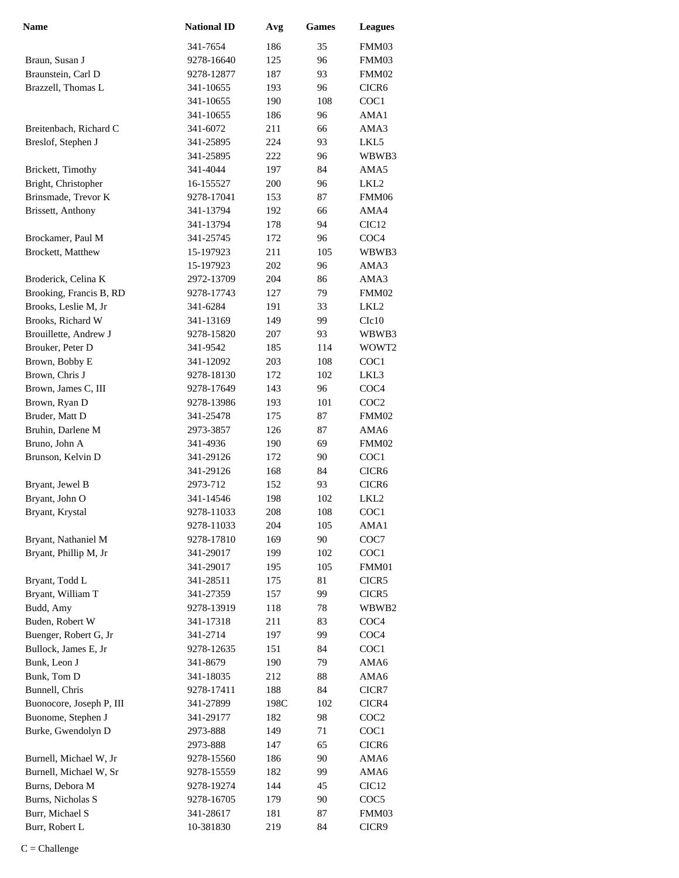| Name | National ID | Avg | Games | Leagues |
|---|---|---|---|---|
| | 341-7654 | 186 | 35 | FMM03 |
| Braun, Susan J | 9278-16640 | 125 | 96 | FMM03 |
| Braunstein, Carl D | 9278-12877 | 187 | 93 | FMM02 |
| Brazzell, Thomas L | 341-10655 | 193 | 96 | CICR6 |
| | 341-10655 | 190 | 108 | COC1 |
| | 341-10655 | 186 | 96 | AMA1 |
| Breitenbach, Richard C | 341-6072 | 211 | 66 | AMA3 |
| Breslof, Stephen J | 341-25895 | 224 | 93 | LKL5 |
| | 341-25895 | 222 | 96 | WBWB3 |
| Brickett, Timothy | 341-4044 | 197 | 84 | AMA5 |
| Bright, Christopher | 16-155527 | 200 | 96 | LKL2 |
| Brinsmade, Trevor K | 9278-17041 | 153 | 87 | FMM06 |
| Brissett, Anthony | 341-13794 | 192 | 66 | AMA4 |
| | 341-13794 | 178 | 94 | CIC12 |
| Brockamer, Paul M | 341-25745 | 172 | 96 | COC4 |
| Brockett, Matthew | 15-197923 | 211 | 105 | WBWB3 |
| | 15-197923 | 202 | 96 | AMA3 |
| Broderick, Celina K | 2972-13709 | 204 | 86 | AMA3 |
| Brooking, Francis B, RD | 9278-17743 | 127 | 79 | FMM02 |
| Brooks, Leslie M, Jr | 341-6284 | 191 | 33 | LKL2 |
| Brooks, Richard W | 341-13169 | 149 | 99 | CIc10 |
| Brouillette, Andrew J | 9278-15820 | 207 | 93 | WBWB3 |
| Brouker, Peter D | 341-9542 | 185 | 114 | WOWT2 |
| Brown, Bobby E | 341-12092 | 203 | 108 | COC1 |
| Brown, Chris J | 9278-18130 | 172 | 102 | LKL3 |
| Brown, James C, III | 9278-17649 | 143 | 96 | COC4 |
| Brown, Ryan D | 9278-13986 | 193 | 101 | COC2 |
| Bruder, Matt D | 341-25478 | 175 | 87 | FMM02 |
| Bruhin, Darlene M | 2973-3857 | 126 | 87 | AMA6 |
| Bruno, John A | 341-4936 | 190 | 69 | FMM02 |
| Brunson, Kelvin D | 341-29126 | 172 | 90 | COC1 |
| | 341-29126 | 168 | 84 | CICR6 |
| Bryant, Jewel B | 2973-712 | 152 | 93 | CICR6 |
| Bryant, John O | 341-14546 | 198 | 102 | LKL2 |
| Bryant, Krystal | 9278-11033 | 208 | 108 | COC1 |
| | 9278-11033 | 204 | 105 | AMA1 |
| Bryant, Nathaniel M | 9278-17810 | 169 | 90 | COC7 |
| Bryant, Phillip M, Jr | 341-29017 | 199 | 102 | COC1 |
| | 341-29017 | 195 | 105 | FMM01 |
| Bryant, Todd L | 341-28511 | 175 | 81 | CICR5 |
| Bryant, William T | 341-27359 | 157 | 99 | CICR5 |
| Budd, Amy | 9278-13919 | 118 | 78 | WBWB2 |
| Buden, Robert W | 341-17318 | 211 | 83 | COC4 |
| Buenger, Robert G, Jr | 341-2714 | 197 | 99 | COC4 |
| Bullock, James E, Jr | 9278-12635 | 151 | 84 | COC1 |
| Bunk, Leon J | 341-8679 | 190 | 79 | AMA6 |
| Bunk, Tom D | 341-18035 | 212 | 88 | AMA6 |
| Bunnell, Chris | 9278-17411 | 188 | 84 | CICR7 |
| Buonocore, Joseph P, III | 341-27899 | 198C | 102 | CICR4 |
| Buonome, Stephen J | 341-29177 | 182 | 98 | COC2 |
| Burke, Gwendolyn D | 2973-888 | 149 | 71 | COC1 |
| | 2973-888 | 147 | 65 | CICR6 |
| Burnell, Michael W, Jr | 9278-15560 | 186 | 90 | AMA6 |
| Burnell, Michael W, Sr | 9278-15559 | 182 | 99 | AMA6 |
| Burns, Debora M | 9278-19274 | 144 | 45 | CIC12 |
| Burns, Nicholas S | 9278-16705 | 179 | 90 | COC5 |
| Burr, Michael S | 341-28617 | 181 | 87 | FMM03 |
| Burr, Robert L | 10-381830 | 219 | 84 | CICR9 |

C = Challenge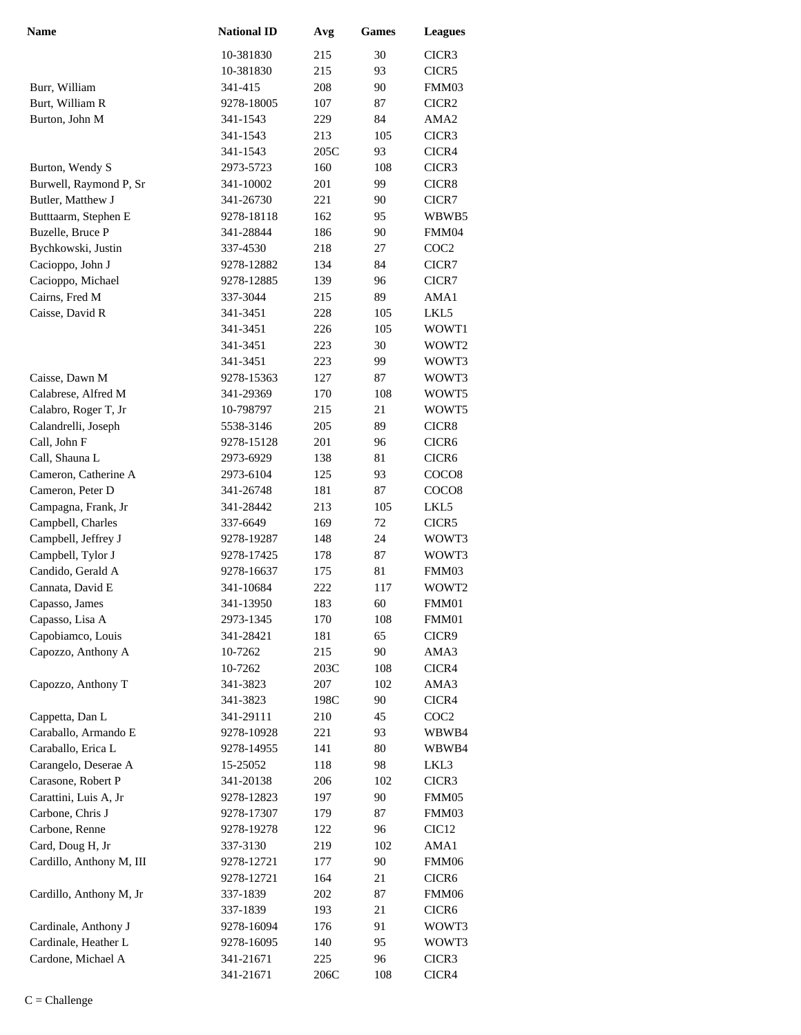| Name | National ID | Avg | Games | Leagues |
|---|---|---|---|---|
| | 10-381830 | 215 | 30 | CICR3 |
| | 10-381830 | 215 | 93 | CICR5 |
| Burr, William | 341-415 | 208 | 90 | FMM03 |
| Burt, William R | 9278-18005 | 107 | 87 | CICR2 |
| Burton, John M | 341-1543 | 229 | 84 | AMA2 |
| | 341-1543 | 213 | 105 | CICR3 |
| | 341-1543 | 205C | 93 | CICR4 |
| Burton, Wendy S | 2973-5723 | 160 | 108 | CICR3 |
| Burwell, Raymond P, Sr | 341-10002 | 201 | 99 | CICR8 |
| Butler, Matthew J | 341-26730 | 221 | 90 | CICR7 |
| Butttaarm, Stephen E | 9278-18118 | 162 | 95 | WBWB5 |
| Buzelle, Bruce P | 341-28844 | 186 | 90 | FMM04 |
| Bychkowski, Justin | 337-4530 | 218 | 27 | COC2 |
| Cacioppo, John J | 9278-12882 | 134 | 84 | CICR7 |
| Cacioppo, Michael | 9278-12885 | 139 | 96 | CICR7 |
| Cairns, Fred M | 337-3044 | 215 | 89 | AMA1 |
| Caisse, David R | 341-3451 | 228 | 105 | LKL5 |
| | 341-3451 | 226 | 105 | WOWT1 |
| | 341-3451 | 223 | 30 | WOWT2 |
| | 341-3451 | 223 | 99 | WOWT3 |
| Caisse, Dawn M | 9278-15363 | 127 | 87 | WOWT3 |
| Calabrese, Alfred M | 341-29369 | 170 | 108 | WOWT5 |
| Calabro, Roger T, Jr | 10-798797 | 215 | 21 | WOWT5 |
| Calandrelli, Joseph | 5538-3146 | 205 | 89 | CICR8 |
| Call, John F | 9278-15128 | 201 | 96 | CICR6 |
| Call, Shauna L | 2973-6929 | 138 | 81 | CICR6 |
| Cameron, Catherine A | 2973-6104 | 125 | 93 | COCO8 |
| Cameron, Peter D | 341-26748 | 181 | 87 | COCO8 |
| Campagna, Frank, Jr | 341-28442 | 213 | 105 | LKL5 |
| Campbell, Charles | 337-6649 | 169 | 72 | CICR5 |
| Campbell, Jeffrey J | 9278-19287 | 148 | 24 | WOWT3 |
| Campbell, Tylor J | 9278-17425 | 178 | 87 | WOWT3 |
| Candido, Gerald A | 9278-16637 | 175 | 81 | FMM03 |
| Cannata, David E | 341-10684 | 222 | 117 | WOWT2 |
| Capasso, James | 341-13950 | 183 | 60 | FMM01 |
| Capasso, Lisa A | 2973-1345 | 170 | 108 | FMM01 |
| Capobiamco, Louis | 341-28421 | 181 | 65 | CICR9 |
| Capozzo, Anthony A | 10-7262 | 215 | 90 | AMA3 |
| | 10-7262 | 203C | 108 | CICR4 |
| Capozzo, Anthony T | 341-3823 | 207 | 102 | AMA3 |
| | 341-3823 | 198C | 90 | CICR4 |
| Cappetta, Dan L | 341-29111 | 210 | 45 | COC2 |
| Caraballo, Armando E | 9278-10928 | 221 | 93 | WBWB4 |
| Caraballo, Erica L | 9278-14955 | 141 | 80 | WBWB4 |
| Carangelo, Deserae A | 15-25052 | 118 | 98 | LKL3 |
| Carasone, Robert P | 341-20138 | 206 | 102 | CICR3 |
| Carattini, Luis A, Jr | 9278-12823 | 197 | 90 | FMM05 |
| Carbone, Chris J | 9278-17307 | 179 | 87 | FMM03 |
| Carbone, Renne | 9278-19278 | 122 | 96 | CIC12 |
| Card, Doug H, Jr | 337-3130 | 219 | 102 | AMA1 |
| Cardillo, Anthony M, III | 9278-12721 | 177 | 90 | FMM06 |
| | 9278-12721 | 164 | 21 | CICR6 |
| Cardillo, Anthony M, Jr | 337-1839 | 202 | 87 | FMM06 |
| | 337-1839 | 193 | 21 | CICR6 |
| Cardinale, Anthony J | 9278-16094 | 176 | 91 | WOWT3 |
| Cardinale, Heather L | 9278-16095 | 140 | 95 | WOWT3 |
| Cardone, Michael A | 341-21671 | 225 | 96 | CICR3 |
| | 341-21671 | 206C | 108 | CICR4 |

C = Challenge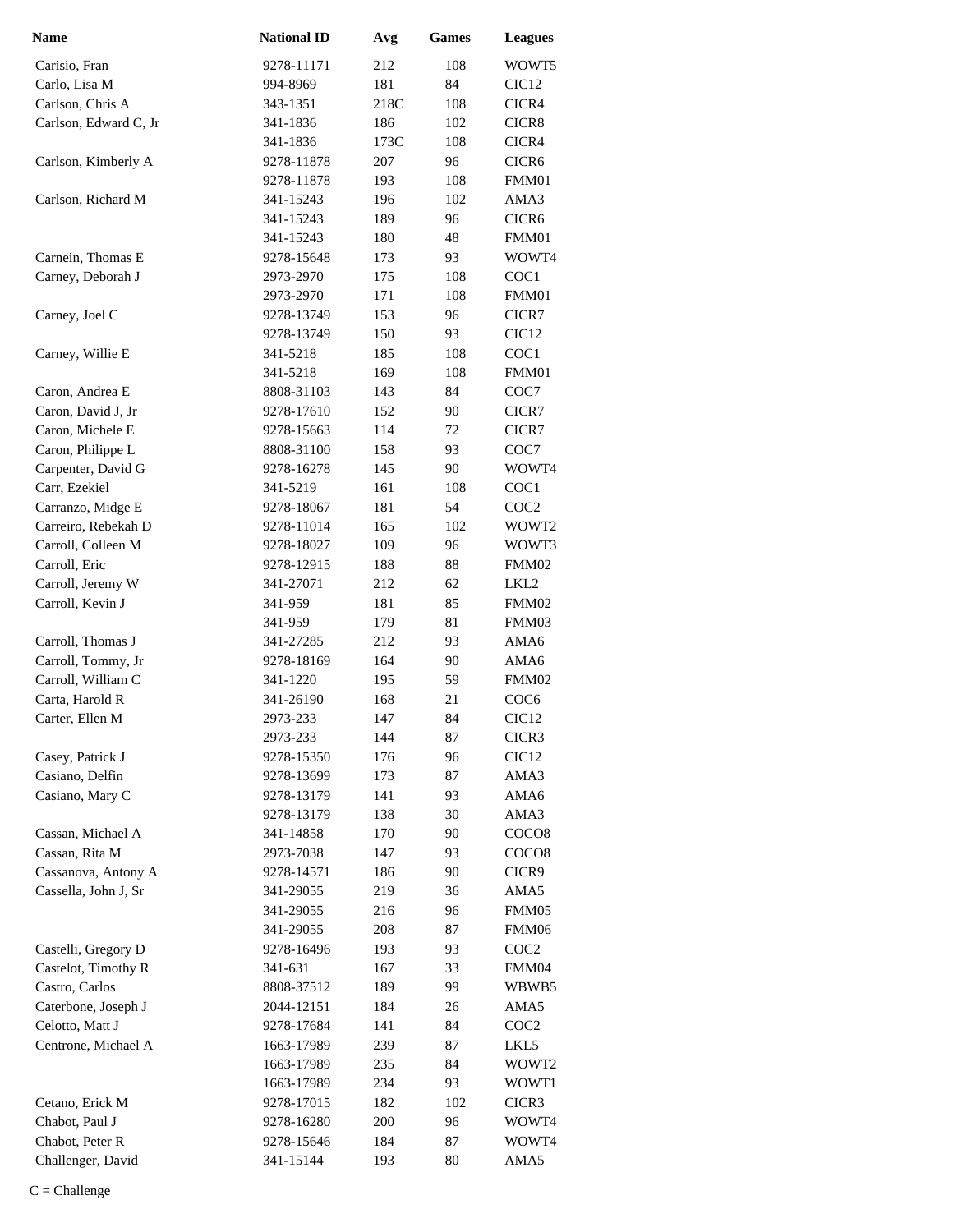| Name | National ID | Avg | Games | Leagues |
|---|---|---|---|---|
| Carisio, Fran | 9278-11171 | 212 | 108 | WOWT5 |
| Carlo, Lisa M | 994-8969 | 181 | 84 | CIC12 |
| Carlson, Chris A | 343-1351 | 218C | 108 | CICR4 |
| Carlson, Edward C, Jr | 341-1836 | 186 | 102 | CICR8 |
| | 341-1836 | 173C | 108 | CICR4 |
| Carlson, Kimberly A | 9278-11878 | 207 | 96 | CICR6 |
| | 9278-11878 | 193 | 108 | FMM01 |
| Carlson, Richard M | 341-15243 | 196 | 102 | AMA3 |
| | 341-15243 | 189 | 96 | CICR6 |
| | 341-15243 | 180 | 48 | FMM01 |
| Carnein, Thomas E | 9278-15648 | 173 | 93 | WOWT4 |
| Carney, Deborah J | 2973-2970 | 175 | 108 | COC1 |
| | 2973-2970 | 171 | 108 | FMM01 |
| Carney, Joel C | 9278-13749 | 153 | 96 | CICR7 |
| | 9278-13749 | 150 | 93 | CIC12 |
| Carney, Willie E | 341-5218 | 185 | 108 | COC1 |
| | 341-5218 | 169 | 108 | FMM01 |
| Caron, Andrea E | 8808-31103 | 143 | 84 | COC7 |
| Caron, David J, Jr | 9278-17610 | 152 | 90 | CICR7 |
| Caron, Michele E | 9278-15663 | 114 | 72 | CICR7 |
| Caron, Philippe L | 8808-31100 | 158 | 93 | COC7 |
| Carpenter, David G | 9278-16278 | 145 | 90 | WOWT4 |
| Carr, Ezekiel | 341-5219 | 161 | 108 | COC1 |
| Carranzo, Midge E | 9278-18067 | 181 | 54 | COC2 |
| Carreiro, Rebekah D | 9278-11014 | 165 | 102 | WOWT2 |
| Carroll, Colleen M | 9278-18027 | 109 | 96 | WOWT3 |
| Carroll, Eric | 9278-12915 | 188 | 88 | FMM02 |
| Carroll, Jeremy W | 341-27071 | 212 | 62 | LKL2 |
| Carroll, Kevin J | 341-959 | 181 | 85 | FMM02 |
| | 341-959 | 179 | 81 | FMM03 |
| Carroll, Thomas J | 341-27285 | 212 | 93 | AMA6 |
| Carroll, Tommy, Jr | 9278-18169 | 164 | 90 | AMA6 |
| Carroll, William C | 341-1220 | 195 | 59 | FMM02 |
| Carta, Harold R | 341-26190 | 168 | 21 | COC6 |
| Carter, Ellen M | 2973-233 | 147 | 84 | CIC12 |
| | 2973-233 | 144 | 87 | CICR3 |
| Casey, Patrick J | 9278-15350 | 176 | 96 | CIC12 |
| Casiano, Delfin | 9278-13699 | 173 | 87 | AMA3 |
| Casiano, Mary C | 9278-13179 | 141 | 93 | AMA6 |
| | 9278-13179 | 138 | 30 | AMA3 |
| Cassan, Michael A | 341-14858 | 170 | 90 | COCO8 |
| Cassan, Rita M | 2973-7038 | 147 | 93 | COCO8 |
| Cassanova, Antony A | 9278-14571 | 186 | 90 | CICR9 |
| Cassella, John J, Sr | 341-29055 | 219 | 36 | AMA5 |
| | 341-29055 | 216 | 96 | FMM05 |
| | 341-29055 | 208 | 87 | FMM06 |
| Castelli, Gregory D | 9278-16496 | 193 | 93 | COC2 |
| Castelot, Timothy R | 341-631 | 167 | 33 | FMM04 |
| Castro, Carlos | 8808-37512 | 189 | 99 | WBWB5 |
| Caterbone, Joseph J | 2044-12151 | 184 | 26 | AMA5 |
| Celotto, Matt J | 9278-17684 | 141 | 84 | COC2 |
| Centrone, Michael A | 1663-17989 | 239 | 87 | LKL5 |
| | 1663-17989 | 235 | 84 | WOWT2 |
| | 1663-17989 | 234 | 93 | WOWT1 |
| Cetano, Erick M | 9278-17015 | 182 | 102 | CICR3 |
| Chabot, Paul J | 9278-16280 | 200 | 96 | WOWT4 |
| Chabot, Peter R | 9278-15646 | 184 | 87 | WOWT4 |
| Challenger, David | 341-15144 | 193 | 80 | AMA5 |

C = Challenge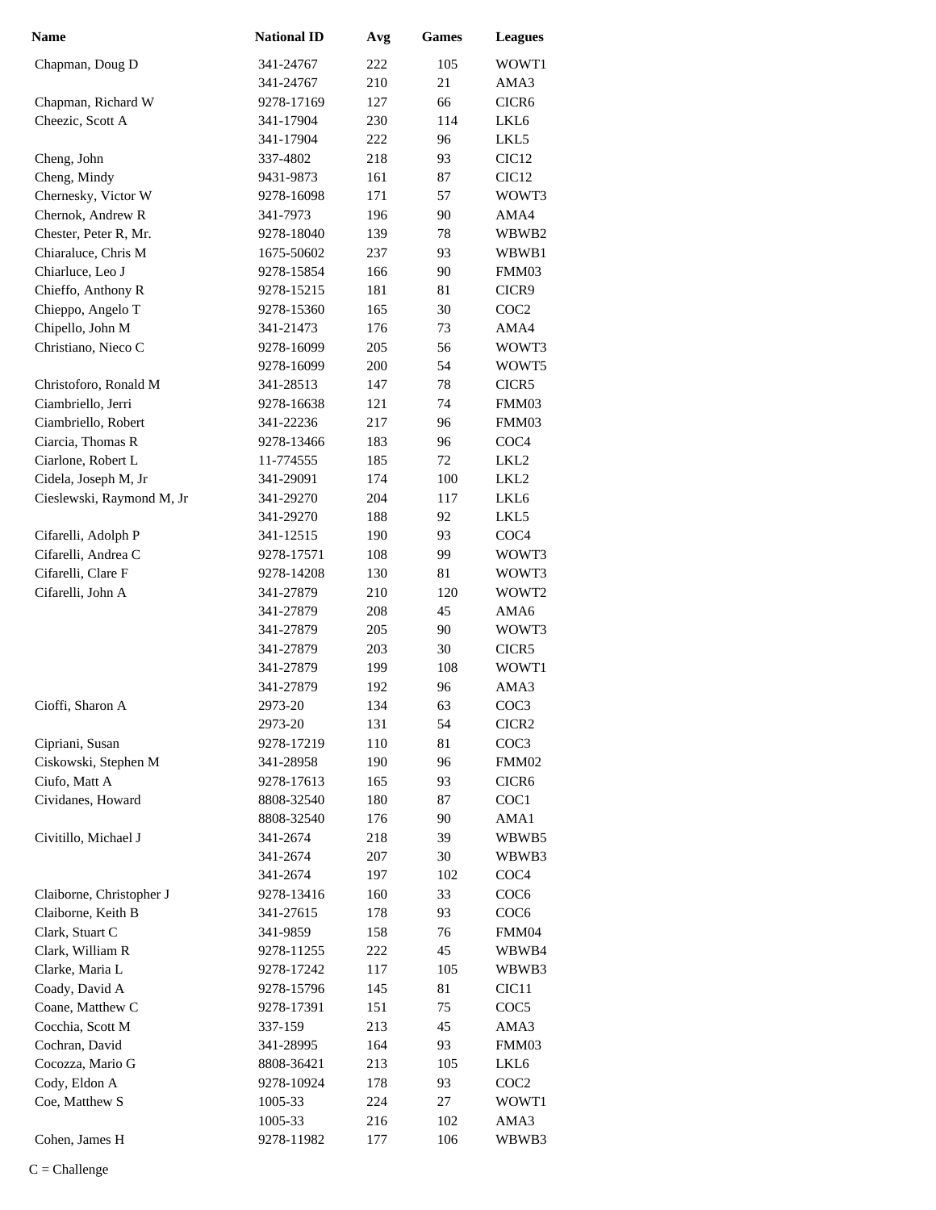| Name | National ID | Avg | Games | Leagues |
|---|---|---|---|---|
| Chapman, Doug D | 341-24767 | 222 | 105 | WOWT1 |
| | 341-24767 | 210 | 21 | AMA3 |
| Chapman, Richard W | 9278-17169 | 127 | 66 | CICR6 |
| Cheezic, Scott A | 341-17904 | 230 | 114 | LKL6 |
| | 341-17904 | 222 | 96 | LKL5 |
| Cheng, John | 337-4802 | 218 | 93 | CIC12 |
| Cheng, Mindy | 9431-9873 | 161 | 87 | CIC12 |
| Chernesky, Victor W | 9278-16098 | 171 | 57 | WOWT3 |
| Chernok, Andrew R | 341-7973 | 196 | 90 | AMA4 |
| Chester, Peter R, Mr. | 9278-18040 | 139 | 78 | WBWB2 |
| Chiaraluce, Chris M | 1675-50602 | 237 | 93 | WBWB1 |
| Chiarlluce, Leo J | 9278-15854 | 166 | 90 | FMM03 |
| Chieffo, Anthony R | 9278-15215 | 181 | 81 | CICR9 |
| Chieppo, Angelo T | 9278-15360 | 165 | 30 | COC2 |
| Chipello, John M | 341-21473 | 176 | 73 | AMA4 |
| Christiano, Nieco C | 9278-16099 | 205 | 56 | WOWT3 |
| | 9278-16099 | 200 | 54 | WOWT5 |
| Christoforo, Ronald M | 341-28513 | 147 | 78 | CICR5 |
| Ciambriello, Jerri | 9278-16638 | 121 | 74 | FMM03 |
| Ciambriello, Robert | 341-22236 | 217 | 96 | FMM03 |
| Ciarcia, Thomas R | 9278-13466 | 183 | 96 | COC4 |
| Ciarlone, Robert L | 11-774555 | 185 | 72 | LKL2 |
| Cidela, Joseph M, Jr | 341-29091 | 174 | 100 | LKL2 |
| Cieslewski, Raymond M, Jr | 341-29270 | 204 | 117 | LKL6 |
| | 341-29270 | 188 | 92 | LKL5 |
| Cifarelli, Adolph P | 341-12515 | 190 | 93 | COC4 |
| Cifarelli, Andrea C | 9278-17571 | 108 | 99 | WOWT3 |
| Cifarelli, Clare F | 9278-14208 | 130 | 81 | WOWT3 |
| Cifarelli, John A | 341-27879 | 210 | 120 | WOWT2 |
| | 341-27879 | 208 | 45 | AMA6 |
| | 341-27879 | 205 | 90 | WOWT3 |
| | 341-27879 | 203 | 30 | CICR5 |
| | 341-27879 | 199 | 108 | WOWT1 |
| | 341-27879 | 192 | 96 | AMA3 |
| Cioffi, Sharon A | 2973-20 | 134 | 63 | COC3 |
| | 2973-20 | 131 | 54 | CICR2 |
| Cipriani, Susan | 9278-17219 | 110 | 81 | COC3 |
| Ciskowski, Stephen M | 341-28958 | 190 | 96 | FMM02 |
| Ciufo, Matt A | 9278-17613 | 165 | 93 | CICR6 |
| Cividanes, Howard | 8808-32540 | 180 | 87 | COC1 |
| | 8808-32540 | 176 | 90 | AMA1 |
| Civitillo, Michael J | 341-2674 | 218 | 39 | WBWB5 |
| | 341-2674 | 207 | 30 | WBWB3 |
| | 341-2674 | 197 | 102 | COC4 |
| Claiborne, Christopher J | 9278-13416 | 160 | 33 | COC6 |
| Claiborne, Keith B | 341-27615 | 178 | 93 | COC6 |
| Clark, Stuart C | 341-9859 | 158 | 76 | FMM04 |
| Clark, William R | 9278-11255 | 222 | 45 | WBWB4 |
| Clarke, Maria L | 9278-17242 | 117 | 105 | WBWB3 |
| Coady, David A | 9278-15796 | 145 | 81 | CIC11 |
| Coane, Matthew C | 9278-17391 | 151 | 75 | COC5 |
| Cocchia, Scott M | 337-159 | 213 | 45 | AMA3 |
| Cochran, David | 341-28995 | 164 | 93 | FMM03 |
| Cocozza, Mario G | 8808-36421 | 213 | 105 | LKL6 |
| Cody, Eldon A | 9278-10924 | 178 | 93 | COC2 |
| Coe, Matthew S | 1005-33 | 224 | 27 | WOWT1 |
| | 1005-33 | 216 | 102 | AMA3 |
| Cohen, James H | 9278-11982 | 177 | 106 | WBWB3 |

C = Challenge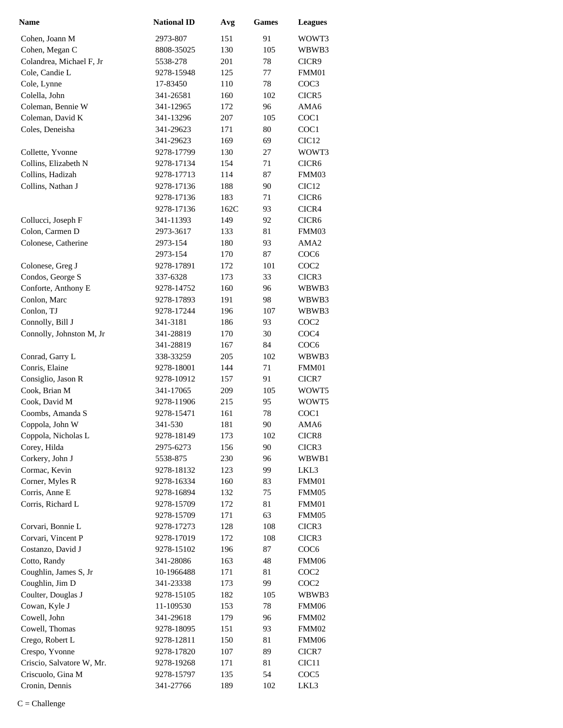| Name | National ID | Avg | Games | Leagues |
| --- | --- | --- | --- | --- |
| Cohen, Joann M | 2973-807 | 151 | 91 | WOWT3 |
| Cohen, Megan C | 8808-35025 | 130 | 105 | WBWB3 |
| Colandrea, Michael F, Jr | 5538-278 | 201 | 78 | CICR9 |
| Cole, Candie L | 9278-15948 | 125 | 77 | FMM01 |
| Cole, Lynne | 17-83450 | 110 | 78 | COC3 |
| Colella, John | 341-26581 | 160 | 102 | CICR5 |
| Coleman, Bennie W | 341-12965 | 172 | 96 | AMA6 |
| Coleman, David K | 341-13296 | 207 | 105 | COC1 |
| Coles, Deneisha | 341-29623 | 171 | 80 | COC1 |
| | 341-29623 | 169 | 69 | CIC12 |
| Collette, Yvonne | 9278-17799 | 130 | 27 | WOWT3 |
| Collins, Elizabeth N | 9278-17134 | 154 | 71 | CICR6 |
| Collins, Hadizah | 9278-17713 | 114 | 87 | FMM03 |
| Collins, Nathan J | 9278-17136 | 188 | 90 | CIC12 |
| | 9278-17136 | 183 | 71 | CICR6 |
| | 9278-17136 | 162C | 93 | CICR4 |
| Collucci, Joseph F | 341-11393 | 149 | 92 | CICR6 |
| Colon, Carmen D | 2973-3617 | 133 | 81 | FMM03 |
| Colonese, Catherine | 2973-154 | 180 | 93 | AMA2 |
| | 2973-154 | 170 | 87 | COC6 |
| Colonese, Greg J | 9278-17891 | 172 | 101 | COC2 |
| Condos, George S | 337-6328 | 173 | 33 | CICR3 |
| Conforte, Anthony E | 9278-14752 | 160 | 96 | WBWB3 |
| Conlon, Marc | 9278-17893 | 191 | 98 | WBWB3 |
| Conlon, TJ | 9278-17244 | 196 | 107 | WBWB3 |
| Connolly, Bill J | 341-3181 | 186 | 93 | COC2 |
| Connolly, Johnston M, Jr | 341-28819 | 170 | 30 | COC4 |
| | 341-28819 | 167 | 84 | COC6 |
| Conrad, Garry L | 338-33259 | 205 | 102 | WBWB3 |
| Conris, Elaine | 9278-18001 | 144 | 71 | FMM01 |
| Consiglio, Jason R | 9278-10912 | 157 | 91 | CICR7 |
| Cook, Brian M | 341-17065 | 209 | 105 | WOWT5 |
| Cook, David M | 9278-11906 | 215 | 95 | WOWT5 |
| Coombs, Amanda S | 9278-15471 | 161 | 78 | COC1 |
| Coppola, John W | 341-530 | 181 | 90 | AMA6 |
| Coppola, Nicholas L | 9278-18149 | 173 | 102 | CICR8 |
| Corey, Hilda | 2975-6273 | 156 | 90 | CICR3 |
| Corkery, John J | 5538-875 | 230 | 96 | WBWB1 |
| Cormac, Kevin | 9278-18132 | 123 | 99 | LKL3 |
| Corner, Myles R | 9278-16334 | 160 | 83 | FMM01 |
| Corris, Anne E | 9278-16894 | 132 | 75 | FMM05 |
| Corris, Richard L | 9278-15709 | 172 | 81 | FMM01 |
| | 9278-15709 | 171 | 63 | FMM05 |
| Corvari, Bonnie L | 9278-17273 | 128 | 108 | CICR3 |
| Corvari, Vincent P | 9278-17019 | 172 | 108 | CICR3 |
| Costanzo, David J | 9278-15102 | 196 | 87 | COC6 |
| Cotto, Randy | 341-28086 | 163 | 48 | FMM06 |
| Coughlin, James S, Jr | 10-1966488 | 171 | 81 | COC2 |
| Coughlin, Jim D | 341-23338 | 173 | 99 | COC2 |
| Coulter, Douglas J | 9278-15105 | 182 | 105 | WBWB3 |
| Cowan, Kyle J | 11-109530 | 153 | 78 | FMM06 |
| Cowell, John | 341-29618 | 179 | 96 | FMM02 |
| Cowell, Thomas | 9278-18095 | 151 | 93 | FMM02 |
| Crego, Robert L | 9278-12811 | 150 | 81 | FMM06 |
| Crespo, Yvonne | 9278-17820 | 107 | 89 | CICR7 |
| Criscio, Salvatore W, Mr. | 9278-19268 | 171 | 81 | CIC11 |
| Criscuolo, Gina M | 9278-15797 | 135 | 54 | COC5 |
| Cronin, Dennis | 341-27766 | 189 | 102 | LKL3 |

C = Challenge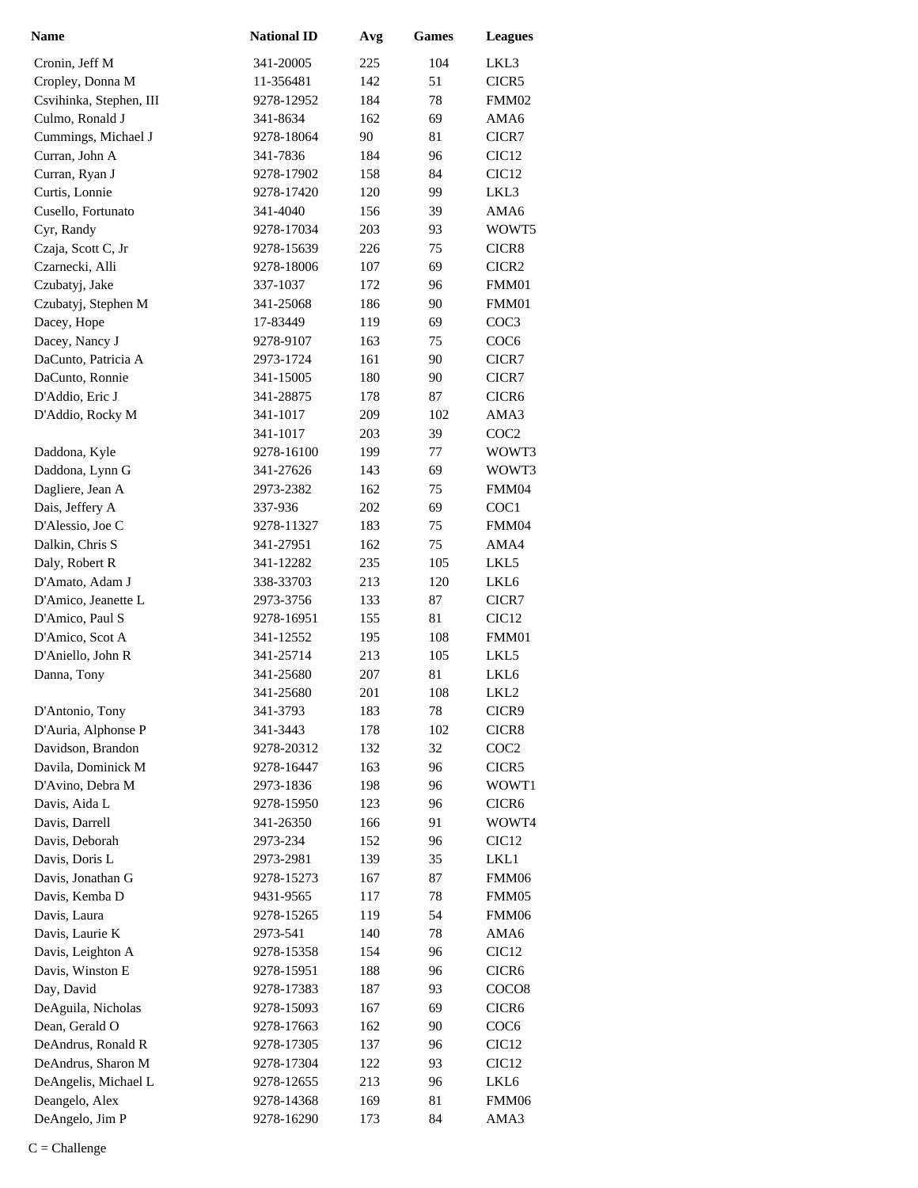| Name | National ID | Avg | Games | Leagues |
|---|---|---|---|---|
| Cronin, Jeff M | 341-20005 | 225 | 104 | LKL3 |
| Cropley, Donna M | 11-356481 | 142 | 51 | CICR5 |
| Csvihinka, Stephen, III | 9278-12952 | 184 | 78 | FMM02 |
| Culmo, Ronald J | 341-8634 | 162 | 69 | AMA6 |
| Cummings, Michael J | 9278-18064 | 90 | 81 | CICR7 |
| Curran, John A | 341-7836 | 184 | 96 | CIC12 |
| Curran, Ryan J | 9278-17902 | 158 | 84 | CIC12 |
| Curtis, Lonnie | 9278-17420 | 120 | 99 | LKL3 |
| Cusello, Fortunato | 341-4040 | 156 | 39 | AMA6 |
| Cyr, Randy | 9278-17034 | 203 | 93 | WOWT5 |
| Czaja, Scott C, Jr | 9278-15639 | 226 | 75 | CICR8 |
| Czarnecki, Alli | 9278-18006 | 107 | 69 | CICR2 |
| Czubatyj, Jake | 337-1037 | 172 | 96 | FMM01 |
| Czubatyj, Stephen M | 341-25068 | 186 | 90 | FMM01 |
| Dacey, Hope | 17-83449 | 119 | 69 | COC3 |
| Dacey, Nancy J | 9278-9107 | 163 | 75 | COC6 |
| DaCunto, Patricia A | 2973-1724 | 161 | 90 | CICR7 |
| DaCunto, Ronnie | 341-15005 | 180 | 90 | CICR7 |
| D'Addio, Eric J | 341-28875 | 178 | 87 | CICR6 |
| D'Addio, Rocky M | 341-1017 | 209 | 102 | AMA3 |
| | 341-1017 | 203 | 39 | COC2 |
| Daddona, Kyle | 9278-16100 | 199 | 77 | WOWT3 |
| Daddona, Lynn G | 341-27626 | 143 | 69 | WOWT3 |
| Dagliere, Jean A | 2973-2382 | 162 | 75 | FMM04 |
| Dais, Jeffery A | 337-936 | 202 | 69 | COC1 |
| D'Alessio, Joe C | 9278-11327 | 183 | 75 | FMM04 |
| Dalkin, Chris S | 341-27951 | 162 | 75 | AMA4 |
| Daly, Robert R | 341-12282 | 235 | 105 | LKL5 |
| D'Amato, Adam J | 338-33703 | 213 | 120 | LKL6 |
| D'Amico, Jeanette L | 2973-3756 | 133 | 87 | CICR7 |
| D'Amico, Paul S | 9278-16951 | 155 | 81 | CIC12 |
| D'Amico, Scot A | 341-12552 | 195 | 108 | FMM01 |
| D'Aniello, John R | 341-25714 | 213 | 105 | LKL5 |
| Danna, Tony | 341-25680 | 207 | 81 | LKL6 |
| | 341-25680 | 201 | 108 | LKL2 |
| D'Antonio, Tony | 341-3793 | 183 | 78 | CICR9 |
| D'Auria, Alphonse P | 341-3443 | 178 | 102 | CICR8 |
| Davidson, Brandon | 9278-20312 | 132 | 32 | COC2 |
| Davila, Dominick M | 9278-16447 | 163 | 96 | CICR5 |
| D'Avino, Debra M | 2973-1836 | 198 | 96 | WOWT1 |
| Davis, Aida L | 9278-15950 | 123 | 96 | CICR6 |
| Davis, Darrell | 341-26350 | 166 | 91 | WOWT4 |
| Davis, Deborah | 2973-234 | 152 | 96 | CIC12 |
| Davis, Doris L | 2973-2981 | 139 | 35 | LKL1 |
| Davis, Jonathan G | 9278-15273 | 167 | 87 | FMM06 |
| Davis, Kemba D | 9431-9565 | 117 | 78 | FMM05 |
| Davis, Laura | 9278-15265 | 119 | 54 | FMM06 |
| Davis, Laurie K | 2973-541 | 140 | 78 | AMA6 |
| Davis, Leighton A | 9278-15358 | 154 | 96 | CIC12 |
| Davis, Winston E | 9278-15951 | 188 | 96 | CICR6 |
| Day, David | 9278-17383 | 187 | 93 | COCO8 |
| DeAguila, Nicholas | 9278-15093 | 167 | 69 | CICR6 |
| Dean, Gerald O | 9278-17663 | 162 | 90 | COC6 |
| DeAndrus, Ronald R | 9278-17305 | 137 | 96 | CIC12 |
| DeAndrus, Sharon M | 9278-17304 | 122 | 93 | CIC12 |
| DeAngelis, Michael L | 9278-12655 | 213 | 96 | LKL6 |
| Deangelo, Alex | 9278-14368 | 169 | 81 | FMM06 |
| DeAngelo, Jim P | 9278-16290 | 173 | 84 | AMA3 |

C = Challenge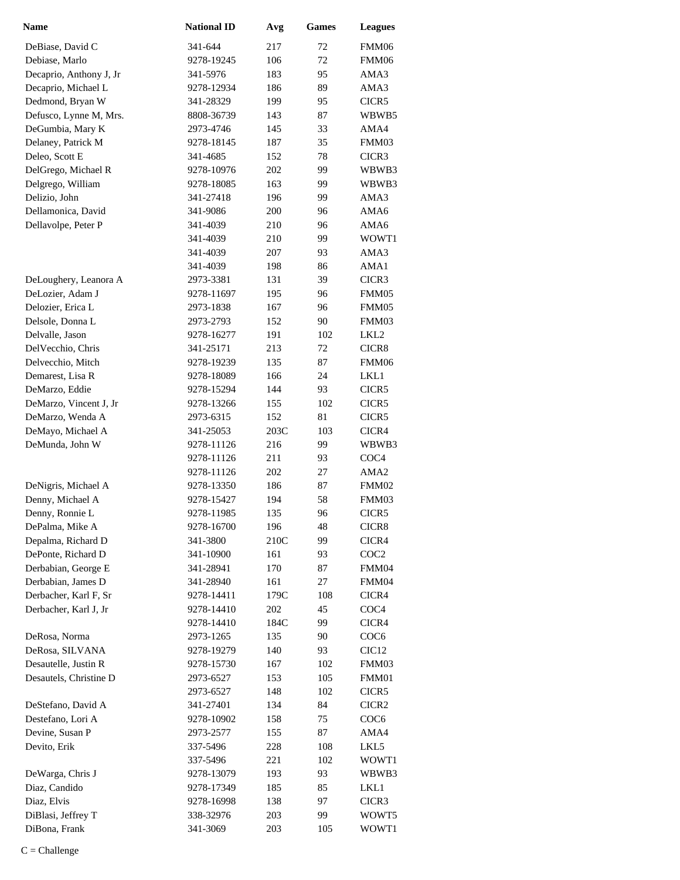| Name | National ID | Avg | Games | Leagues |
| --- | --- | --- | --- | --- |
| DeBiase, David C | 341-644 | 217 | 72 | FMM06 |
| Debiase, Marlo | 9278-19245 | 106 | 72 | FMM06 |
| Decaprio, Anthony J, Jr | 341-5976 | 183 | 95 | AMA3 |
| Decaprio, Michael L | 9278-12934 | 186 | 89 | AMA3 |
| Dedmond, Bryan W | 341-28329 | 199 | 95 | CICR5 |
| Defusco, Lynne M, Mrs. | 8808-36739 | 143 | 87 | WBWB5 |
| DeGumbia, Mary K | 2973-4746 | 145 | 33 | AMA4 |
| Delaney, Patrick M | 9278-18145 | 187 | 35 | FMM03 |
| Deleo, Scott E | 341-4685 | 152 | 78 | CICR3 |
| DelGrego, Michael R | 9278-10976 | 202 | 99 | WBWB3 |
| Delgrego, William | 9278-18085 | 163 | 99 | WBWB3 |
| Delizio, John | 341-27418 | 196 | 99 | AMA3 |
| Dellamonica, David | 341-9086 | 200 | 96 | AMA6 |
| Dellavolpe, Peter P | 341-4039 | 210 | 96 | AMA6 |
| | 341-4039 | 210 | 99 | WOWT1 |
| | 341-4039 | 207 | 93 | AMA3 |
| | 341-4039 | 198 | 86 | AMA1 |
| DeLoughery, Leanora A | 2973-3381 | 131 | 39 | CICR3 |
| DeLozier, Adam J | 9278-11697 | 195 | 96 | FMM05 |
| Delozier, Erica L | 2973-1838 | 167 | 96 | FMM05 |
| Delsole, Donna L | 2973-2793 | 152 | 90 | FMM03 |
| Delvalle, Jason | 9278-16277 | 191 | 102 | LKL2 |
| DelVecchio, Chris | 341-25171 | 213 | 72 | CICR8 |
| Delvecchio, Mitch | 9278-19239 | 135 | 87 | FMM06 |
| Demarest, Lisa R | 9278-18089 | 166 | 24 | LKL1 |
| DeMarzo, Eddie | 9278-15294 | 144 | 93 | CICR5 |
| DeMarzo, Vincent J, Jr | 9278-13266 | 155 | 102 | CICR5 |
| DeMarzo, Wenda A | 2973-6315 | 152 | 81 | CICR5 |
| DeMayo, Michael A | 341-25053 | 203C | 103 | CICR4 |
| DeMunda, John W | 9278-11126 | 216 | 99 | WBWB3 |
| | 9278-11126 | 211 | 93 | COC4 |
| | 9278-11126 | 202 | 27 | AMA2 |
| DeNigris, Michael A | 9278-13350 | 186 | 87 | FMM02 |
| Denny, Michael A | 9278-15427 | 194 | 58 | FMM03 |
| Denny, Ronnie L | 9278-11985 | 135 | 96 | CICR5 |
| DePalma, Mike A | 9278-16700 | 196 | 48 | CICR8 |
| Depalma, Richard D | 341-3800 | 210C | 99 | CICR4 |
| DePonte, Richard D | 341-10900 | 161 | 93 | COC2 |
| Derbabian, George E | 341-28941 | 170 | 87 | FMM04 |
| Derbabian, James D | 341-28940 | 161 | 27 | FMM04 |
| Derbacher, Karl F, Sr | 9278-14411 | 179C | 108 | CICR4 |
| Derbacher, Karl J, Jr | 9278-14410 | 202 | 45 | COC4 |
| | 9278-14410 | 184C | 99 | CICR4 |
| DeRosa, Norma | 2973-1265 | 135 | 90 | COC6 |
| DeRosa, SILVANA | 9278-19279 | 140 | 93 | CIC12 |
| Desautelle, Justin R | 9278-15730 | 167 | 102 | FMM03 |
| Desautels, Christine D | 2973-6527 | 153 | 105 | FMM01 |
| | 2973-6527 | 148 | 102 | CICR5 |
| DeStefano, David A | 341-27401 | 134 | 84 | CICR2 |
| Destefano, Lori A | 9278-10902 | 158 | 75 | COC6 |
| Devine, Susan P | 2973-2577 | 155 | 87 | AMA4 |
| Devito, Erik | 337-5496 | 228 | 108 | LKL5 |
| | 337-5496 | 221 | 102 | WOWT1 |
| DeWarga, Chris J | 9278-13079 | 193 | 93 | WBWB3 |
| Diaz, Candido | 9278-17349 | 185 | 85 | LKL1 |
| Diaz, Elvis | 9278-16998 | 138 | 97 | CICR3 |
| DiBlasi, Jeffrey T | 338-32976 | 203 | 99 | WOWT5 |
| DiBona, Frank | 341-3069 | 203 | 105 | WOWT1 |

C = Challenge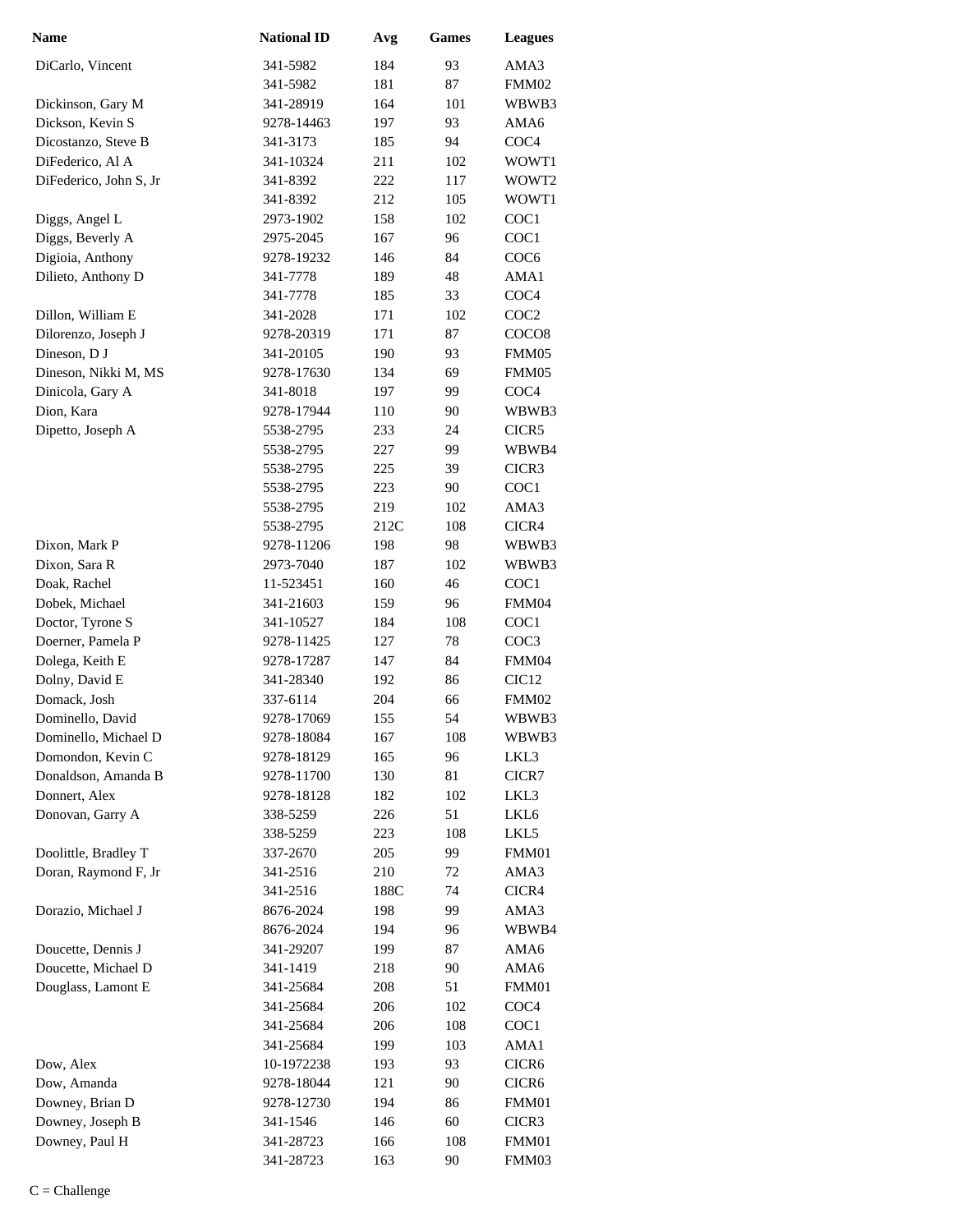| Name | National ID | Avg | Games | Leagues |
|---|---|---|---|---|
| DiCarlo, Vincent | 341-5982 | 184 | 93 | AMA3 |
| | 341-5982 | 181 | 87 | FMM02 |
| Dickinson, Gary M | 341-28919 | 164 | 101 | WBWB3 |
| Dickson, Kevin S | 9278-14463 | 197 | 93 | AMA6 |
| Dicostanzo, Steve B | 341-3173 | 185 | 94 | COC4 |
| DiFederico, Al A | 341-10324 | 211 | 102 | WOWT1 |
| DiFederico, John S, Jr | 341-8392 | 222 | 117 | WOWT2 |
| | 341-8392 | 212 | 105 | WOWT1 |
| Diggs, Angel L | 2973-1902 | 158 | 102 | COC1 |
| Diggs, Beverly A | 2975-2045 | 167 | 96 | COC1 |
| Digioia, Anthony | 9278-19232 | 146 | 84 | COC6 |
| Dilieto, Anthony D | 341-7778 | 189 | 48 | AMA1 |
| | 341-7778 | 185 | 33 | COC4 |
| Dillon, William E | 341-2028 | 171 | 102 | COC2 |
| Dilorenzo, Joseph J | 9278-20319 | 171 | 87 | COCO8 |
| Dineson, D J | 341-20105 | 190 | 93 | FMM05 |
| Dineson, Nikki M, MS | 9278-17630 | 134 | 69 | FMM05 |
| Dinicola, Gary A | 341-8018 | 197 | 99 | COC4 |
| Dion, Kara | 9278-17944 | 110 | 90 | WBWB3 |
| Dipetto, Joseph A | 5538-2795 | 233 | 24 | CICR5 |
| | 5538-2795 | 227 | 99 | WBWB4 |
| | 5538-2795 | 225 | 39 | CICR3 |
| | 5538-2795 | 223 | 90 | COC1 |
| | 5538-2795 | 219 | 102 | AMA3 |
| | 5538-2795 | 212C | 108 | CICR4 |
| Dixon, Mark P | 9278-11206 | 198 | 98 | WBWB3 |
| Dixon, Sara R | 2973-7040 | 187 | 102 | WBWB3 |
| Doak, Rachel | 11-523451 | 160 | 46 | COC1 |
| Dobek, Michael | 341-21603 | 159 | 96 | FMM04 |
| Doctor, Tyrone S | 341-10527 | 184 | 108 | COC1 |
| Doerner, Pamela P | 9278-11425 | 127 | 78 | COC3 |
| Dolega, Keith E | 9278-17287 | 147 | 84 | FMM04 |
| Dolny, David E | 341-28340 | 192 | 86 | CIC12 |
| Domack, Josh | 337-6114 | 204 | 66 | FMM02 |
| Dominello, David | 9278-17069 | 155 | 54 | WBWB3 |
| Dominello, Michael D | 9278-18084 | 167 | 108 | WBWB3 |
| Domondon, Kevin C | 9278-18129 | 165 | 96 | LKL3 |
| Donaldson, Amanda B | 9278-11700 | 130 | 81 | CICR7 |
| Donnert, Alex | 9278-18128 | 182 | 102 | LKL3 |
| Donovan, Garry A | 338-5259 | 226 | 51 | LKL6 |
| | 338-5259 | 223 | 108 | LKL5 |
| Doolittle, Bradley T | 337-2670 | 205 | 99 | FMM01 |
| Doran, Raymond F, Jr | 341-2516 | 210 | 72 | AMA3 |
| | 341-2516 | 188C | 74 | CICR4 |
| Dorazio, Michael J | 8676-2024 | 198 | 99 | AMA3 |
| | 8676-2024 | 194 | 96 | WBWB4 |
| Doucette, Dennis J | 341-29207 | 199 | 87 | AMA6 |
| Doucette, Michael D | 341-1419 | 218 | 90 | AMA6 |
| Douglass, Lamont E | 341-25684 | 208 | 51 | FMM01 |
| | 341-25684 | 206 | 102 | COC4 |
| | 341-25684 | 206 | 108 | COC1 |
| | 341-25684 | 199 | 103 | AMA1 |
| Dow, Alex | 10-1972238 | 193 | 93 | CICR6 |
| Dow, Amanda | 9278-18044 | 121 | 90 | CICR6 |
| Downey, Brian D | 9278-12730 | 194 | 86 | FMM01 |
| Downey, Joseph B | 341-1546 | 146 | 60 | CICR3 |
| Downey, Paul H | 341-28723 | 166 | 108 | FMM01 |
| | 341-28723 | 163 | 90 | FMM03 |

C = Challenge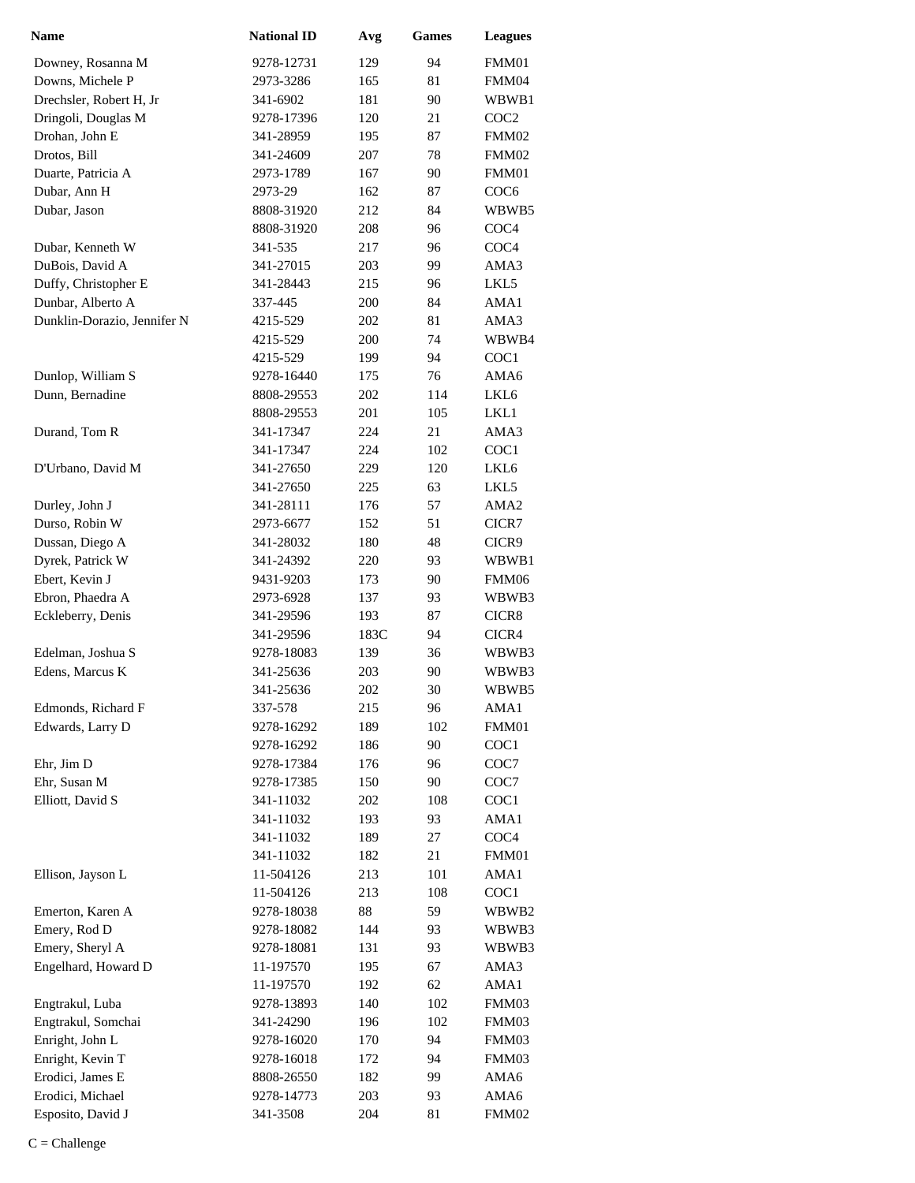| Name | National ID | Avg | Games | Leagues |
|---|---|---|---|---|
| Downey, Rosanna M | 9278-12731 | 129 | 94 | FMM01 |
| Downs, Michele P | 2973-3286 | 165 | 81 | FMM04 |
| Drechsler, Robert H, Jr | 341-6902 | 181 | 90 | WBWB1 |
| Dringoli, Douglas M | 9278-17396 | 120 | 21 | COC2 |
| Drohan, John E | 341-28959 | 195 | 87 | FMM02 |
| Drotos, Bill | 341-24609 | 207 | 78 | FMM02 |
| Duarte, Patricia A | 2973-1789 | 167 | 90 | FMM01 |
| Dubar, Ann H | 2973-29 | 162 | 87 | COC6 |
| Dubar, Jason | 8808-31920 | 212 | 84 | WBWB5 |
| | 8808-31920 | 208 | 96 | COC4 |
| Dubar, Kenneth W | 341-535 | 217 | 96 | COC4 |
| DuBois, David A | 341-27015 | 203 | 99 | AMA3 |
| Duffy, Christopher E | 341-28443 | 215 | 96 | LKL5 |
| Dunbar, Alberto A | 337-445 | 200 | 84 | AMA1 |
| Dunklin-Dorazio, Jennifer N | 4215-529 | 202 | 81 | AMA3 |
| | 4215-529 | 200 | 74 | WBWB4 |
| | 4215-529 | 199 | 94 | COC1 |
| Dunlop, William S | 9278-16440 | 175 | 76 | AMA6 |
| Dunn, Bernadine | 8808-29553 | 202 | 114 | LKL6 |
| | 8808-29553 | 201 | 105 | LKL1 |
| Durand, Tom R | 341-17347 | 224 | 21 | AMA3 |
| | 341-17347 | 224 | 102 | COC1 |
| D'Urbano, David M | 341-27650 | 229 | 120 | LKL6 |
| | 341-27650 | 225 | 63 | LKL5 |
| Durley, John J | 341-28111 | 176 | 57 | AMA2 |
| Durso, Robin W | 2973-6677 | 152 | 51 | CICR7 |
| Dussan, Diego A | 341-28032 | 180 | 48 | CICR9 |
| Dyrek, Patrick W | 341-24392 | 220 | 93 | WBWB1 |
| Ebert, Kevin J | 9431-9203 | 173 | 90 | FMM06 |
| Ebron, Phaedra A | 2973-6928 | 137 | 93 | WBWB3 |
| Eckleberry, Denis | 341-29596 | 193 | 87 | CICR8 |
| | 341-29596 | 183C | 94 | CICR4 |
| Edelman, Joshua S | 9278-18083 | 139 | 36 | WBWB3 |
| Edens, Marcus K | 341-25636 | 203 | 90 | WBWB3 |
| | 341-25636 | 202 | 30 | WBWB5 |
| Edmonds, Richard F | 337-578 | 215 | 96 | AMA1 |
| Edwards, Larry D | 9278-16292 | 189 | 102 | FMM01 |
| | 9278-16292 | 186 | 90 | COC1 |
| Ehr, Jim D | 9278-17384 | 176 | 96 | COC7 |
| Ehr, Susan M | 9278-17385 | 150 | 90 | COC7 |
| Elliott, David S | 341-11032 | 202 | 108 | COC1 |
| | 341-11032 | 193 | 93 | AMA1 |
| | 341-11032 | 189 | 27 | COC4 |
| | 341-11032 | 182 | 21 | FMM01 |
| Ellison, Jayson L | 11-504126 | 213 | 101 | AMA1 |
| | 11-504126 | 213 | 108 | COC1 |
| Emerton, Karen A | 9278-18038 | 88 | 59 | WBWB2 |
| Emery, Rod D | 9278-18082 | 144 | 93 | WBWB3 |
| Emery, Sheryl A | 9278-18081 | 131 | 93 | WBWB3 |
| Engelhard, Howard D | 11-197570 | 195 | 67 | AMA3 |
| | 11-197570 | 192 | 62 | AMA1 |
| Engtrakul, Luba | 9278-13893 | 140 | 102 | FMM03 |
| Engtrakul, Somchai | 341-24290 | 196 | 102 | FMM03 |
| Enright, John L | 9278-16020 | 170 | 94 | FMM03 |
| Enright, Kevin T | 9278-16018 | 172 | 94 | FMM03 |
| Erodici, James E | 8808-26550 | 182 | 99 | AMA6 |
| Erodici, Michael | 9278-14773 | 203 | 93 | AMA6 |
| Esposito, David J | 341-3508 | 204 | 81 | FMM02 |

C = Challenge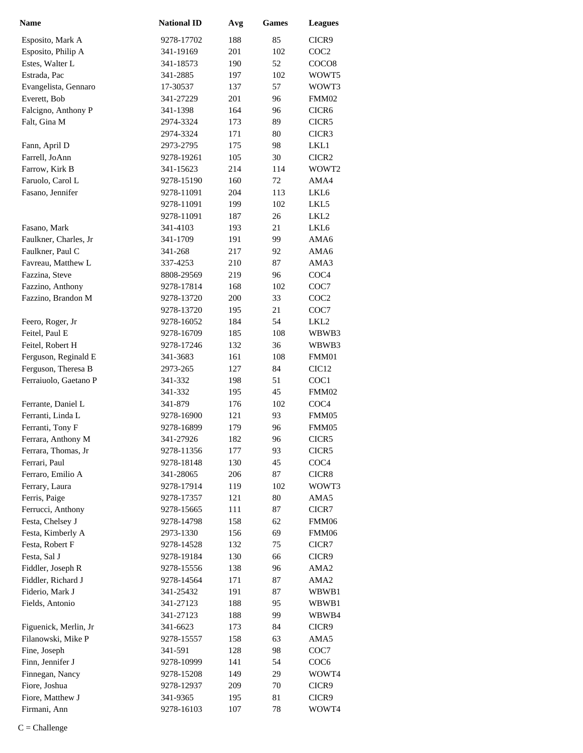| Name | National ID | Avg | Games | Leagues |
|---|---|---|---|---|
| Esposito, Mark A | 9278-17702 | 188 | 85 | CICR9 |
| Esposito, Philip A | 341-19169 | 201 | 102 | COC2 |
| Estes, Walter L | 341-18573 | 190 | 52 | COCO8 |
| Estrada, Pac | 341-2885 | 197 | 102 | WOWT5 |
| Evangelista, Gennaro | 17-30537 | 137 | 57 | WOWT3 |
| Everett, Bob | 341-27229 | 201 | 96 | FMM02 |
| Falcigno, Anthony P | 341-1398 | 164 | 96 | CICR6 |
| Falt, Gina M | 2974-3324 | 173 | 89 | CICR5 |
| | 2974-3324 | 171 | 80 | CICR3 |
| Fann, April D | 2973-2795 | 175 | 98 | LKL1 |
| Farrell, JoAnn | 9278-19261 | 105 | 30 | CICR2 |
| Farrow, Kirk B | 341-15623 | 214 | 114 | WOWT2 |
| Faruolo, Carol L | 9278-15190 | 160 | 72 | AMA4 |
| Fasano, Jennifer | 9278-11091 | 204 | 113 | LKL6 |
| | 9278-11091 | 199 | 102 | LKL5 |
| | 9278-11091 | 187 | 26 | LKL2 |
| Fasano, Mark | 341-4103 | 193 | 21 | LKL6 |
| Faulkner, Charles, Jr | 341-1709 | 191 | 99 | AMA6 |
| Faulkner, Paul C | 341-268 | 217 | 92 | AMA6 |
| Favreau, Matthew L | 337-4253 | 210 | 87 | AMA3 |
| Fazzina, Steve | 8808-29569 | 219 | 96 | COC4 |
| Fazzino, Anthony | 9278-17814 | 168 | 102 | COC7 |
| Fazzino, Brandon M | 9278-13720 | 200 | 33 | COC2 |
| | 9278-13720 | 195 | 21 | COC7 |
| Feero, Roger, Jr | 9278-16052 | 184 | 54 | LKL2 |
| Feitel, Paul E | 9278-16709 | 185 | 108 | WBWB3 |
| Feitel, Robert H | 9278-17246 | 132 | 36 | WBWB3 |
| Ferguson, Reginald E | 341-3683 | 161 | 108 | FMM01 |
| Ferguson, Theresa B | 2973-265 | 127 | 84 | CIC12 |
| Ferraiuolo, Gaetano P | 341-332 | 198 | 51 | COC1 |
| | 341-332 | 195 | 45 | FMM02 |
| Ferrante, Daniel L | 341-879 | 176 | 102 | COC4 |
| Ferranti, Linda L | 9278-16900 | 121 | 93 | FMM05 |
| Ferranti, Tony F | 9278-16899 | 179 | 96 | FMM05 |
| Ferrara, Anthony M | 341-27926 | 182 | 96 | CICR5 |
| Ferrara, Thomas, Jr | 9278-11356 | 177 | 93 | CICR5 |
| Ferrari, Paul | 9278-18148 | 130 | 45 | COC4 |
| Ferraro, Emilio A | 341-28065 | 206 | 87 | CICR8 |
| Ferrary, Laura | 9278-17914 | 119 | 102 | WOWT3 |
| Ferris, Paige | 9278-17357 | 121 | 80 | AMA5 |
| Ferrucci, Anthony | 9278-15665 | 111 | 87 | CICR7 |
| Festa, Chelsey J | 9278-14798 | 158 | 62 | FMM06 |
| Festa, Kimberly A | 2973-1330 | 156 | 69 | FMM06 |
| Festa, Robert F | 9278-14528 | 132 | 75 | CICR7 |
| Festa, Sal J | 9278-19184 | 130 | 66 | CICR9 |
| Fiddler, Joseph R | 9278-15556 | 138 | 96 | AMA2 |
| Fiddler, Richard J | 9278-14564 | 171 | 87 | AMA2 |
| Fiderio, Mark J | 341-25432 | 191 | 87 | WBWB1 |
| Fields, Antonio | 341-27123 | 188 | 95 | WBWB1 |
| | 341-27123 | 188 | 99 | WBWB4 |
| Figuenick, Merlin, Jr | 341-6623 | 173 | 84 | CICR9 |
| Filanowski, Mike P | 9278-15557 | 158 | 63 | AMA5 |
| Fine, Joseph | 341-591 | 128 | 98 | COC7 |
| Finn, Jennifer J | 9278-10999 | 141 | 54 | COC6 |
| Finnegan, Nancy | 9278-15208 | 149 | 29 | WOWT4 |
| Fiore, Joshua | 9278-12937 | 209 | 70 | CICR9 |
| Fiore, Matthew J | 341-9365 | 195 | 81 | CICR9 |
| Firmani, Ann | 9278-16103 | 107 | 78 | WOWT4 |

C = Challenge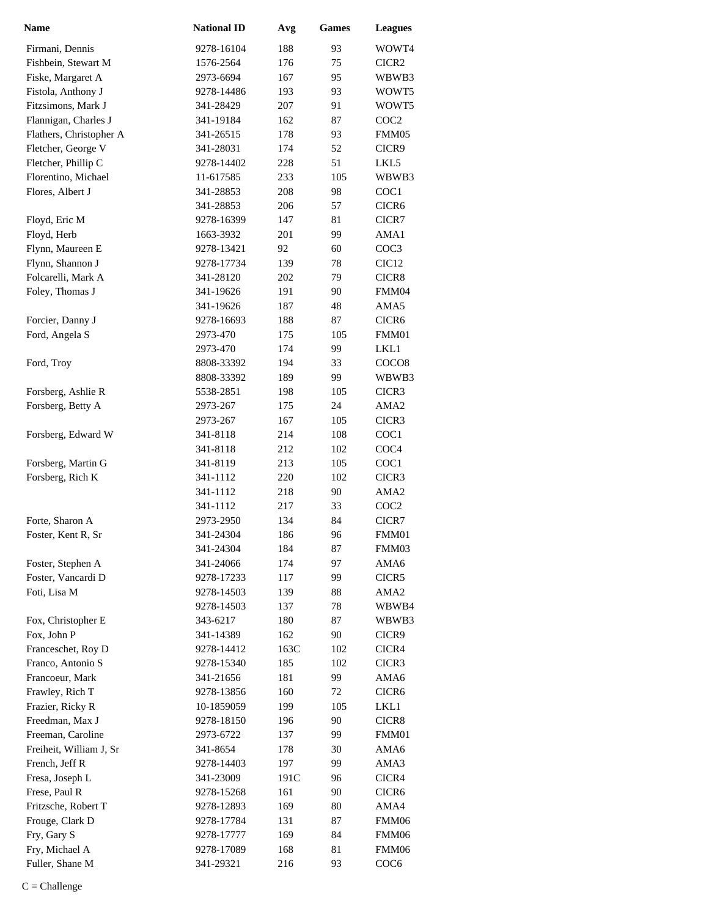| Name | National ID | Avg | Games | Leagues |
| --- | --- | --- | --- | --- |
| Firmani, Dennis | 9278-16104 | 188 | 93 | WOWT4 |
| Fishbein, Stewart M | 1576-2564 | 176 | 75 | CICR2 |
| Fiske, Margaret A | 2973-6694 | 167 | 95 | WBWB3 |
| Fistola, Anthony J | 9278-14486 | 193 | 93 | WOWT5 |
| Fitzsimons, Mark J | 341-28429 | 207 | 91 | WOWT5 |
| Flannigan, Charles J | 341-19184 | 162 | 87 | COC2 |
| Flathers, Christopher A | 341-26515 | 178 | 93 | FMM05 |
| Fletcher, George V | 341-28031 | 174 | 52 | CICR9 |
| Fletcher, Phillip C | 9278-14402 | 228 | 51 | LKL5 |
| Florentino, Michael | 11-617585 | 233 | 105 | WBWB3 |
| Flores, Albert J | 341-28853 | 208 | 98 | COC1 |
| | 341-28853 | 206 | 57 | CICR6 |
| Floyd, Eric M | 9278-16399 | 147 | 81 | CICR7 |
| Floyd, Herb | 1663-3932 | 201 | 99 | AMA1 |
| Flynn, Maureen E | 9278-13421 | 92 | 60 | COC3 |
| Flynn, Shannon J | 9278-17734 | 139 | 78 | CIC12 |
| Folcarelli, Mark A | 341-28120 | 202 | 79 | CICR8 |
| Foley, Thomas J | 341-19626 | 191 | 90 | FMM04 |
| | 341-19626 | 187 | 48 | AMA5 |
| Forcier, Danny J | 9278-16693 | 188 | 87 | CICR6 |
| Ford, Angela S | 2973-470 | 175 | 105 | FMM01 |
| | 2973-470 | 174 | 99 | LKL1 |
| Ford, Troy | 8808-33392 | 194 | 33 | COCO8 |
| | 8808-33392 | 189 | 99 | WBWB3 |
| Forsberg, Ashlie R | 5538-2851 | 198 | 105 | CICR3 |
| Forsberg, Betty A | 2973-267 | 175 | 24 | AMA2 |
| | 2973-267 | 167 | 105 | CICR3 |
| Forsberg, Edward W | 341-8118 | 214 | 108 | COC1 |
| | 341-8118 | 212 | 102 | COC4 |
| Forsberg, Martin G | 341-8119 | 213 | 105 | COC1 |
| Forsberg, Rich K | 341-1112 | 220 | 102 | CICR3 |
| | 341-1112 | 218 | 90 | AMA2 |
| | 341-1112 | 217 | 33 | COC2 |
| Forte, Sharon A | 2973-2950 | 134 | 84 | CICR7 |
| Foster, Kent R, Sr | 341-24304 | 186 | 96 | FMM01 |
| | 341-24304 | 184 | 87 | FMM03 |
| Foster, Stephen A | 341-24066 | 174 | 97 | AMA6 |
| Foster, Vancardi D | 9278-17233 | 117 | 99 | CICR5 |
| Foti, Lisa M | 9278-14503 | 139 | 88 | AMA2 |
| | 9278-14503 | 137 | 78 | WBWB4 |
| Fox, Christopher E | 343-6217 | 180 | 87 | WBWB3 |
| Fox, John P | 341-14389 | 162 | 90 | CICR9 |
| Franceschet, Roy D | 9278-14412 | 163C | 102 | CICR4 |
| Franco, Antonio S | 9278-15340 | 185 | 102 | CICR3 |
| Francoeur, Mark | 341-21656 | 181 | 99 | AMA6 |
| Frawley, Rich T | 9278-13856 | 160 | 72 | CICR6 |
| Frazier, Ricky R | 10-1859059 | 199 | 105 | LKL1 |
| Freedman, Max J | 9278-18150 | 196 | 90 | CICR8 |
| Freeman, Caroline | 2973-6722 | 137 | 99 | FMM01 |
| Freiheit, William J, Sr | 341-8654 | 178 | 30 | AMA6 |
| French, Jeff R | 9278-14403 | 197 | 99 | AMA3 |
| Fresa, Joseph L | 341-23009 | 191C | 96 | CICR4 |
| Frese, Paul R | 9278-15268 | 161 | 90 | CICR6 |
| Fritzsche, Robert T | 9278-12893 | 169 | 80 | AMA4 |
| Frouge, Clark D | 9278-17784 | 131 | 87 | FMM06 |
| Fry, Gary S | 9278-17777 | 169 | 84 | FMM06 |
| Fry, Michael A | 9278-17089 | 168 | 81 | FMM06 |
| Fuller, Shane M | 341-29321 | 216 | 93 | COC6 |

C = Challenge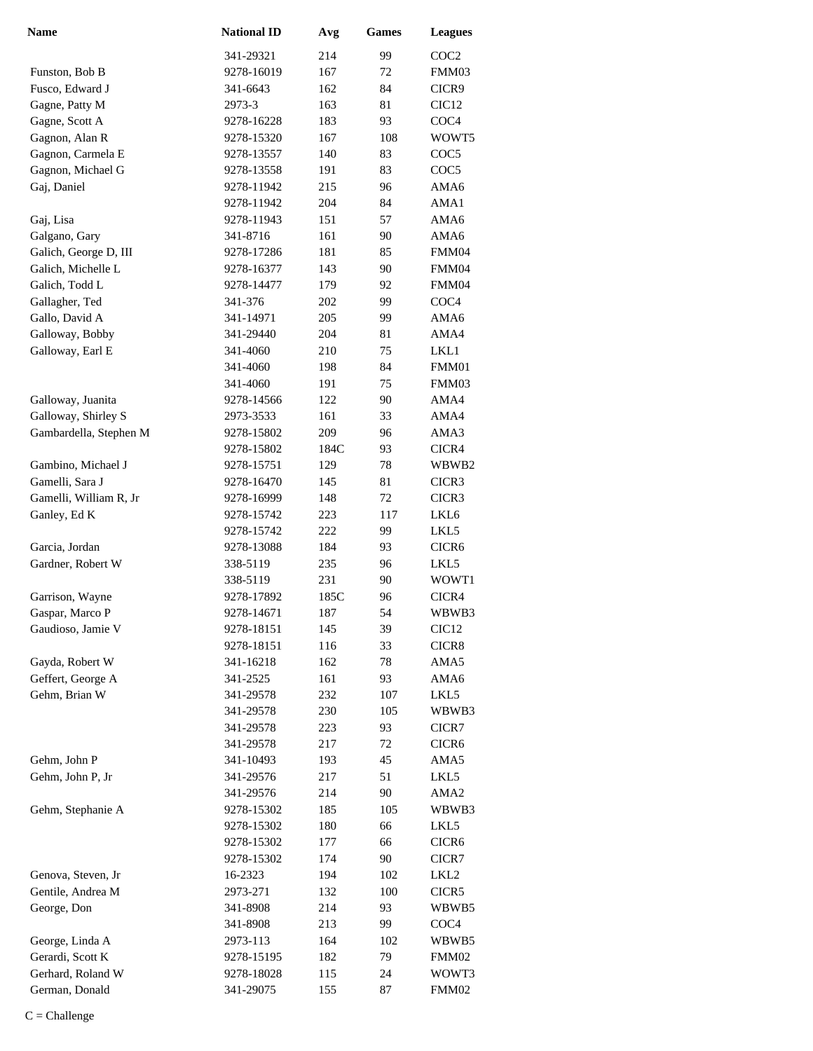| Name | National ID | Avg | Games | Leagues |
|---|---|---|---|---|
| | 341-29321 | 214 | 99 | COC2 |
| Funston, Bob B | 9278-16019 | 167 | 72 | FMM03 |
| Fusco, Edward J | 341-6643 | 162 | 84 | CICR9 |
| Gagne, Patty M | 2973-3 | 163 | 81 | CIC12 |
| Gagne, Scott A | 9278-16228 | 183 | 93 | COC4 |
| Gagnon, Alan R | 9278-15320 | 167 | 108 | WOWT5 |
| Gagnon, Carmela E | 9278-13557 | 140 | 83 | COC5 |
| Gagnon, Michael G | 9278-13558 | 191 | 83 | COC5 |
| Gaj, Daniel | 9278-11942 | 215 | 96 | AMA6 |
| | 9278-11942 | 204 | 84 | AMA1 |
| Gaj, Lisa | 9278-11943 | 151 | 57 | AMA6 |
| Galgano, Gary | 341-8716 | 161 | 90 | AMA6 |
| Galich, George D, III | 9278-17286 | 181 | 85 | FMM04 |
| Galich, Michelle L | 9278-16377 | 143 | 90 | FMM04 |
| Galich, Todd L | 9278-14477 | 179 | 92 | FMM04 |
| Gallagher, Ted | 341-376 | 202 | 99 | COC4 |
| Gallo, David A | 341-14971 | 205 | 99 | AMA6 |
| Galloway, Bobby | 341-29440 | 204 | 81 | AMA4 |
| Galloway, Earl E | 341-4060 | 210 | 75 | LKL1 |
| | 341-4060 | 198 | 84 | FMM01 |
| | 341-4060 | 191 | 75 | FMM03 |
| Galloway, Juanita | 9278-14566 | 122 | 90 | AMA4 |
| Galloway, Shirley S | 2973-3533 | 161 | 33 | AMA4 |
| Gambardella, Stephen M | 9278-15802 | 209 | 96 | AMA3 |
| | 9278-15802 | 184C | 93 | CICR4 |
| Gambino, Michael J | 9278-15751 | 129 | 78 | WBWB2 |
| Gamelli, Sara J | 9278-16470 | 145 | 81 | CICR3 |
| Gamelli, William R, Jr | 9278-16999 | 148 | 72 | CICR3 |
| Ganley, Ed K | 9278-15742 | 223 | 117 | LKL6 |
| | 9278-15742 | 222 | 99 | LKL5 |
| Garcia, Jordan | 9278-13088 | 184 | 93 | CICR6 |
| Gardner, Robert W | 338-5119 | 235 | 96 | LKL5 |
| | 338-5119 | 231 | 90 | WOWT1 |
| Garrison, Wayne | 9278-17892 | 185C | 96 | CICR4 |
| Gaspar, Marco P | 9278-14671 | 187 | 54 | WBWB3 |
| Gaudioso, Jamie V | 9278-18151 | 145 | 39 | CIC12 |
| | 9278-18151 | 116 | 33 | CICR8 |
| Gayda, Robert W | 341-16218 | 162 | 78 | AMA5 |
| Geffert, George A | 341-2525 | 161 | 93 | AMA6 |
| Gehm, Brian W | 341-29578 | 232 | 107 | LKL5 |
| | 341-29578 | 230 | 105 | WBWB3 |
| | 341-29578 | 223 | 93 | CICR7 |
| | 341-29578 | 217 | 72 | CICR6 |
| Gehm, John P | 341-10493 | 193 | 45 | AMA5 |
| Gehm, John P, Jr | 341-29576 | 217 | 51 | LKL5 |
| | 341-29576 | 214 | 90 | AMA2 |
| Gehm, Stephanie A | 9278-15302 | 185 | 105 | WBWB3 |
| | 9278-15302 | 180 | 66 | LKL5 |
| | 9278-15302 | 177 | 66 | CICR6 |
| | 9278-15302 | 174 | 90 | CICR7 |
| Genova, Steven, Jr | 16-2323 | 194 | 102 | LKL2 |
| Gentile, Andrea M | 2973-271 | 132 | 100 | CICR5 |
| George, Don | 341-8908 | 214 | 93 | WBWB5 |
| | 341-8908 | 213 | 99 | COC4 |
| George, Linda A | 2973-113 | 164 | 102 | WBWB5 |
| Gerardi, Scott K | 9278-15195 | 182 | 79 | FMM02 |
| Gerhard, Roland W | 9278-18028 | 115 | 24 | WOWT3 |
| German, Donald | 341-29075 | 155 | 87 | FMM02 |

C = Challenge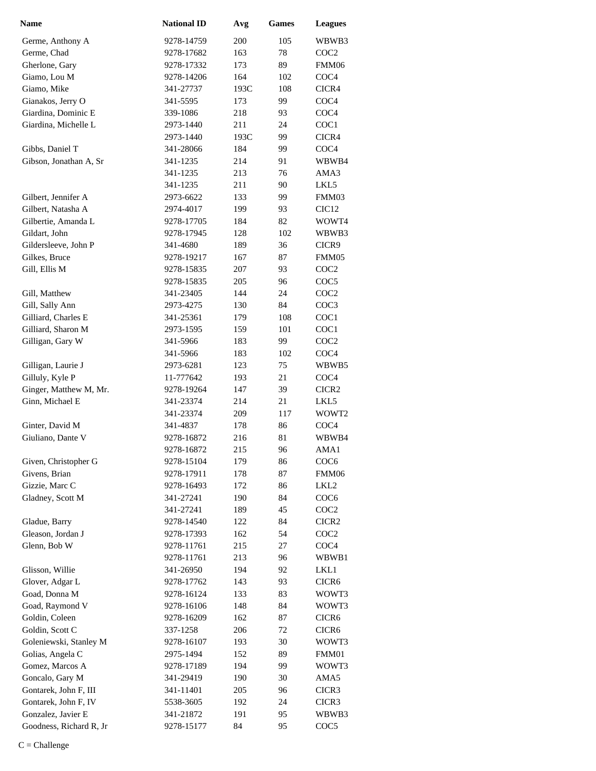| Name | National ID | Avg | Games | Leagues |
|---|---|---|---|---|
| Germe, Anthony A | 9278-14759 | 200 | 105 | WBWB3 |
| Germe, Chad | 9278-17682 | 163 | 78 | COC2 |
| Gherlone, Gary | 9278-17332 | 173 | 89 | FMM06 |
| Giamo, Lou M | 9278-14206 | 164 | 102 | COC4 |
| Giamo, Mike | 341-27737 | 193C | 108 | CICR4 |
| Gianakos, Jerry O | 341-5595 | 173 | 99 | COC4 |
| Giardina, Dominic E | 339-1086 | 218 | 93 | COC4 |
| Giardina, Michelle L | 2973-1440 | 211 | 24 | COC1 |
| | 2973-1440 | 193C | 99 | CICR4 |
| Gibbs, Daniel T | 341-28066 | 184 | 99 | COC4 |
| Gibson, Jonathan A, Sr | 341-1235 | 214 | 91 | WBWB4 |
| | 341-1235 | 213 | 76 | AMA3 |
| | 341-1235 | 211 | 90 | LKL5 |
| Gilbert, Jennifer A | 2973-6622 | 133 | 99 | FMM03 |
| Gilbert, Natasha A | 2974-4017 | 199 | 93 | CIC12 |
| Gilbertie, Amanda L | 9278-17705 | 184 | 82 | WOWT4 |
| Gildart, John | 9278-17945 | 128 | 102 | WBWB3 |
| Gildersleeve, John P | 341-4680 | 189 | 36 | CICR9 |
| Gilkes, Bruce | 9278-19217 | 167 | 87 | FMM05 |
| Gill, Ellis M | 9278-15835 | 207 | 93 | COC2 |
| | 9278-15835 | 205 | 96 | COC5 |
| Gill, Matthew | 341-23405 | 144 | 24 | COC2 |
| Gill, Sally Ann | 2973-4275 | 130 | 84 | COC3 |
| Gilliard, Charles E | 341-25361 | 179 | 108 | COC1 |
| Gilliard, Sharon M | 2973-1595 | 159 | 101 | COC1 |
| Gilligan, Gary W | 341-5966 | 183 | 99 | COC2 |
| | 341-5966 | 183 | 102 | COC4 |
| Gilligan, Laurie J | 2973-6281 | 123 | 75 | WBWB5 |
| Gilluly, Kyle P | 11-777642 | 193 | 21 | COC4 |
| Ginger, Matthew M, Mr. | 9278-19264 | 147 | 39 | CICR2 |
| Ginn, Michael E | 341-23374 | 214 | 21 | LKL5 |
| | 341-23374 | 209 | 117 | WOWT2 |
| Ginter, David M | 341-4837 | 178 | 86 | COC4 |
| Giuliano, Dante V | 9278-16872 | 216 | 81 | WBWB4 |
| | 9278-16872 | 215 | 96 | AMA1 |
| Given, Christopher G | 9278-15104 | 179 | 86 | COC6 |
| Givens, Brian | 9278-17911 | 178 | 87 | FMM06 |
| Gizzie, Marc C | 9278-16493 | 172 | 86 | LKL2 |
| Gladney, Scott M | 341-27241 | 190 | 84 | COC6 |
| | 341-27241 | 189 | 45 | COC2 |
| Gladue, Barry | 9278-14540 | 122 | 84 | CICR2 |
| Gleason, Jordan J | 9278-17393 | 162 | 54 | COC2 |
| Glenn, Bob W | 9278-11761 | 215 | 27 | COC4 |
| | 9278-11761 | 213 | 96 | WBWB1 |
| Glisson, Willie | 341-26950 | 194 | 92 | LKL1 |
| Glover, Adgar L | 9278-17762 | 143 | 93 | CICR6 |
| Goad, Donna M | 9278-16124 | 133 | 83 | WOWT3 |
| Goad, Raymond V | 9278-16106 | 148 | 84 | WOWT3 |
| Goldin, Coleen | 9278-16209 | 162 | 87 | CICR6 |
| Goldin, Scott C | 337-1258 | 206 | 72 | CICR6 |
| Goleniewski, Stanley M | 9278-16107 | 193 | 30 | WOWT3 |
| Golias, Angela C | 2975-1494 | 152 | 89 | FMM01 |
| Gomez, Marcos A | 9278-17189 | 194 | 99 | WOWT3 |
| Goncalo, Gary M | 341-29419 | 190 | 30 | AMA5 |
| Gontarek, John F, III | 341-11401 | 205 | 96 | CICR3 |
| Gontarek, John F, IV | 5538-3605 | 192 | 24 | CICR3 |
| Gonzalez, Javier E | 341-21872 | 191 | 95 | WBWB3 |
| Goodness, Richard R, Jr | 9278-15177 | 84 | 95 | COC5 |

C = Challenge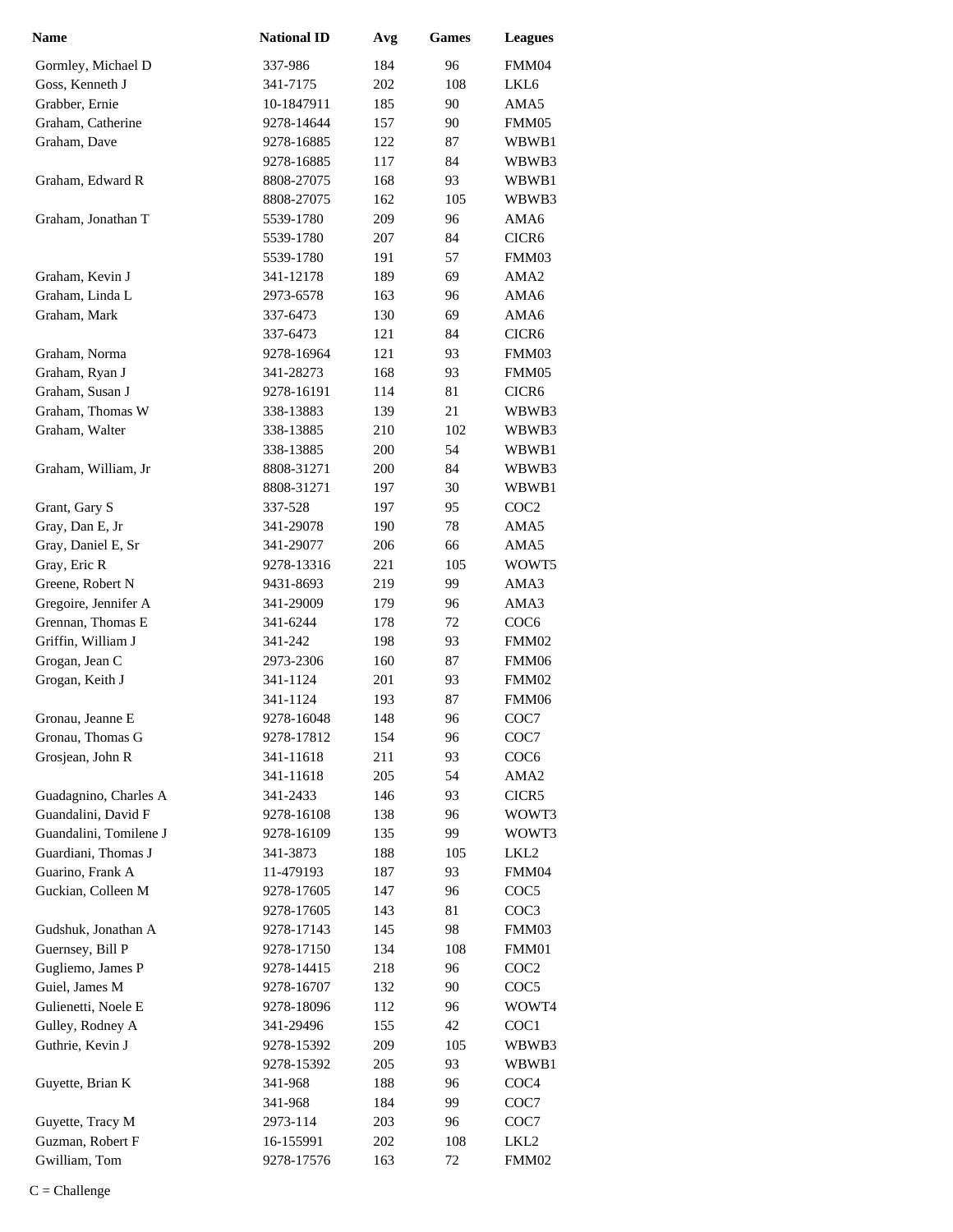| Name | National ID | Avg | Games | Leagues |
|---|---|---|---|---|
| Gormley, Michael D | 337-986 | 184 | 96 | FMM04 |
| Goss, Kenneth J | 341-7175 | 202 | 108 | LKL6 |
| Grabber, Ernie | 10-1847911 | 185 | 90 | AMA5 |
| Graham, Catherine | 9278-14644 | 157 | 90 | FMM05 |
| Graham, Dave | 9278-16885 | 122 | 87 | WBWB1 |
| | 9278-16885 | 117 | 84 | WBWB3 |
| Graham, Edward R | 8808-27075 | 168 | 93 | WBWB1 |
| | 8808-27075 | 162 | 105 | WBWB3 |
| Graham, Jonathan T | 5539-1780 | 209 | 96 | AMA6 |
| | 5539-1780 | 207 | 84 | CICR6 |
| | 5539-1780 | 191 | 57 | FMM03 |
| Graham, Kevin J | 341-12178 | 189 | 69 | AMA2 |
| Graham, Linda L | 2973-6578 | 163 | 96 | AMA6 |
| Graham, Mark | 337-6473 | 130 | 69 | AMA6 |
| | 337-6473 | 121 | 84 | CICR6 |
| Graham, Norma | 9278-16964 | 121 | 93 | FMM03 |
| Graham, Ryan J | 341-28273 | 168 | 93 | FMM05 |
| Graham, Susan J | 9278-16191 | 114 | 81 | CICR6 |
| Graham, Thomas W | 338-13883 | 139 | 21 | WBWB3 |
| Graham, Walter | 338-13885 | 210 | 102 | WBWB3 |
| | 338-13885 | 200 | 54 | WBWB1 |
| Graham, William, Jr | 8808-31271 | 200 | 84 | WBWB3 |
| | 8808-31271 | 197 | 30 | WBWB1 |
| Grant, Gary S | 337-528 | 197 | 95 | COC2 |
| Gray, Dan E, Jr | 341-29078 | 190 | 78 | AMA5 |
| Gray, Daniel E, Sr | 341-29077 | 206 | 66 | AMA5 |
| Gray, Eric R | 9278-13316 | 221 | 105 | WOWT5 |
| Greene, Robert N | 9431-8693 | 219 | 99 | AMA3 |
| Gregoire, Jennifer A | 341-29009 | 179 | 96 | AMA3 |
| Grennan, Thomas E | 341-6244 | 178 | 72 | COC6 |
| Griffin, William J | 341-242 | 198 | 93 | FMM02 |
| Grogan, Jean C | 2973-2306 | 160 | 87 | FMM06 |
| Grogan, Keith J | 341-1124 | 201 | 93 | FMM02 |
| | 341-1124 | 193 | 87 | FMM06 |
| Gronau, Jeanne E | 9278-16048 | 148 | 96 | COC7 |
| Gronau, Thomas G | 9278-17812 | 154 | 96 | COC7 |
| Grosjean, John R | 341-11618 | 211 | 93 | COC6 |
| | 341-11618 | 205 | 54 | AMA2 |
| Guadagnino, Charles A | 341-2433 | 146 | 93 | CICR5 |
| Guandalini, David F | 9278-16108 | 138 | 96 | WOWT3 |
| Guandalini, Tomilene J | 9278-16109 | 135 | 99 | WOWT3 |
| Guardiani, Thomas J | 341-3873 | 188 | 105 | LKL2 |
| Guarino, Frank A | 11-479193 | 187 | 93 | FMM04 |
| Guckian, Colleen M | 9278-17605 | 147 | 96 | COC5 |
| | 9278-17605 | 143 | 81 | COC3 |
| Gudshuk, Jonathan A | 9278-17143 | 145 | 98 | FMM03 |
| Guernsey, Bill P | 9278-17150 | 134 | 108 | FMM01 |
| Gugliemo, James P | 9278-14415 | 218 | 96 | COC2 |
| Guiel, James M | 9278-16707 | 132 | 90 | COC5 |
| Gulienetti, Noele E | 9278-18096 | 112 | 96 | WOWT4 |
| Gulley, Rodney A | 341-29496 | 155 | 42 | COC1 |
| Guthrie, Kevin J | 9278-15392 | 209 | 105 | WBWB3 |
| | 9278-15392 | 205 | 93 | WBWB1 |
| Guyette, Brian K | 341-968 | 188 | 96 | COC4 |
| | 341-968 | 184 | 99 | COC7 |
| Guyette, Tracy M | 2973-114 | 203 | 96 | COC7 |
| Guzman, Robert F | 16-155991 | 202 | 108 | LKL2 |
| Gwilliam, Tom | 9278-17576 | 163 | 72 | FMM02 |

C = Challenge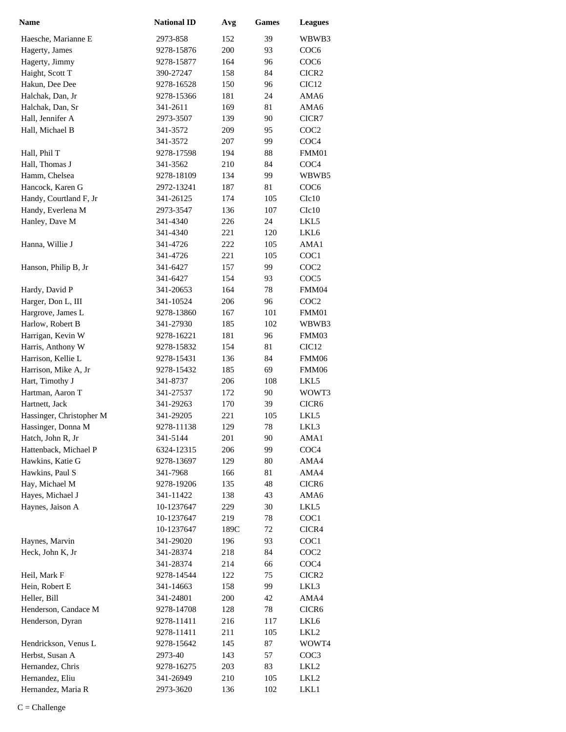| Name | National ID | Avg | Games | Leagues |
|---|---|---|---|---|
| Haesche, Marianne E | 2973-858 | 152 | 39 | WBWB3 |
| Hagerty, James | 9278-15876 | 200 | 93 | COC6 |
| Hagerty, Jimmy | 9278-15877 | 164 | 96 | COC6 |
| Haight, Scott T | 390-27247 | 158 | 84 | CICR2 |
| Hakun, Dee Dee | 9278-16528 | 150 | 96 | CIC12 |
| Halchak, Dan, Jr | 9278-15366 | 181 | 24 | AMA6 |
| Halchak, Dan, Sr | 341-2611 | 169 | 81 | AMA6 |
| Hall, Jennifer A | 2973-3507 | 139 | 90 | CICR7 |
| Hall, Michael B | 341-3572 | 209 | 95 | COC2 |
| | 341-3572 | 207 | 99 | COC4 |
| Hall, Phil T | 9278-17598 | 194 | 88 | FMM01 |
| Hall, Thomas J | 341-3562 | 210 | 84 | COC4 |
| Hamm, Chelsea | 9278-18109 | 134 | 99 | WBWB5 |
| Hancock, Karen G | 2972-13241 | 187 | 81 | COC6 |
| Handy, Courtland F, Jr | 341-26125 | 174 | 105 | CIc10 |
| Handy, Everlena M | 2973-3547 | 136 | 107 | CIc10 |
| Hanley, Dave M | 341-4340 | 226 | 24 | LKL5 |
| | 341-4340 | 221 | 120 | LKL6 |
| Hanna, Willie J | 341-4726 | 222 | 105 | AMA1 |
| | 341-4726 | 221 | 105 | COC1 |
| Hanson, Philip B, Jr | 341-6427 | 157 | 99 | COC2 |
| | 341-6427 | 154 | 93 | COC5 |
| Hardy, David P | 341-20653 | 164 | 78 | FMM04 |
| Harger, Don L, III | 341-10524 | 206 | 96 | COC2 |
| Hargrove, James L | 9278-13860 | 167 | 101 | FMM01 |
| Harlow, Robert B | 341-27930 | 185 | 102 | WBWB3 |
| Harrigan, Kevin W | 9278-16221 | 181 | 96 | FMM03 |
| Harris, Anthony W | 9278-15832 | 154 | 81 | CIC12 |
| Harrison, Kellie L | 9278-15431 | 136 | 84 | FMM06 |
| Harrison, Mike A, Jr | 9278-15432 | 185 | 69 | FMM06 |
| Hart, Timothy J | 341-8737 | 206 | 108 | LKL5 |
| Hartman, Aaron T | 341-27537 | 172 | 90 | WOWT3 |
| Hartnett, Jack | 341-29263 | 170 | 39 | CICR6 |
| Hassinger, Christopher M | 341-29205 | 221 | 105 | LKL5 |
| Hassinger, Donna M | 9278-11138 | 129 | 78 | LKL3 |
| Hatch, John R, Jr | 341-5144 | 201 | 90 | AMA1 |
| Hattenback, Michael P | 6324-12315 | 206 | 99 | COC4 |
| Hawkins, Katie G | 9278-13697 | 129 | 80 | AMA4 |
| Hawkins, Paul S | 341-7968 | 166 | 81 | AMA4 |
| Hay, Michael M | 9278-19206 | 135 | 48 | CICR6 |
| Hayes, Michael J | 341-11422 | 138 | 43 | AMA6 |
| Haynes, Jaison A | 10-1237647 | 229 | 30 | LKL5 |
| | 10-1237647 | 219 | 78 | COC1 |
| | 10-1237647 | 189C | 72 | CICR4 |
| Haynes, Marvin | 341-29020 | 196 | 93 | COC1 |
| Heck, John K, Jr | 341-28374 | 218 | 84 | COC2 |
| | 341-28374 | 214 | 66 | COC4 |
| Heil, Mark F | 9278-14544 | 122 | 75 | CICR2 |
| Hein, Robert E | 341-14663 | 158 | 99 | LKL3 |
| Heller, Bill | 341-24801 | 200 | 42 | AMA4 |
| Henderson, Candace M | 9278-14708 | 128 | 78 | CICR6 |
| Henderson, Dyran | 9278-11411 | 216 | 117 | LKL6 |
| | 9278-11411 | 211 | 105 | LKL2 |
| Hendrickson, Venus L | 9278-15642 | 145 | 87 | WOWT4 |
| Herbst, Susan A | 2973-40 | 143 | 57 | COC3 |
| Hernandez, Chris | 9278-16275 | 203 | 83 | LKL2 |
| Hernandez, Eliu | 341-26949 | 210 | 105 | LKL2 |
| Hernandez, Maria R | 2973-3620 | 136 | 102 | LKL1 |

C = Challenge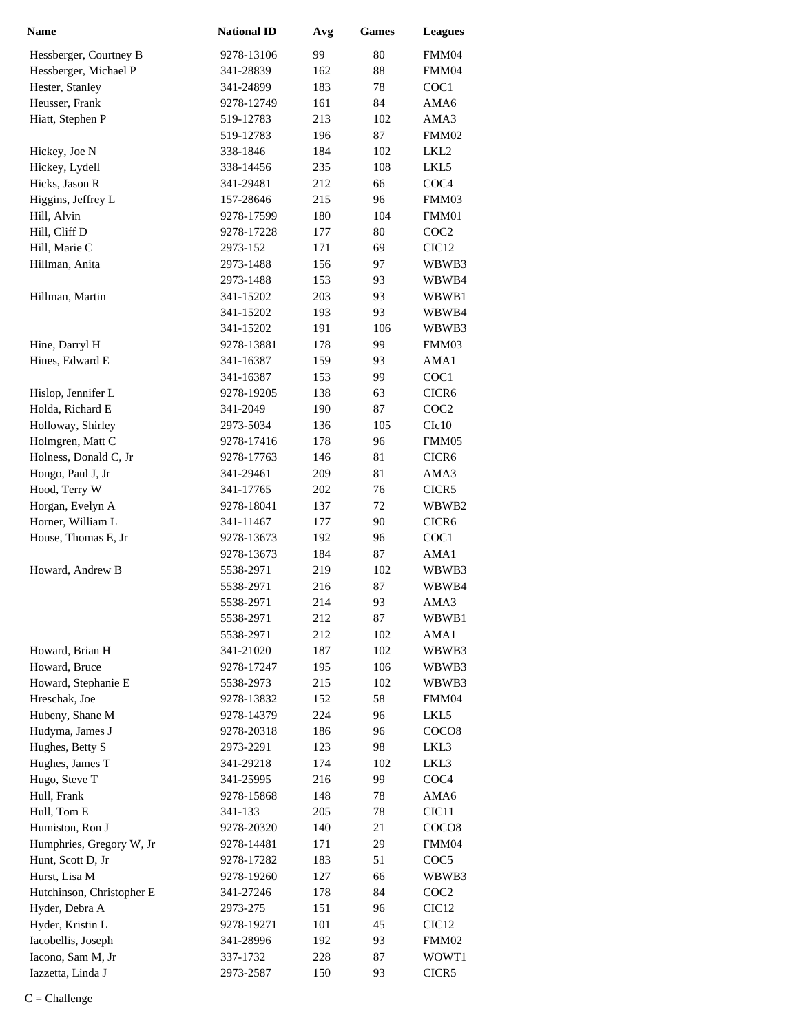| Name | National ID | Avg | Games | Leagues |
|---|---|---|---|---|
| Hessberger, Courtney B | 9278-13106 | 99 | 80 | FMM04 |
| Hessberger, Michael P | 341-28839 | 162 | 88 | FMM04 |
| Hester, Stanley | 341-24899 | 183 | 78 | COC1 |
| Heusser, Frank | 9278-12749 | 161 | 84 | AMA6 |
| Hiatt, Stephen P | 519-12783 | 213 | 102 | AMA3 |
| | 519-12783 | 196 | 87 | FMM02 |
| Hickey, Joe N | 338-1846 | 184 | 102 | LKL2 |
| Hickey, Lydell | 338-14456 | 235 | 108 | LKL5 |
| Hicks, Jason R | 341-29481 | 212 | 66 | COC4 |
| Higgins, Jeffrey L | 157-28646 | 215 | 96 | FMM03 |
| Hill, Alvin | 9278-17599 | 180 | 104 | FMM01 |
| Hill, Cliff D | 9278-17228 | 177 | 80 | COC2 |
| Hill, Marie C | 2973-152 | 171 | 69 | CIC12 |
| Hillman, Anita | 2973-1488 | 156 | 97 | WBWB3 |
| | 2973-1488 | 153 | 93 | WBWB4 |
| Hillman, Martin | 341-15202 | 203 | 93 | WBWB1 |
| | 341-15202 | 193 | 93 | WBWB4 |
| | 341-15202 | 191 | 106 | WBWB3 |
| Hine, Darryl H | 9278-13881 | 178 | 99 | FMM03 |
| Hines, Edward E | 341-16387 | 159 | 93 | AMA1 |
| | 341-16387 | 153 | 99 | COC1 |
| Hislop, Jennifer L | 9278-19205 | 138 | 63 | CICR6 |
| Holda, Richard E | 341-2049 | 190 | 87 | COC2 |
| Holloway, Shirley | 2973-5034 | 136 | 105 | CIc10 |
| Holmgren, Matt C | 9278-17416 | 178 | 96 | FMM05 |
| Holness, Donald C, Jr | 9278-17763 | 146 | 81 | CICR6 |
| Hongo, Paul J, Jr | 341-29461 | 209 | 81 | AMA3 |
| Hood, Terry W | 341-17765 | 202 | 76 | CICR5 |
| Horgan, Evelyn A | 9278-18041 | 137 | 72 | WBWB2 |
| Horner, William L | 341-11467 | 177 | 90 | CICR6 |
| House, Thomas E, Jr | 9278-13673 | 192 | 96 | COC1 |
| | 9278-13673 | 184 | 87 | AMA1 |
| Howard, Andrew B | 5538-2971 | 219 | 102 | WBWB3 |
| | 5538-2971 | 216 | 87 | WBWB4 |
| | 5538-2971 | 214 | 93 | AMA3 |
| | 5538-2971 | 212 | 87 | WBWB1 |
| | 5538-2971 | 212 | 102 | AMA1 |
| Howard, Brian H | 341-21020 | 187 | 102 | WBWB3 |
| Howard, Bruce | 9278-17247 | 195 | 106 | WBWB3 |
| Howard, Stephanie E | 5538-2973 | 215 | 102 | WBWB3 |
| Hreschak, Joe | 9278-13832 | 152 | 58 | FMM04 |
| Hubeny, Shane M | 9278-14379 | 224 | 96 | LKL5 |
| Hudyma, James J | 9278-20318 | 186 | 96 | COCO8 |
| Hughes, Betty S | 2973-2291 | 123 | 98 | LKL3 |
| Hughes, James T | 341-29218 | 174 | 102 | LKL3 |
| Hugo, Steve T | 341-25995 | 216 | 99 | COC4 |
| Hull, Frank | 9278-15868 | 148 | 78 | AMA6 |
| Hull, Tom E | 341-133 | 205 | 78 | CIC11 |
| Humiston, Ron J | 9278-20320 | 140 | 21 | COCO8 |
| Humphries, Gregory W, Jr | 9278-14481 | 171 | 29 | FMM04 |
| Hunt, Scott D, Jr | 9278-17282 | 183 | 51 | COC5 |
| Hurst, Lisa M | 9278-19260 | 127 | 66 | WBWB3 |
| Hutchinson, Christopher E | 341-27246 | 178 | 84 | COC2 |
| Hyder, Debra A | 2973-275 | 151 | 96 | CIC12 |
| Hyder, Kristin L | 9278-19271 | 101 | 45 | CIC12 |
| Iacobellis, Joseph | 341-28996 | 192 | 93 | FMM02 |
| Iacono, Sam M, Jr | 337-1732 | 228 | 87 | WOWT1 |
| Iazzetta, Linda J | 2973-2587 | 150 | 93 | CICR5 |

C = Challenge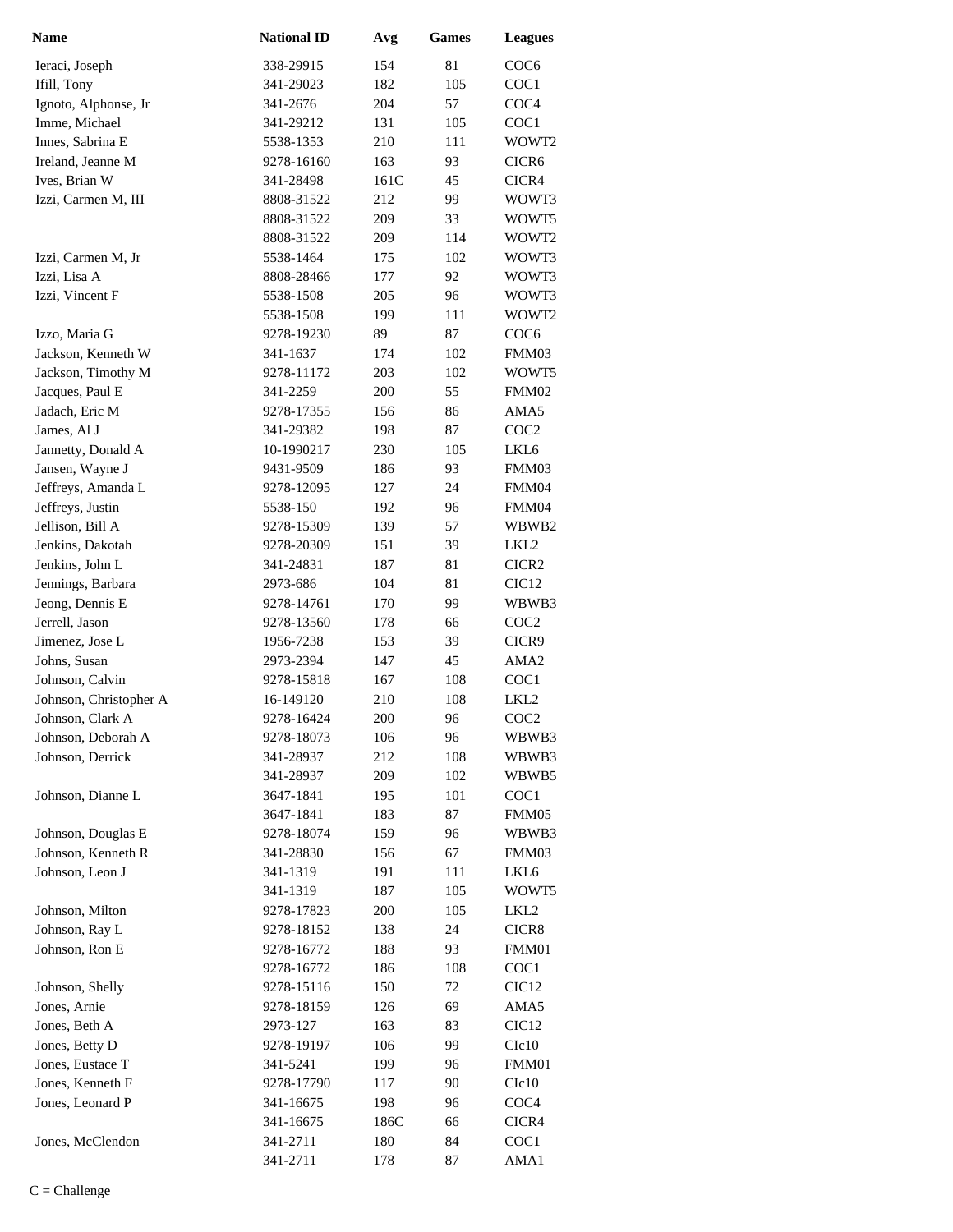| Name | National ID | Avg | Games | Leagues |
|---|---|---|---|---|
| Ieraci, Joseph | 338-29915 | 154 | 81 | COC6 |
| Ifill, Tony | 341-29023 | 182 | 105 | COC1 |
| Ignoto, Alphonse, Jr | 341-2676 | 204 | 57 | COC4 |
| Imme, Michael | 341-29212 | 131 | 105 | COC1 |
| Innes, Sabrina E | 5538-1353 | 210 | 111 | WOWT2 |
| Ireland, Jeanne M | 9278-16160 | 163 | 93 | CICR6 |
| Ives, Brian W | 341-28498 | 161C | 45 | CICR4 |
| Izzi, Carmen M, III | 8808-31522 | 212 | 99 | WOWT3 |
| | 8808-31522 | 209 | 33 | WOWT5 |
| | 8808-31522 | 209 | 114 | WOWT2 |
| Izzi, Carmen M, Jr | 5538-1464 | 175 | 102 | WOWT3 |
| Izzi, Lisa A | 8808-28466 | 177 | 92 | WOWT3 |
| Izzi, Vincent F | 5538-1508 | 205 | 96 | WOWT3 |
| | 5538-1508 | 199 | 111 | WOWT2 |
| Izzo, Maria G | 9278-19230 | 89 | 87 | COC6 |
| Jackson, Kenneth W | 341-1637 | 174 | 102 | FMM03 |
| Jackson, Timothy M | 9278-11172 | 203 | 102 | WOWT5 |
| Jacques, Paul E | 341-2259 | 200 | 55 | FMM02 |
| Jadach, Eric M | 9278-17355 | 156 | 86 | AMA5 |
| James, Al J | 341-29382 | 198 | 87 | COC2 |
| Jannetty, Donald A | 10-1990217 | 230 | 105 | LKL6 |
| Jansen, Wayne J | 9431-9509 | 186 | 93 | FMM03 |
| Jeffreys, Amanda L | 9278-12095 | 127 | 24 | FMM04 |
| Jeffreys, Justin | 5538-150 | 192 | 96 | FMM04 |
| Jellison, Bill A | 9278-15309 | 139 | 57 | WBWB2 |
| Jenkins, Dakotah | 9278-20309 | 151 | 39 | LKL2 |
| Jenkins, John L | 341-24831 | 187 | 81 | CICR2 |
| Jennings, Barbara | 2973-686 | 104 | 81 | CIC12 |
| Jeong, Dennis E | 9278-14761 | 170 | 99 | WBWB3 |
| Jerrell, Jason | 9278-13560 | 178 | 66 | COC2 |
| Jimenez, Jose L | 1956-7238 | 153 | 39 | CICR9 |
| Johns, Susan | 2973-2394 | 147 | 45 | AMA2 |
| Johnson, Calvin | 9278-15818 | 167 | 108 | COC1 |
| Johnson, Christopher A | 16-149120 | 210 | 108 | LKL2 |
| Johnson, Clark A | 9278-16424 | 200 | 96 | COC2 |
| Johnson, Deborah A | 9278-18073 | 106 | 96 | WBWB3 |
| Johnson, Derrick | 341-28937 | 212 | 108 | WBWB3 |
| | 341-28937 | 209 | 102 | WBWB5 |
| Johnson, Dianne L | 3647-1841 | 195 | 101 | COC1 |
| | 3647-1841 | 183 | 87 | FMM05 |
| Johnson, Douglas E | 9278-18074 | 159 | 96 | WBWB3 |
| Johnson, Kenneth R | 341-28830 | 156 | 67 | FMM03 |
| Johnson, Leon J | 341-1319 | 191 | 111 | LKL6 |
| | 341-1319 | 187 | 105 | WOWT5 |
| Johnson, Milton | 9278-17823 | 200 | 105 | LKL2 |
| Johnson, Ray L | 9278-18152 | 138 | 24 | CICR8 |
| Johnson, Ron E | 9278-16772 | 188 | 93 | FMM01 |
| | 9278-16772 | 186 | 108 | COC1 |
| Johnson, Shelly | 9278-15116 | 150 | 72 | CIC12 |
| Jones, Arnie | 9278-18159 | 126 | 69 | AMA5 |
| Jones, Beth A | 2973-127 | 163 | 83 | CIC12 |
| Jones, Betty D | 9278-19197 | 106 | 99 | CIc10 |
| Jones, Eustace T | 341-5241 | 199 | 96 | FMM01 |
| Jones, Kenneth F | 9278-17790 | 117 | 90 | CIc10 |
| Jones, Leonard P | 341-16675 | 198 | 96 | COC4 |
| | 341-16675 | 186C | 66 | CICR4 |
| Jones, McClendon | 341-2711 | 180 | 84 | COC1 |
| | 341-2711 | 178 | 87 | AMA1 |

C = Challenge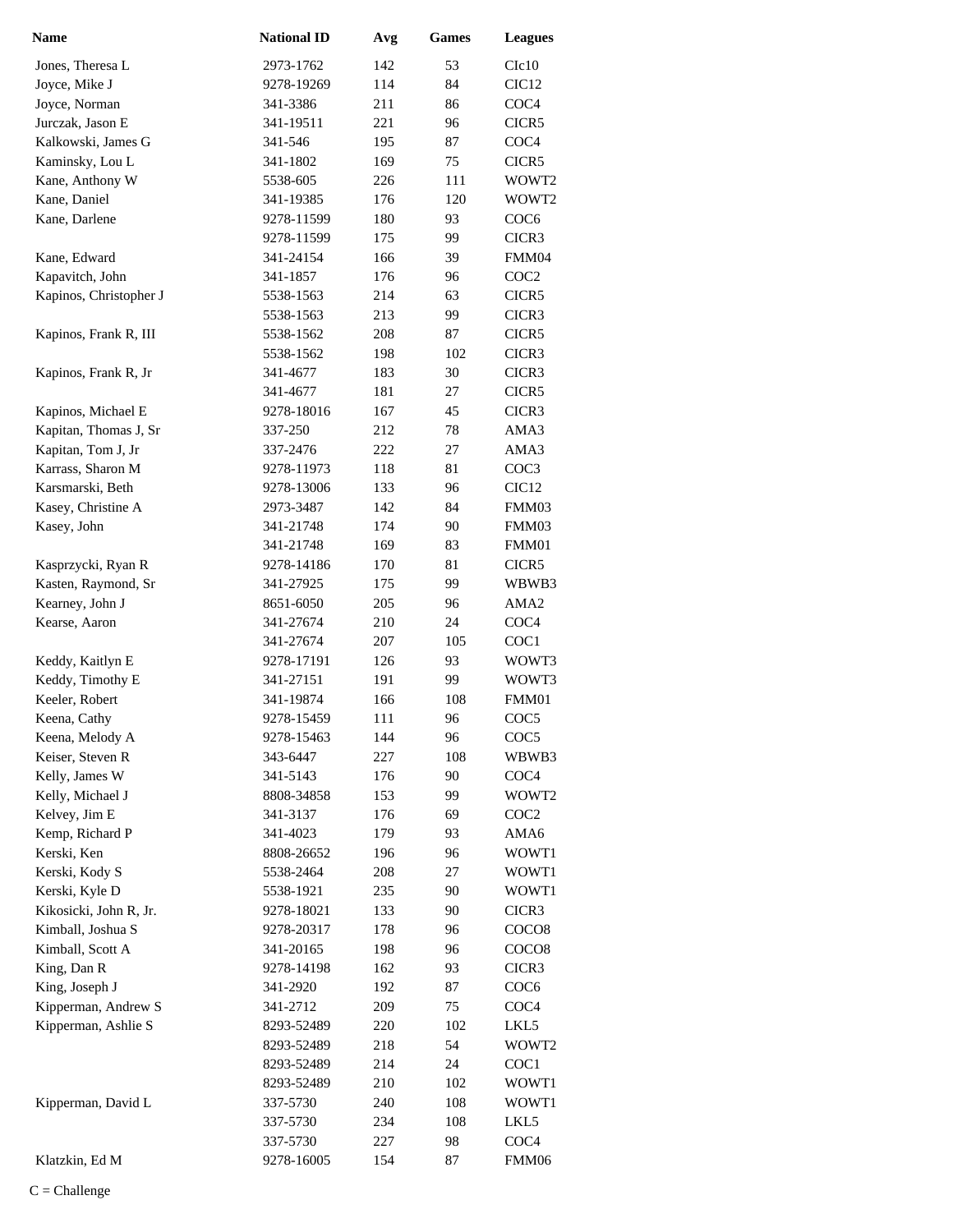| Name | National ID | Avg | Games | Leagues |
|---|---|---|---|---|
| Jones, Theresa L | 2973-1762 | 142 | 53 | CIc10 |
| Joyce, Mike J | 9278-19269 | 114 | 84 | CIC12 |
| Joyce, Norman | 341-3386 | 211 | 86 | COC4 |
| Jurczak, Jason E | 341-19511 | 221 | 96 | CICR5 |
| Kalkowski, James G | 341-546 | 195 | 87 | COC4 |
| Kaminsky, Lou L | 341-1802 | 169 | 75 | CICR5 |
| Kane, Anthony W | 5538-605 | 226 | 111 | WOWT2 |
| Kane, Daniel | 341-19385 | 176 | 120 | WOWT2 |
| Kane, Darlene | 9278-11599 | 180 | 93 | COC6 |
| | 9278-11599 | 175 | 99 | CICR3 |
| Kane, Edward | 341-24154 | 166 | 39 | FMM04 |
| Kapavitch, John | 341-1857 | 176 | 96 | COC2 |
| Kapinos, Christopher J | 5538-1563 | 214 | 63 | CICR5 |
| | 5538-1563 | 213 | 99 | CICR3 |
| Kapinos, Frank R, III | 5538-1562 | 208 | 87 | CICR5 |
| | 5538-1562 | 198 | 102 | CICR3 |
| Kapinos, Frank R, Jr | 341-4677 | 183 | 30 | CICR3 |
| | 341-4677 | 181 | 27 | CICR5 |
| Kapinos, Michael E | 9278-18016 | 167 | 45 | CICR3 |
| Kapitan, Thomas J, Sr | 337-250 | 212 | 78 | AMA3 |
| Kapitan, Tom J, Jr | 337-2476 | 222 | 27 | AMA3 |
| Karrass, Sharon M | 9278-11973 | 118 | 81 | COC3 |
| Karsmarski, Beth | 9278-13006 | 133 | 96 | CIC12 |
| Kasey, Christine A | 2973-3487 | 142 | 84 | FMM03 |
| Kasey, John | 341-21748 | 174 | 90 | FMM03 |
| | 341-21748 | 169 | 83 | FMM01 |
| Kasprzycki, Ryan R | 9278-14186 | 170 | 81 | CICR5 |
| Kasten, Raymond, Sr | 341-27925 | 175 | 99 | WBWB3 |
| Kearney, John J | 8651-6050 | 205 | 96 | AMA2 |
| Kearse, Aaron | 341-27674 | 210 | 24 | COC4 |
| | 341-27674 | 207 | 105 | COC1 |
| Keddy, Kaitlyn E | 9278-17191 | 126 | 93 | WOWT3 |
| Keddy, Timothy E | 341-27151 | 191 | 99 | WOWT3 |
| Keeler, Robert | 341-19874 | 166 | 108 | FMM01 |
| Keena, Cathy | 9278-15459 | 111 | 96 | COC5 |
| Keena, Melody A | 9278-15463 | 144 | 96 | COC5 |
| Keiser, Steven R | 343-6447 | 227 | 108 | WBWB3 |
| Kelly, James W | 341-5143 | 176 | 90 | COC4 |
| Kelly, Michael J | 8808-34858 | 153 | 99 | WOWT2 |
| Kelvey, Jim E | 341-3137 | 176 | 69 | COC2 |
| Kemp, Richard P | 341-4023 | 179 | 93 | AMA6 |
| Kerski, Ken | 8808-26652 | 196 | 96 | WOWT1 |
| Kerski, Kody S | 5538-2464 | 208 | 27 | WOWT1 |
| Kerski, Kyle D | 5538-1921 | 235 | 90 | WOWT1 |
| Kikosicki, John R, Jr. | 9278-18021 | 133 | 90 | CICR3 |
| Kimball, Joshua S | 9278-20317 | 178 | 96 | COCO8 |
| Kimball, Scott A | 341-20165 | 198 | 96 | COCO8 |
| King, Dan R | 9278-14198 | 162 | 93 | CICR3 |
| King, Joseph J | 341-2920 | 192 | 87 | COC6 |
| Kipperman, Andrew S | 341-2712 | 209 | 75 | COC4 |
| Kipperman, Ashlie S | 8293-52489 | 220 | 102 | LKL5 |
| | 8293-52489 | 218 | 54 | WOWT2 |
| | 8293-52489 | 214 | 24 | COC1 |
| | 8293-52489 | 210 | 102 | WOWT1 |
| Kipperman, David L | 337-5730 | 240 | 108 | WOWT1 |
| | 337-5730 | 234 | 108 | LKL5 |
| | 337-5730 | 227 | 98 | COC4 |
| Klatzkin, Ed M | 9278-16005 | 154 | 87 | FMM06 |

C = Challenge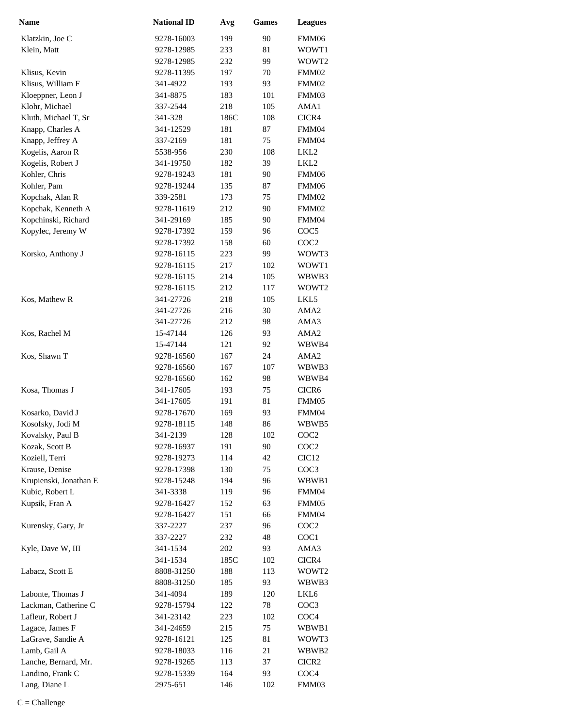| Name | National ID | Avg | Games | Leagues |
|---|---|---|---|---|
| Klatzkin, Joe C | 9278-16003 | 199 | 90 | FMM06 |
| Klein, Matt | 9278-12985 | 233 | 81 | WOWT1 |
| | 9278-12985 | 232 | 99 | WOWT2 |
| Klisus, Kevin | 9278-11395 | 197 | 70 | FMM02 |
| Klisus, William F | 341-4922 | 193 | 93 | FMM02 |
| Kloeppner, Leon J | 341-8875 | 183 | 101 | FMM03 |
| Klohr, Michael | 337-2544 | 218 | 105 | AMA1 |
| Kluth, Michael T, Sr | 341-328 | 186C | 108 | CICR4 |
| Knapp, Charles A | 341-12529 | 181 | 87 | FMM04 |
| Knapp, Jeffrey A | 337-2169 | 181 | 75 | FMM04 |
| Kogelis, Aaron R | 5538-956 | 230 | 108 | LKL2 |
| Kogelis, Robert J | 341-19750 | 182 | 39 | LKL2 |
| Kohler, Chris | 9278-19243 | 181 | 90 | FMM06 |
| Kohler, Pam | 9278-19244 | 135 | 87 | FMM06 |
| Kopchak, Alan R | 339-2581 | 173 | 75 | FMM02 |
| Kopchak, Kenneth A | 9278-11619 | 212 | 90 | FMM02 |
| Kopchinski, Richard | 341-29169 | 185 | 90 | FMM04 |
| Kopylec, Jeremy W | 9278-17392 | 159 | 96 | COC5 |
| | 9278-17392 | 158 | 60 | COC2 |
| Korsko, Anthony J | 9278-16115 | 223 | 99 | WOWT3 |
| | 9278-16115 | 217 | 102 | WOWT1 |
| | 9278-16115 | 214 | 105 | WBWB3 |
| | 9278-16115 | 212 | 117 | WOWT2 |
| Kos, Mathew R | 341-27726 | 218 | 105 | LKL5 |
| | 341-27726 | 216 | 30 | AMA2 |
| | 341-27726 | 212 | 98 | AMA3 |
| Kos, Rachel M | 15-47144 | 126 | 93 | AMA2 |
| | 15-47144 | 121 | 92 | WBWB4 |
| Kos, Shawn T | 9278-16560 | 167 | 24 | AMA2 |
| | 9278-16560 | 167 | 107 | WBWB3 |
| | 9278-16560 | 162 | 98 | WBWB4 |
| Kosa, Thomas J | 341-17605 | 193 | 75 | CICR6 |
| | 341-17605 | 191 | 81 | FMM05 |
| Kosarko, David J | 9278-17670 | 169 | 93 | FMM04 |
| Kosofsky, Jodi M | 9278-18115 | 148 | 86 | WBWB5 |
| Kovalsky, Paul B | 341-2139 | 128 | 102 | COC2 |
| Kozak, Scott B | 9278-16937 | 191 | 90 | COC2 |
| Koziell, Terri | 9278-19273 | 114 | 42 | CIC12 |
| Krause, Denise | 9278-17398 | 130 | 75 | COC3 |
| Krupienski, Jonathan E | 9278-15248 | 194 | 96 | WBWB1 |
| Kubic, Robert L | 341-3338 | 119 | 96 | FMM04 |
| Kupsik, Fran A | 9278-16427 | 152 | 63 | FMM05 |
| | 9278-16427 | 151 | 66 | FMM04 |
| Kurensky, Gary, Jr | 337-2227 | 237 | 96 | COC2 |
| | 337-2227 | 232 | 48 | COC1 |
| Kyle, Dave W, III | 341-1534 | 202 | 93 | AMA3 |
| | 341-1534 | 185C | 102 | CICR4 |
| Labacz, Scott E | 8808-31250 | 188 | 113 | WOWT2 |
| | 8808-31250 | 185 | 93 | WBWB3 |
| Labonte, Thomas J | 341-4094 | 189 | 120 | LKL6 |
| Lackman, Catherine C | 9278-15794 | 122 | 78 | COC3 |
| Lafleur, Robert J | 341-23142 | 223 | 102 | COC4 |
| Lagace, James F | 341-24659 | 215 | 75 | WBWB1 |
| LaGrave, Sandie A | 9278-16121 | 125 | 81 | WOWT3 |
| Lamb, Gail A | 9278-18033 | 116 | 21 | WBWB2 |
| Lanche, Bernard, Mr. | 9278-19265 | 113 | 37 | CICR2 |
| Landino, Frank C | 9278-15339 | 164 | 93 | COC4 |
| Lang, Diane L | 2975-651 | 146 | 102 | FMM03 |

C = Challenge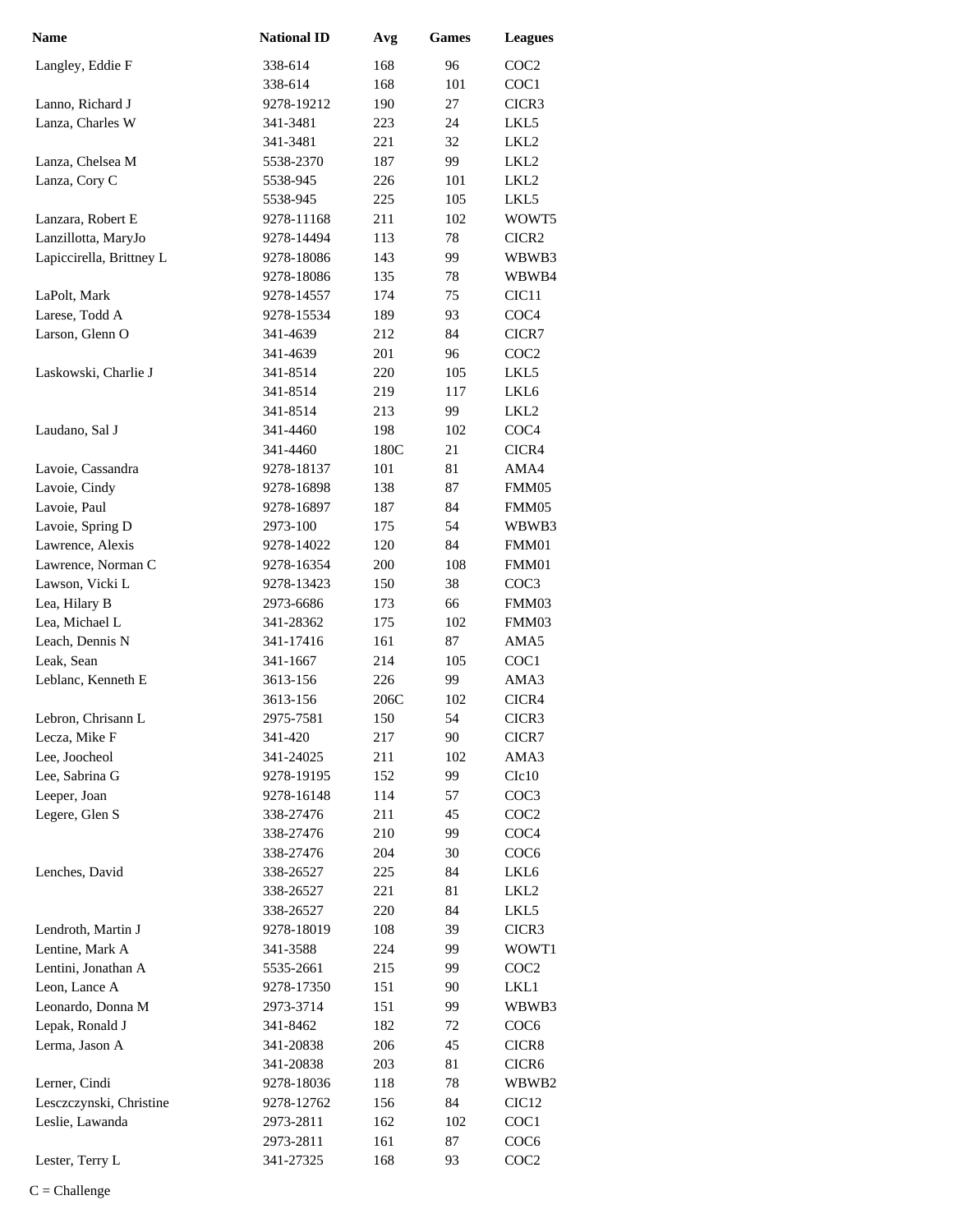| Name | National ID | Avg | Games | Leagues |
|---|---|---|---|---|
| Langley, Eddie F | 338-614 | 168 | 96 | COC2 |
| | 338-614 | 168 | 101 | COC1 |
| Lanno, Richard J | 9278-19212 | 190 | 27 | CICR3 |
| Lanza, Charles W | 341-3481 | 223 | 24 | LKL5 |
| | 341-3481 | 221 | 32 | LKL2 |
| Lanza, Chelsea M | 5538-2370 | 187 | 99 | LKL2 |
| Lanza, Cory C | 5538-945 | 226 | 101 | LKL2 |
| | 5538-945 | 225 | 105 | LKL5 |
| Lanzara, Robert E | 9278-11168 | 211 | 102 | WOWT5 |
| Lanzillotta, MaryJo | 9278-14494 | 113 | 78 | CICR2 |
| Lapiccirella, Brittney L | 9278-18086 | 143 | 99 | WBWB3 |
| | 9278-18086 | 135 | 78 | WBWB4 |
| LaPolt, Mark | 9278-14557 | 174 | 75 | CIC11 |
| Larese, Todd A | 9278-15534 | 189 | 93 | COC4 |
| Larson, Glenn O | 341-4639 | 212 | 84 | CICR7 |
| | 341-4639 | 201 | 96 | COC2 |
| Laskowski, Charlie J | 341-8514 | 220 | 105 | LKL5 |
| | 341-8514 | 219 | 117 | LKL6 |
| | 341-8514 | 213 | 99 | LKL2 |
| Laudano, Sal J | 341-4460 | 198 | 102 | COC4 |
| | 341-4460 | 180C | 21 | CICR4 |
| Lavoie, Cassandra | 9278-18137 | 101 | 81 | AMA4 |
| Lavoie, Cindy | 9278-16898 | 138 | 87 | FMM05 |
| Lavoie, Paul | 9278-16897 | 187 | 84 | FMM05 |
| Lavoie, Spring D | 2973-100 | 175 | 54 | WBWB3 |
| Lawrence, Alexis | 9278-14022 | 120 | 84 | FMM01 |
| Lawrence, Norman C | 9278-16354 | 200 | 108 | FMM01 |
| Lawson, Vicki L | 9278-13423 | 150 | 38 | COC3 |
| Lea, Hilary B | 2973-6686 | 173 | 66 | FMM03 |
| Lea, Michael L | 341-28362 | 175 | 102 | FMM03 |
| Leach, Dennis N | 341-17416 | 161 | 87 | AMA5 |
| Leak, Sean | 341-1667 | 214 | 105 | COC1 |
| Leblanc, Kenneth E | 3613-156 | 226 | 99 | AMA3 |
| | 3613-156 | 206C | 102 | CICR4 |
| Lebron, Chrisann L | 2975-7581 | 150 | 54 | CICR3 |
| Lecza, Mike F | 341-420 | 217 | 90 | CICR7 |
| Lee, Joocheol | 341-24025 | 211 | 102 | AMA3 |
| Lee, Sabrina G | 9278-19195 | 152 | 99 | CIc10 |
| Leeper, Joan | 9278-16148 | 114 | 57 | COC3 |
| Legere, Glen S | 338-27476 | 211 | 45 | COC2 |
| | 338-27476 | 210 | 99 | COC4 |
| | 338-27476 | 204 | 30 | COC6 |
| Lenches, David | 338-26527 | 225 | 84 | LKL6 |
| | 338-26527 | 221 | 81 | LKL2 |
| | 338-26527 | 220 | 84 | LKL5 |
| Lendroth, Martin J | 9278-18019 | 108 | 39 | CICR3 |
| Lentine, Mark A | 341-3588 | 224 | 99 | WOWT1 |
| Lentini, Jonathan A | 5535-2661 | 215 | 99 | COC2 |
| Leon, Lance A | 9278-17350 | 151 | 90 | LKL1 |
| Leonardo, Donna M | 2973-3714 | 151 | 99 | WBWB3 |
| Lepak, Ronald J | 341-8462 | 182 | 72 | COC6 |
| Lerma, Jason A | 341-20838 | 206 | 45 | CICR8 |
| | 341-20838 | 203 | 81 | CICR6 |
| Lerner, Cindi | 9278-18036 | 118 | 78 | WBWB2 |
| Lesczczynski, Christine | 9278-12762 | 156 | 84 | CIC12 |
| Leslie, Lawanda | 2973-2811 | 162 | 102 | COC1 |
| | 2973-2811 | 161 | 87 | COC6 |
| Lester, Terry L | 341-27325 | 168 | 93 | COC2 |

C = Challenge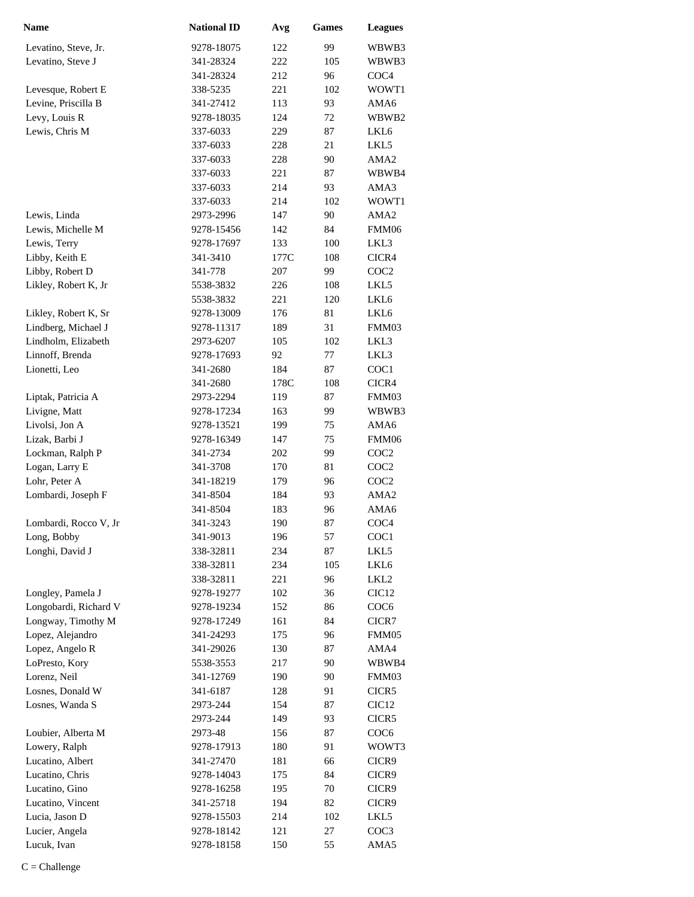| Name | National ID | Avg | Games | Leagues |
| --- | --- | --- | --- | --- |
| Levatino, Steve, Jr. | 9278-18075 | 122 | 99 | WBWB3 |
| Levatino, Steve J | 341-28324 | 222 | 105 | WBWB3 |
| | 341-28324 | 212 | 96 | COC4 |
| Levesque, Robert E | 338-5235 | 221 | 102 | WOWT1 |
| Levine, Priscilla B | 341-27412 | 113 | 93 | AMA6 |
| Levy, Louis R | 9278-18035 | 124 | 72 | WBWB2 |
| Lewis, Chris M | 337-6033 | 229 | 87 | LKL6 |
| | 337-6033 | 228 | 21 | LKL5 |
| | 337-6033 | 228 | 90 | AMA2 |
| | 337-6033 | 221 | 87 | WBWB4 |
| | 337-6033 | 214 | 93 | AMA3 |
| | 337-6033 | 214 | 102 | WOWT1 |
| Lewis, Linda | 2973-2996 | 147 | 90 | AMA2 |
| Lewis, Michelle M | 9278-15456 | 142 | 84 | FMM06 |
| Lewis, Terry | 9278-17697 | 133 | 100 | LKL3 |
| Libby, Keith E | 341-3410 | 177C | 108 | CICR4 |
| Libby, Robert D | 341-778 | 207 | 99 | COC2 |
| Likley, Robert K, Jr | 5538-3832 | 226 | 108 | LKL5 |
| | 5538-3832 | 221 | 120 | LKL6 |
| Likley, Robert K, Sr | 9278-13009 | 176 | 81 | LKL6 |
| Lindberg, Michael J | 9278-11317 | 189 | 31 | FMM03 |
| Lindholm, Elizabeth | 2973-6207 | 105 | 102 | LKL3 |
| Linnoff, Brenda | 9278-17693 | 92 | 77 | LKL3 |
| Lionetti, Leo | 341-2680 | 184 | 87 | COC1 |
| | 341-2680 | 178C | 108 | CICR4 |
| Liptak, Patricia A | 2973-2294 | 119 | 87 | FMM03 |
| Livigne, Matt | 9278-17234 | 163 | 99 | WBWB3 |
| Livolsi, Jon A | 9278-13521 | 199 | 75 | AMA6 |
| Lizak, Barbi J | 9278-16349 | 147 | 75 | FMM06 |
| Lockman, Ralph P | 341-2734 | 202 | 99 | COC2 |
| Logan, Larry E | 341-3708 | 170 | 81 | COC2 |
| Lohr, Peter A | 341-18219 | 179 | 96 | COC2 |
| Lombardi, Joseph F | 341-8504 | 184 | 93 | AMA2 |
| | 341-8504 | 183 | 96 | AMA6 |
| Lombardi, Rocco V, Jr | 341-3243 | 190 | 87 | COC4 |
| Long, Bobby | 341-9013 | 196 | 57 | COC1 |
| Longhi, David J | 338-32811 | 234 | 87 | LKL5 |
| | 338-32811 | 234 | 105 | LKL6 |
| | 338-32811 | 221 | 96 | LKL2 |
| Longley, Pamela J | 9278-19277 | 102 | 36 | CIC12 |
| Longobardi, Richard V | 9278-19234 | 152 | 86 | COC6 |
| Longway, Timothy M | 9278-17249 | 161 | 84 | CICR7 |
| Lopez, Alejandro | 341-24293 | 175 | 96 | FMM05 |
| Lopez, Angelo R | 341-29026 | 130 | 87 | AMA4 |
| LoPresto, Kory | 5538-3553 | 217 | 90 | WBWB4 |
| Lorenz, Neil | 341-12769 | 190 | 90 | FMM03 |
| Losnes, Donald W | 341-6187 | 128 | 91 | CICR5 |
| Losnes, Wanda S | 2973-244 | 154 | 87 | CIC12 |
| | 2973-244 | 149 | 93 | CICR5 |
| Loubier, Alberta M | 2973-48 | 156 | 87 | COC6 |
| Lowery, Ralph | 9278-17913 | 180 | 91 | WOWT3 |
| Lucatino, Albert | 341-27470 | 181 | 66 | CICR9 |
| Lucatino, Chris | 9278-14043 | 175 | 84 | CICR9 |
| Lucatino, Gino | 9278-16258 | 195 | 70 | CICR9 |
| Lucatino, Vincent | 341-25718 | 194 | 82 | CICR9 |
| Lucia, Jason D | 9278-15503 | 214 | 102 | LKL5 |
| Lucier, Angela | 9278-18142 | 121 | 27 | COC3 |
| Lucuk, Ivan | 9278-18158 | 150 | 55 | AMA5 |

C = Challenge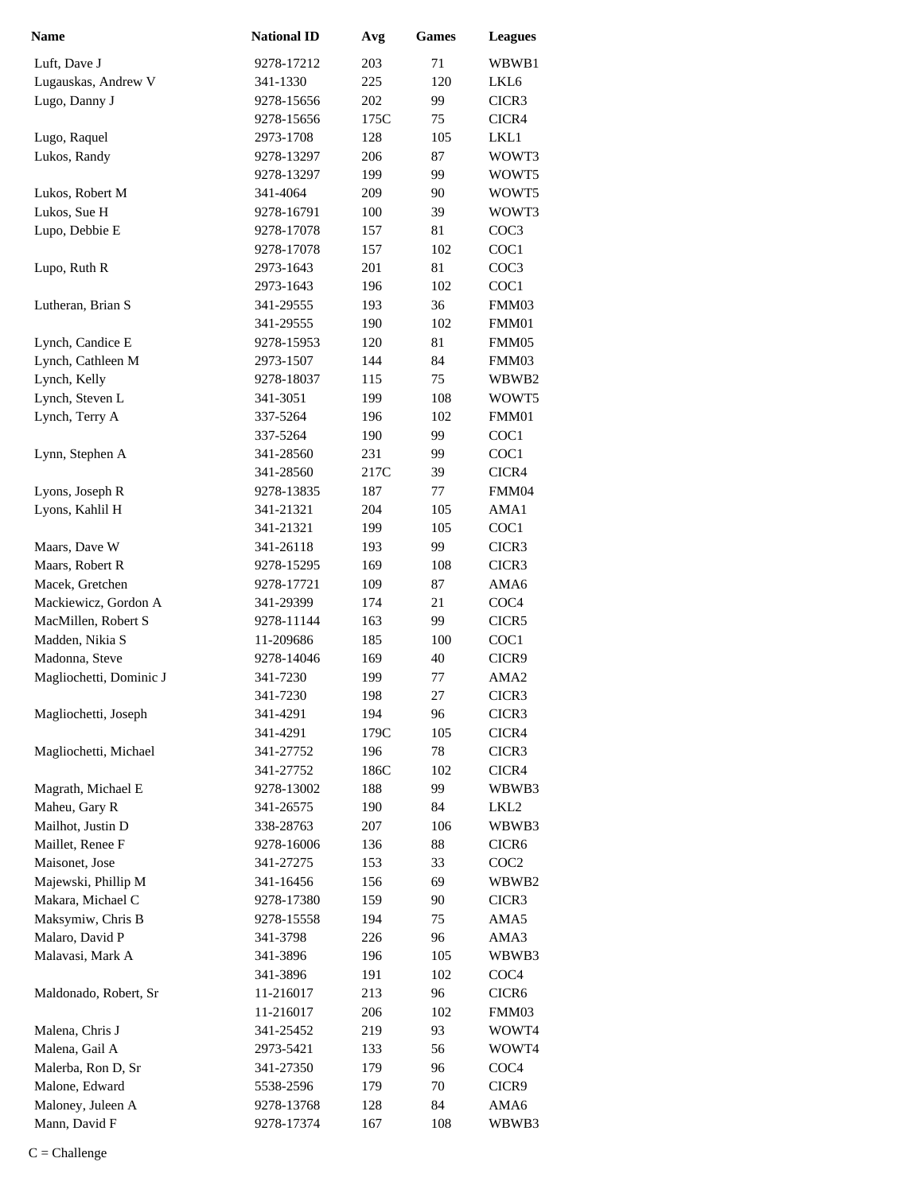| Name | National ID | Avg | Games | Leagues |
|---|---|---|---|---|
| Luft, Dave J | 9278-17212 | 203 | 71 | WBWB1 |
| Lugauskas, Andrew V | 341-1330 | 225 | 120 | LKL6 |
| Lugo, Danny J | 9278-15656 | 202 | 99 | CICR3 |
| | 9278-15656 | 175C | 75 | CICR4 |
| Lugo, Raquel | 2973-1708 | 128 | 105 | LKL1 |
| Lukos, Randy | 9278-13297 | 206 | 87 | WOWT3 |
| | 9278-13297 | 199 | 99 | WOWT5 |
| Lukos, Robert M | 341-4064 | 209 | 90 | WOWT5 |
| Lukos, Sue H | 9278-16791 | 100 | 39 | WOWT3 |
| Lupo, Debbie E | 9278-17078 | 157 | 81 | COC3 |
| | 9278-17078 | 157 | 102 | COC1 |
| Lupo, Ruth R | 2973-1643 | 201 | 81 | COC3 |
| | 2973-1643 | 196 | 102 | COC1 |
| Lutheran, Brian S | 341-29555 | 193 | 36 | FMM03 |
| | 341-29555 | 190 | 102 | FMM01 |
| Lynch, Candice E | 9278-15953 | 120 | 81 | FMM05 |
| Lynch, Cathleen M | 2973-1507 | 144 | 84 | FMM03 |
| Lynch, Kelly | 9278-18037 | 115 | 75 | WBWB2 |
| Lynch, Steven L | 341-3051 | 199 | 108 | WOWT5 |
| Lynch, Terry A | 337-5264 | 196 | 102 | FMM01 |
| | 337-5264 | 190 | 99 | COC1 |
| Lynn, Stephen A | 341-28560 | 231 | 99 | COC1 |
| | 341-28560 | 217C | 39 | CICR4 |
| Lyons, Joseph R | 9278-13835 | 187 | 77 | FMM04 |
| Lyons, Kahlil H | 341-21321 | 204 | 105 | AMA1 |
| | 341-21321 | 199 | 105 | COC1 |
| Maars, Dave W | 341-26118 | 193 | 99 | CICR3 |
| Maars, Robert R | 9278-15295 | 169 | 108 | CICR3 |
| Macek, Gretchen | 9278-17721 | 109 | 87 | AMA6 |
| Mackiewicz, Gordon A | 341-29399 | 174 | 21 | COC4 |
| MacMillen, Robert S | 9278-11144 | 163 | 99 | CICR5 |
| Madden, Nikia S | 11-209686 | 185 | 100 | COC1 |
| Madonna, Steve | 9278-14046 | 169 | 40 | CICR9 |
| Magliochetti, Dominic J | 341-7230 | 199 | 77 | AMA2 |
| | 341-7230 | 198 | 27 | CICR3 |
| Magliochetti, Joseph | 341-4291 | 194 | 96 | CICR3 |
| | 341-4291 | 179C | 105 | CICR4 |
| Magliochetti, Michael | 341-27752 | 196 | 78 | CICR3 |
| | 341-27752 | 186C | 102 | CICR4 |
| Magrath, Michael E | 9278-13002 | 188 | 99 | WBWB3 |
| Maheu, Gary R | 341-26575 | 190 | 84 | LKL2 |
| Mailhot, Justin D | 338-28763 | 207 | 106 | WBWB3 |
| Maillet, Renee F | 9278-16006 | 136 | 88 | CICR6 |
| Maisonet, Jose | 341-27275 | 153 | 33 | COC2 |
| Majewski, Phillip M | 341-16456 | 156 | 69 | WBWB2 |
| Makara, Michael C | 9278-17380 | 159 | 90 | CICR3 |
| Maksymiw, Chris B | 9278-15558 | 194 | 75 | AMA5 |
| Malaro, David P | 341-3798 | 226 | 96 | AMA3 |
| Malavasi, Mark A | 341-3896 | 196 | 105 | WBWB3 |
| | 341-3896 | 191 | 102 | COC4 |
| Maldonado, Robert, Sr | 11-216017 | 213 | 96 | CICR6 |
| | 11-216017 | 206 | 102 | FMM03 |
| Malena, Chris J | 341-25452 | 219 | 93 | WOWT4 |
| Malena, Gail A | 2973-5421 | 133 | 56 | WOWT4 |
| Malerba, Ron D, Sr | 341-27350 | 179 | 96 | COC4 |
| Malone, Edward | 5538-2596 | 179 | 70 | CICR9 |
| Maloney, Juleen A | 9278-13768 | 128 | 84 | AMA6 |
| Mann, David F | 9278-17374 | 167 | 108 | WBWB3 |

C = Challenge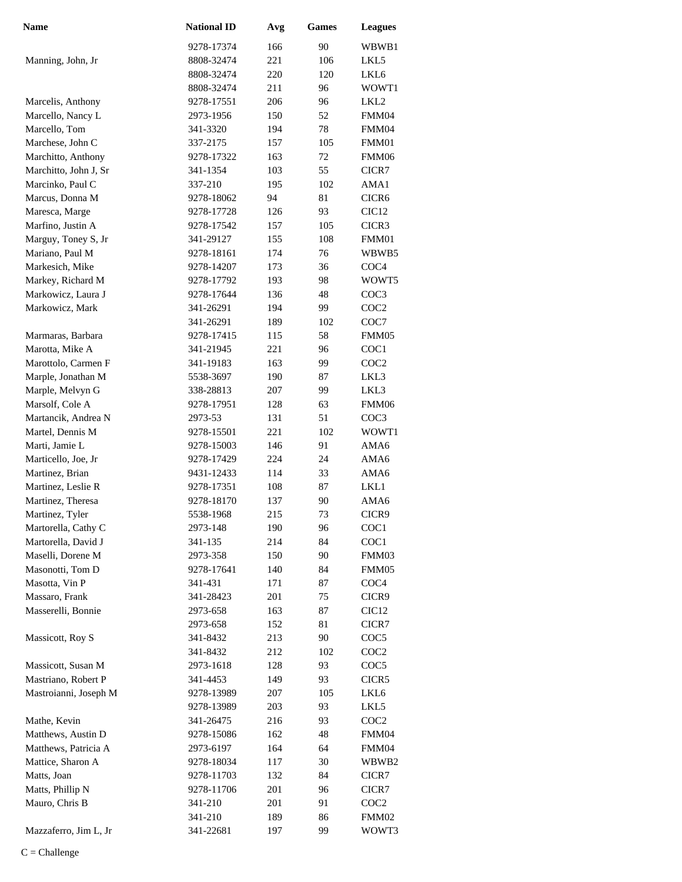| Name | National ID | Avg | Games | Leagues |
| --- | --- | --- | --- | --- |
| | 9278-17374 | 166 | 90 | WBWB1 |
| Manning, John, Jr | 8808-32474 | 221 | 106 | LKL5 |
| | 8808-32474 | 220 | 120 | LKL6 |
| | 8808-32474 | 211 | 96 | WOWT1 |
| Marcelis, Anthony | 9278-17551 | 206 | 96 | LKL2 |
| Marcello, Nancy L | 2973-1956 | 150 | 52 | FMM04 |
| Marcello, Tom | 341-3320 | 194 | 78 | FMM04 |
| Marchese, John C | 337-2175 | 157 | 105 | FMM01 |
| Marchitto, Anthony | 9278-17322 | 163 | 72 | FMM06 |
| Marchitto, John J, Sr | 341-1354 | 103 | 55 | CICR7 |
| Marcinko, Paul C | 337-210 | 195 | 102 | AMA1 |
| Marcus, Donna M | 9278-18062 | 94 | 81 | CICR6 |
| Maresca, Marge | 9278-17728 | 126 | 93 | CIC12 |
| Marfino, Justin A | 9278-17542 | 157 | 105 | CICR3 |
| Marguy, Toney S, Jr | 341-29127 | 155 | 108 | FMM01 |
| Mariano, Paul M | 9278-18161 | 174 | 76 | WBWB5 |
| Markesich, Mike | 9278-14207 | 173 | 36 | COC4 |
| Markey, Richard M | 9278-17792 | 193 | 98 | WOWT5 |
| Markowicz, Laura J | 9278-17644 | 136 | 48 | COC3 |
| Markowicz, Mark | 341-26291 | 194 | 99 | COC2 |
| | 341-26291 | 189 | 102 | COC7 |
| Marmaras, Barbara | 9278-17415 | 115 | 58 | FMM05 |
| Marotta, Mike A | 341-21945 | 221 | 96 | COC1 |
| Marottolo, Carmen F | 341-19183 | 163 | 99 | COC2 |
| Marple, Jonathan M | 5538-3697 | 190 | 87 | LKL3 |
| Marple, Melvyn G | 338-28813 | 207 | 99 | LKL3 |
| Marsolf, Cole A | 9278-17951 | 128 | 63 | FMM06 |
| Martancik, Andrea N | 2973-53 | 131 | 51 | COC3 |
| Martel, Dennis M | 9278-15501 | 221 | 102 | WOWT1 |
| Marti, Jamie L | 9278-15003 | 146 | 91 | AMA6 |
| Marticello, Joe, Jr | 9278-17429 | 224 | 24 | AMA6 |
| Martinez, Brian | 9431-12433 | 114 | 33 | AMA6 |
| Martinez, Leslie R | 9278-17351 | 108 | 87 | LKL1 |
| Martinez, Theresa | 9278-18170 | 137 | 90 | AMA6 |
| Martinez, Tyler | 5538-1968 | 215 | 73 | CICR9 |
| Martorella, Cathy C | 2973-148 | 190 | 96 | COC1 |
| Martorella, David J | 341-135 | 214 | 84 | COC1 |
| Maselli, Dorene M | 2973-358 | 150 | 90 | FMM03 |
| Masonotti, Tom D | 9278-17641 | 140 | 84 | FMM05 |
| Masotta, Vin P | 341-431 | 171 | 87 | COC4 |
| Massaro, Frank | 341-28423 | 201 | 75 | CICR9 |
| Masserelli, Bonnie | 2973-658 | 163 | 87 | CIC12 |
| | 2973-658 | 152 | 81 | CICR7 |
| Massicott, Roy S | 341-8432 | 213 | 90 | COC5 |
| | 341-8432 | 212 | 102 | COC2 |
| Massicott, Susan M | 2973-1618 | 128 | 93 | COC5 |
| Mastriano, Robert P | 341-4453 | 149 | 93 | CICR5 |
| Mastroianni, Joseph M | 9278-13989 | 207 | 105 | LKL6 |
| | 9278-13989 | 203 | 93 | LKL5 |
| Mathe, Kevin | 341-26475 | 216 | 93 | COC2 |
| Matthews, Austin D | 9278-15086 | 162 | 48 | FMM04 |
| Matthews, Patricia A | 2973-6197 | 164 | 64 | FMM04 |
| Mattice, Sharon A | 9278-18034 | 117 | 30 | WBWB2 |
| Matts, Joan | 9278-11703 | 132 | 84 | CICR7 |
| Matts, Phillip N | 9278-11706 | 201 | 96 | CICR7 |
| Mauro, Chris B | 341-210 | 201 | 91 | COC2 |
| | 341-210 | 189 | 86 | FMM02 |
| Mazzaferro, Jim L, Jr | 341-22681 | 197 | 99 | WOWT3 |

C = Challenge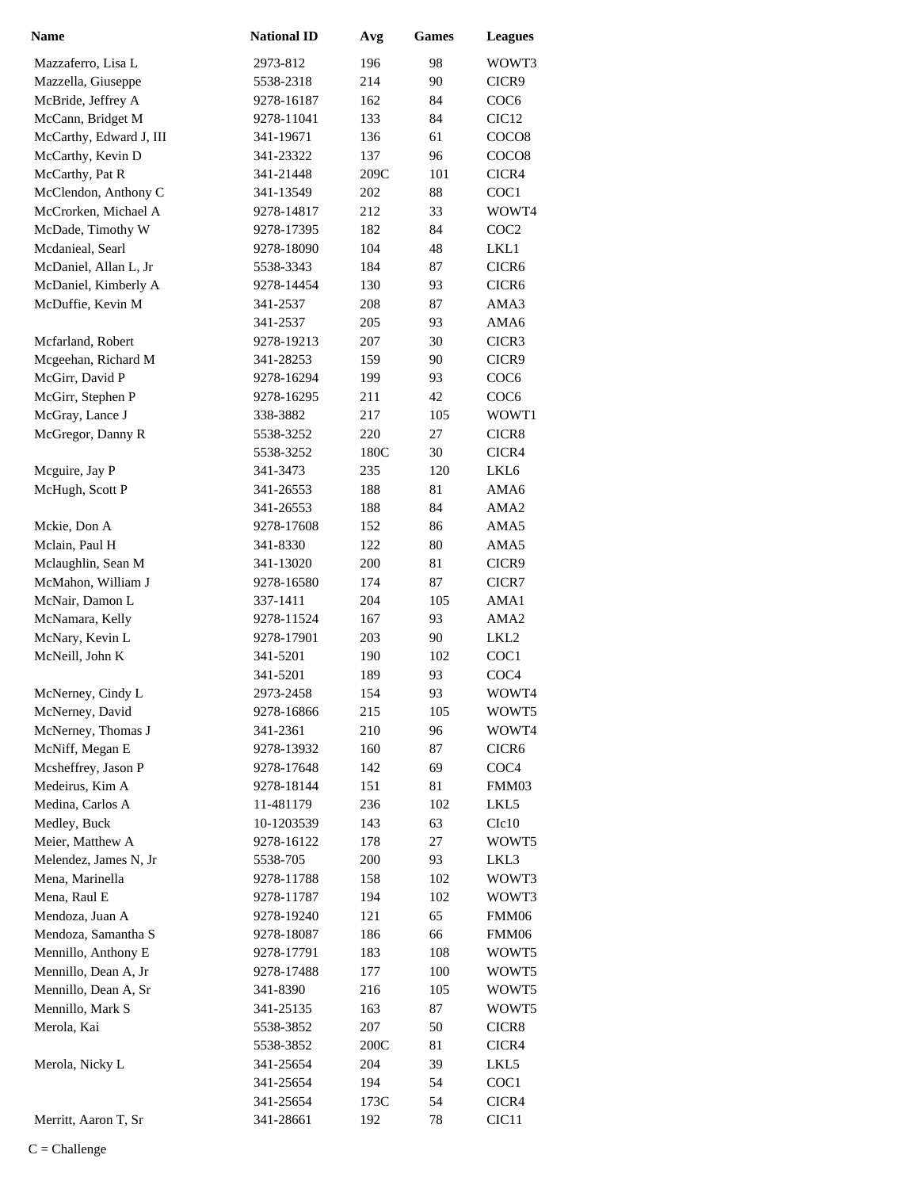| Name | National ID | Avg | Games | Leagues |
|---|---|---|---|---|
| Mazzaferro, Lisa L | 2973-812 | 196 | 98 | WOWT3 |
| Mazzella, Giuseppe | 5538-2318 | 214 | 90 | CICR9 |
| McBride, Jeffrey A | 9278-16187 | 162 | 84 | COC6 |
| McCann, Bridget M | 9278-11041 | 133 | 84 | CIC12 |
| McCarthy, Edward J, III | 341-19671 | 136 | 61 | COCO8 |
| McCarthy, Kevin D | 341-23322 | 137 | 96 | COCO8 |
| McCarthy, Pat R | 341-21448 | 209C | 101 | CICR4 |
| McClendon, Anthony C | 341-13549 | 202 | 88 | COC1 |
| McCrorken, Michael A | 9278-14817 | 212 | 33 | WOWT4 |
| McDade, Timothy W | 9278-17395 | 182 | 84 | COC2 |
| Mcdanieal, Searl | 9278-18090 | 104 | 48 | LKL1 |
| McDaniel, Allan L, Jr | 5538-3343 | 184 | 87 | CICR6 |
| McDaniel, Kimberly A | 9278-14454 | 130 | 93 | CICR6 |
| McDuffie, Kevin M | 341-2537 | 208 | 87 | AMA3 |
| | 341-2537 | 205 | 93 | AMA6 |
| Mcfarland, Robert | 9278-19213 | 207 | 30 | CICR3 |
| Mcgeehan, Richard M | 341-28253 | 159 | 90 | CICR9 |
| McGirr, David P | 9278-16294 | 199 | 93 | COC6 |
| McGirr, Stephen P | 9278-16295 | 211 | 42 | COC6 |
| McGray, Lance J | 338-3882 | 217 | 105 | WOWT1 |
| McGregor, Danny R | 5538-3252 | 220 | 27 | CICR8 |
| | 5538-3252 | 180C | 30 | CICR4 |
| Mcguire, Jay P | 341-3473 | 235 | 120 | LKL6 |
| McHugh, Scott P | 341-26553 | 188 | 81 | AMA6 |
| | 341-26553 | 188 | 84 | AMA2 |
| Mckie, Don A | 9278-17608 | 152 | 86 | AMA5 |
| Mclain, Paul H | 341-8330 | 122 | 80 | AMA5 |
| Mclaughlin, Sean M | 341-13020 | 200 | 81 | CICR9 |
| McMahon, William J | 9278-16580 | 174 | 87 | CICR7 |
| McNair, Damon L | 337-1411 | 204 | 105 | AMA1 |
| McNamara, Kelly | 9278-11524 | 167 | 93 | AMA2 |
| McNary, Kevin L | 9278-17901 | 203 | 90 | LKL2 |
| McNeill, John K | 341-5201 | 190 | 102 | COC1 |
| | 341-5201 | 189 | 93 | COC4 |
| McNerney, Cindy L | 2973-2458 | 154 | 93 | WOWT4 |
| McNerney, David | 9278-16866 | 215 | 105 | WOWT5 |
| McNerney, Thomas J | 341-2361 | 210 | 96 | WOWT4 |
| McNiff, Megan E | 9278-13932 | 160 | 87 | CICR6 |
| Mcsheffrey, Jason P | 9278-17648 | 142 | 69 | COC4 |
| Medeirus, Kim A | 9278-18144 | 151 | 81 | FMM03 |
| Medina, Carlos A | 11-481179 | 236 | 102 | LKL5 |
| Medley, Buck | 10-1203539 | 143 | 63 | CIc10 |
| Meier, Matthew A | 9278-16122 | 178 | 27 | WOWT5 |
| Melendez, James N, Jr | 5538-705 | 200 | 93 | LKL3 |
| Mena, Marinella | 9278-11788 | 158 | 102 | WOWT3 |
| Mena, Raul E | 9278-11787 | 194 | 102 | WOWT3 |
| Mendoza, Juan A | 9278-19240 | 121 | 65 | FMM06 |
| Mendoza, Samantha S | 9278-18087 | 186 | 66 | FMM06 |
| Mennillo, Anthony E | 9278-17791 | 183 | 108 | WOWT5 |
| Mennillo, Dean A, Jr | 9278-17488 | 177 | 100 | WOWT5 |
| Mennillo, Dean A, Sr | 341-8390 | 216 | 105 | WOWT5 |
| Mennillo, Mark S | 341-25135 | 163 | 87 | WOWT5 |
| Merola, Kai | 5538-3852 | 207 | 50 | CICR8 |
| | 5538-3852 | 200C | 81 | CICR4 |
| Merola, Nicky L | 341-25654 | 204 | 39 | LKL5 |
| | 341-25654 | 194 | 54 | COC1 |
| | 341-25654 | 173C | 54 | CICR4 |
| Merritt, Aaron T, Sr | 341-28661 | 192 | 78 | CIC11 |

C = Challenge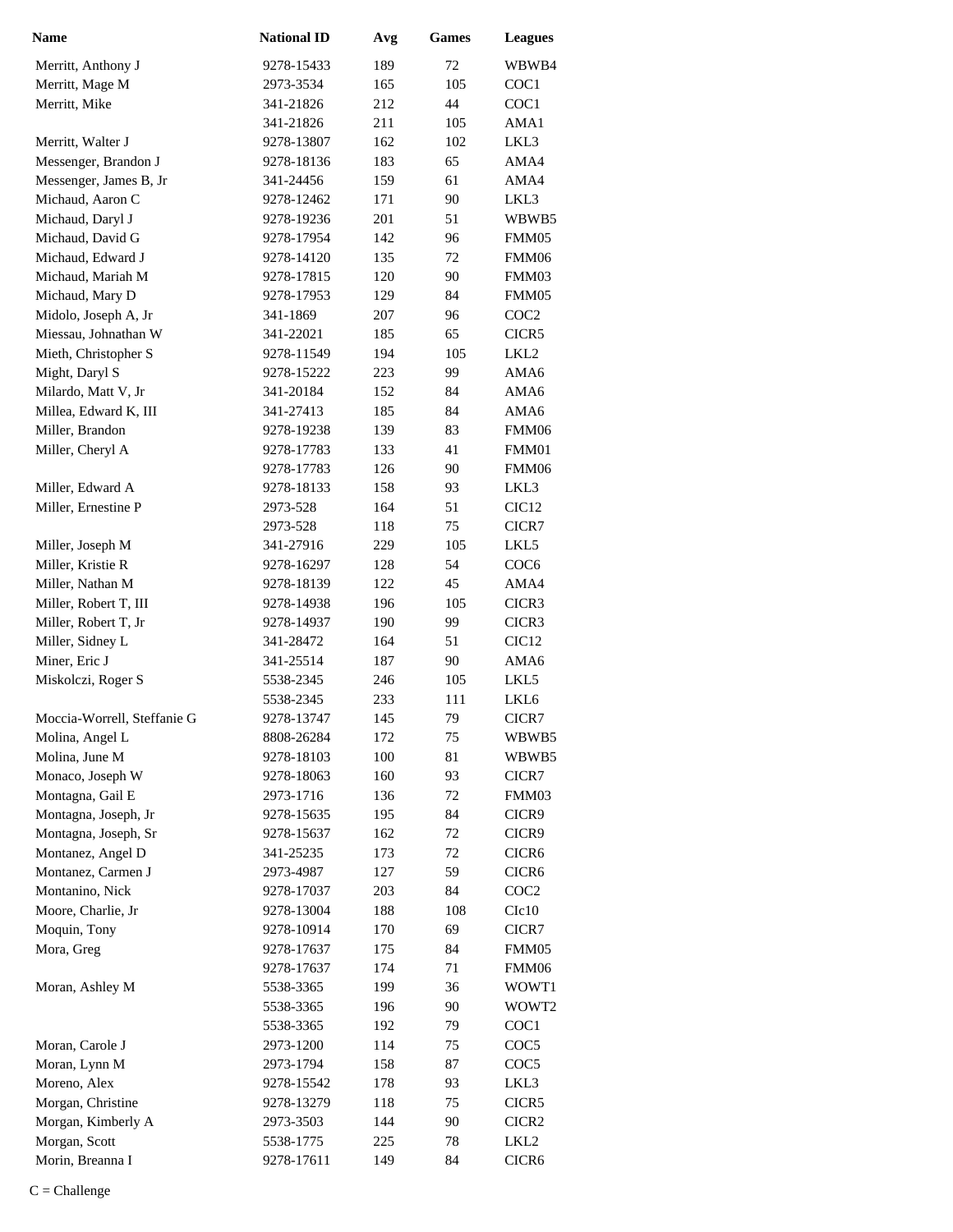| Name | National ID | Avg | Games | Leagues |
| --- | --- | --- | --- | --- |
| Merritt, Anthony J | 9278-15433 | 189 | 72 | WBWB4 |
| Merritt, Mage M | 2973-3534 | 165 | 105 | COC1 |
| Merritt, Mike | 341-21826 | 212 | 44 | COC1 |
| | 341-21826 | 211 | 105 | AMA1 |
| Merritt, Walter J | 9278-13807 | 162 | 102 | LKL3 |
| Messenger, Brandon J | 9278-18136 | 183 | 65 | AMA4 |
| Messenger, James B, Jr | 341-24456 | 159 | 61 | AMA4 |
| Michaud, Aaron C | 9278-12462 | 171 | 90 | LKL3 |
| Michaud, Daryl J | 9278-19236 | 201 | 51 | WBWB5 |
| Michaud, David G | 9278-17954 | 142 | 96 | FMM05 |
| Michaud, Edward J | 9278-14120 | 135 | 72 | FMM06 |
| Michaud, Mariah M | 9278-17815 | 120 | 90 | FMM03 |
| Michaud, Mary D | 9278-17953 | 129 | 84 | FMM05 |
| Midolo, Joseph A, Jr | 341-1869 | 207 | 96 | COC2 |
| Miessau, Johnathan W | 341-22021 | 185 | 65 | CICR5 |
| Mieth, Christopher S | 9278-11549 | 194 | 105 | LKL2 |
| Might, Daryl S | 9278-15222 | 223 | 99 | AMA6 |
| Milardo, Matt V, Jr | 341-20184 | 152 | 84 | AMA6 |
| Millea, Edward K, III | 341-27413 | 185 | 84 | AMA6 |
| Miller, Brandon | 9278-19238 | 139 | 83 | FMM06 |
| Miller, Cheryl A | 9278-17783 | 133 | 41 | FMM01 |
| | 9278-17783 | 126 | 90 | FMM06 |
| Miller, Edward A | 9278-18133 | 158 | 93 | LKL3 |
| Miller, Ernestine P | 2973-528 | 164 | 51 | CIC12 |
| | 2973-528 | 118 | 75 | CICR7 |
| Miller, Joseph M | 341-27916 | 229 | 105 | LKL5 |
| Miller, Kristie R | 9278-16297 | 128 | 54 | COC6 |
| Miller, Nathan M | 9278-18139 | 122 | 45 | AMA4 |
| Miller, Robert T, III | 9278-14938 | 196 | 105 | CICR3 |
| Miller, Robert T, Jr | 9278-14937 | 190 | 99 | CICR3 |
| Miller, Sidney L | 341-28472 | 164 | 51 | CIC12 |
| Miner, Eric J | 341-25514 | 187 | 90 | AMA6 |
| Miskolczi, Roger S | 5538-2345 | 246 | 105 | LKL5 |
| | 5538-2345 | 233 | 111 | LKL6 |
| Moccia-Worrell, Steffanie G | 9278-13747 | 145 | 79 | CICR7 |
| Molina, Angel L | 8808-26284 | 172 | 75 | WBWB5 |
| Molina, June M | 9278-18103 | 100 | 81 | WBWB5 |
| Monaco, Joseph W | 9278-18063 | 160 | 93 | CICR7 |
| Montagna, Gail E | 2973-1716 | 136 | 72 | FMM03 |
| Montagna, Joseph, Jr | 9278-15635 | 195 | 84 | CICR9 |
| Montagna, Joseph, Sr | 9278-15637 | 162 | 72 | CICR9 |
| Montanez, Angel D | 341-25235 | 173 | 72 | CICR6 |
| Montanez, Carmen J | 2973-4987 | 127 | 59 | CICR6 |
| Montanino, Nick | 9278-17037 | 203 | 84 | COC2 |
| Moore, Charlie, Jr | 9278-13004 | 188 | 108 | CIc10 |
| Moquin, Tony | 9278-10914 | 170 | 69 | CICR7 |
| Mora, Greg | 9278-17637 | 175 | 84 | FMM05 |
| | 9278-17637 | 174 | 71 | FMM06 |
| Moran, Ashley M | 5538-3365 | 199 | 36 | WOWT1 |
| | 5538-3365 | 196 | 90 | WOWT2 |
| | 5538-3365 | 192 | 79 | COC1 |
| Moran, Carole J | 2973-1200 | 114 | 75 | COC5 |
| Moran, Lynn M | 2973-1794 | 158 | 87 | COC5 |
| Moreno, Alex | 9278-15542 | 178 | 93 | LKL3 |
| Morgan, Christine | 9278-13279 | 118 | 75 | CICR5 |
| Morgan, Kimberly A | 2973-3503 | 144 | 90 | CICR2 |
| Morgan, Scott | 5538-1775 | 225 | 78 | LKL2 |
| Morin, Breanna I | 9278-17611 | 149 | 84 | CICR6 |

C = Challenge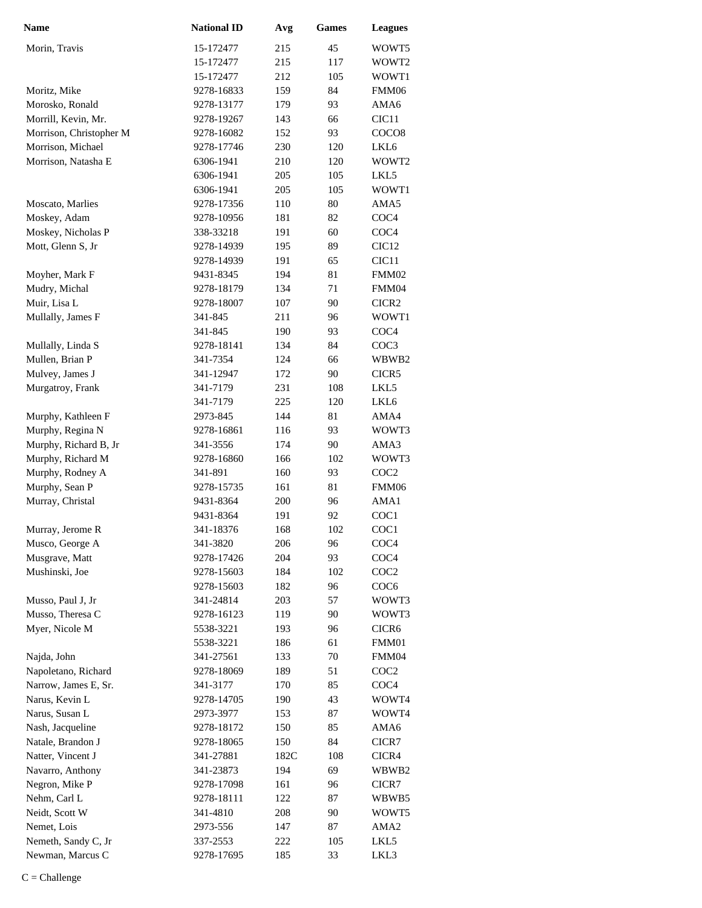| Name | National ID | Avg | Games | Leagues |
|---|---|---|---|---|
| Morin, Travis | 15-172477 | 215 | 45 | WOWT5 |
| | 15-172477 | 215 | 117 | WOWT2 |
| | 15-172477 | 212 | 105 | WOWT1 |
| Moritz, Mike | 9278-16833 | 159 | 84 | FMM06 |
| Morosko, Ronald | 9278-13177 | 179 | 93 | AMA6 |
| Morrill, Kevin, Mr. | 9278-19267 | 143 | 66 | CIC11 |
| Morrison, Christopher M | 9278-16082 | 152 | 93 | COCO8 |
| Morrison, Michael | 9278-17746 | 230 | 120 | LKL6 |
| Morrison, Natasha E | 6306-1941 | 210 | 120 | WOWT2 |
| | 6306-1941 | 205 | 105 | LKL5 |
| | 6306-1941 | 205 | 105 | WOWT1 |
| Moscato, Marlies | 9278-17356 | 110 | 80 | AMA5 |
| Moskey, Adam | 9278-10956 | 181 | 82 | COC4 |
| Moskey, Nicholas P | 338-33218 | 191 | 60 | COC4 |
| Mott, Glenn S, Jr | 9278-14939 | 195 | 89 | CIC12 |
| | 9278-14939 | 191 | 65 | CIC11 |
| Moyher, Mark F | 9431-8345 | 194 | 81 | FMM02 |
| Mudry, Michal | 9278-18179 | 134 | 71 | FMM04 |
| Muir, Lisa L | 9278-18007 | 107 | 90 | CICR2 |
| Mullally, James F | 341-845 | 211 | 96 | WOWT1 |
| | 341-845 | 190 | 93 | COC4 |
| Mullally, Linda S | 9278-18141 | 134 | 84 | COC3 |
| Mullen, Brian P | 341-7354 | 124 | 66 | WBWB2 |
| Mulvey, James J | 341-12947 | 172 | 90 | CICR5 |
| Murgatroy, Frank | 341-7179 | 231 | 108 | LKL5 |
| | 341-7179 | 225 | 120 | LKL6 |
| Murphy, Kathleen F | 2973-845 | 144 | 81 | AMA4 |
| Murphy, Regina N | 9278-16861 | 116 | 93 | WOWT3 |
| Murphy, Richard B, Jr | 341-3556 | 174 | 90 | AMA3 |
| Murphy, Richard M | 9278-16860 | 166 | 102 | WOWT3 |
| Murphy, Rodney A | 341-891 | 160 | 93 | COC2 |
| Murphy, Sean P | 9278-15735 | 161 | 81 | FMM06 |
| Murray, Christal | 9431-8364 | 200 | 96 | AMA1 |
| | 9431-8364 | 191 | 92 | COC1 |
| Murray, Jerome R | 341-18376 | 168 | 102 | COC1 |
| Musco, George A | 341-3820 | 206 | 96 | COC4 |
| Musgrave, Matt | 9278-17426 | 204 | 93 | COC4 |
| Mushinski, Joe | 9278-15603 | 184 | 102 | COC2 |
| | 9278-15603 | 182 | 96 | COC6 |
| Musso, Paul J, Jr | 341-24814 | 203 | 57 | WOWT3 |
| Musso, Theresa C | 9278-16123 | 119 | 90 | WOWT3 |
| Myer, Nicole M | 5538-3221 | 193 | 96 | CICR6 |
| | 5538-3221 | 186 | 61 | FMM01 |
| Najda, John | 341-27561 | 133 | 70 | FMM04 |
| Napoletano, Richard | 9278-18069 | 189 | 51 | COC2 |
| Narrow, James E, Sr. | 341-3177 | 170 | 85 | COC4 |
| Narus, Kevin L | 9278-14705 | 190 | 43 | WOWT4 |
| Narus, Susan L | 2973-3977 | 153 | 87 | WOWT4 |
| Nash, Jacqueline | 9278-18172 | 150 | 85 | AMA6 |
| Natale, Brandon J | 9278-18065 | 150 | 84 | CICR7 |
| Natter, Vincent J | 341-27881 | 182C | 108 | CICR4 |
| Navarro, Anthony | 341-23873 | 194 | 69 | WBWB2 |
| Negron, Mike P | 9278-17098 | 161 | 96 | CICR7 |
| Nehm, Carl L | 9278-18111 | 122 | 87 | WBWB5 |
| Neidt, Scott W | 341-4810 | 208 | 90 | WOWT5 |
| Nemet, Lois | 2973-556 | 147 | 87 | AMA2 |
| Nemeth, Sandy C, Jr | 337-2553 | 222 | 105 | LKL5 |
| Newman, Marcus C | 9278-17695 | 185 | 33 | LKL3 |

C = Challenge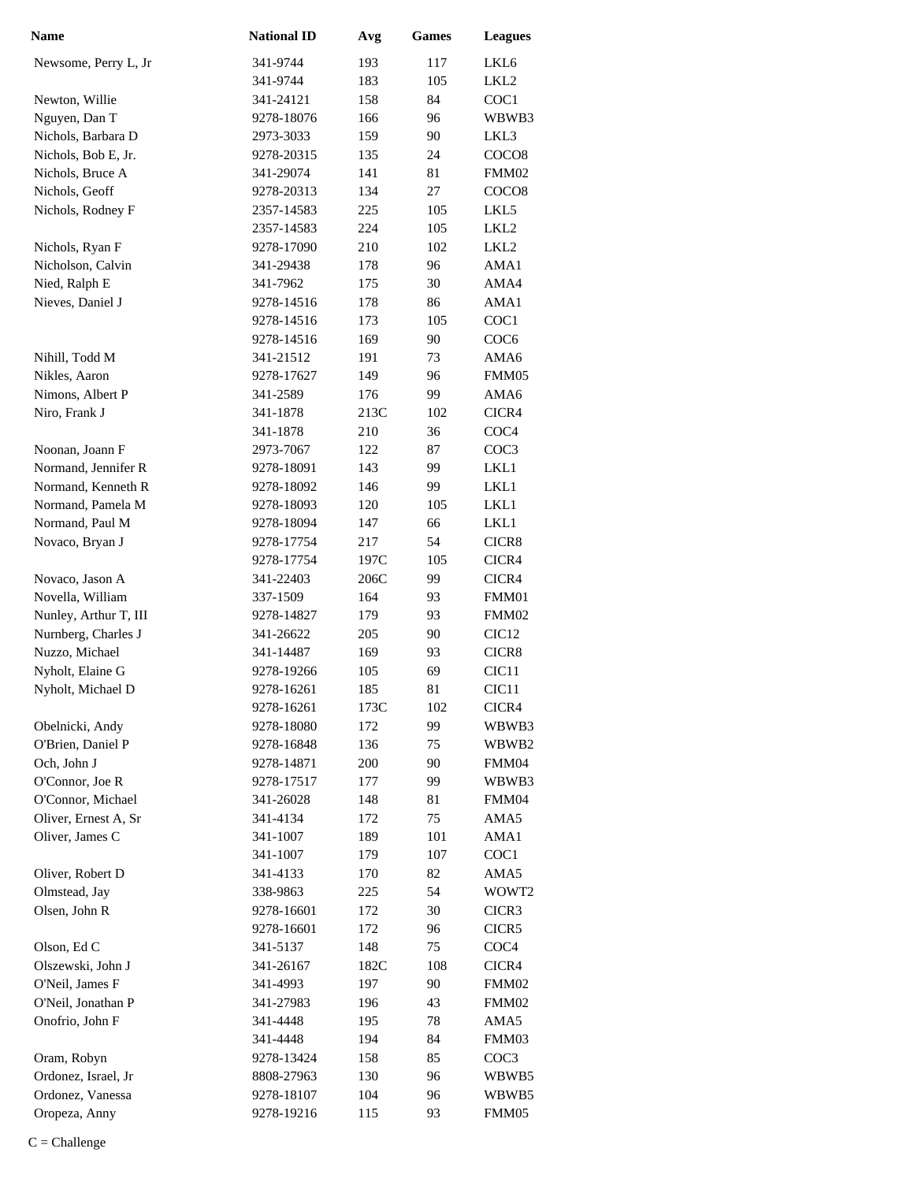| Name | National ID | Avg | Games | Leagues |
| --- | --- | --- | --- | --- |
| Newsome, Perry L, Jr | 341-9744 | 193 | 117 | LKL6 |
| | 341-9744 | 183 | 105 | LKL2 |
| Newton, Willie | 341-24121 | 158 | 84 | COC1 |
| Nguyen, Dan T | 9278-18076 | 166 | 96 | WBWB3 |
| Nichols, Barbara D | 2973-3033 | 159 | 90 | LKL3 |
| Nichols, Bob E, Jr. | 9278-20315 | 135 | 24 | COCO8 |
| Nichols, Bruce A | 341-29074 | 141 | 81 | FMM02 |
| Nichols, Geoff | 9278-20313 | 134 | 27 | COCO8 |
| Nichols, Rodney F | 2357-14583 | 225 | 105 | LKL5 |
| | 2357-14583 | 224 | 105 | LKL2 |
| Nichols, Ryan F | 9278-17090 | 210 | 102 | LKL2 |
| Nicholson, Calvin | 341-29438 | 178 | 96 | AMA1 |
| Nied, Ralph E | 341-7962 | 175 | 30 | AMA4 |
| Nieves, Daniel J | 9278-14516 | 178 | 86 | AMA1 |
| | 9278-14516 | 173 | 105 | COC1 |
| | 9278-14516 | 169 | 90 | COC6 |
| Nihill, Todd M | 341-21512 | 191 | 73 | AMA6 |
| Nikles, Aaron | 9278-17627 | 149 | 96 | FMM05 |
| Nimons, Albert P | 341-2589 | 176 | 99 | AMA6 |
| Niro, Frank J | 341-1878 | 213C | 102 | CICR4 |
| | 341-1878 | 210 | 36 | COC4 |
| Noonan, Joann F | 2973-7067 | 122 | 87 | COC3 |
| Normand, Jennifer R | 9278-18091 | 143 | 99 | LKL1 |
| Normand, Kenneth R | 9278-18092 | 146 | 99 | LKL1 |
| Normand, Pamela M | 9278-18093 | 120 | 105 | LKL1 |
| Normand, Paul M | 9278-18094 | 147 | 66 | LKL1 |
| Novaco, Bryan J | 9278-17754 | 217 | 54 | CICR8 |
| | 9278-17754 | 197C | 105 | CICR4 |
| Novaco, Jason A | 341-22403 | 206C | 99 | CICR4 |
| Novella, William | 337-1509 | 164 | 93 | FMM01 |
| Nunley, Arthur T, III | 9278-14827 | 179 | 93 | FMM02 |
| Nurnberg, Charles J | 341-26622 | 205 | 90 | CIC12 |
| Nuzzo, Michael | 341-14487 | 169 | 93 | CICR8 |
| Nyholt, Elaine G | 9278-19266 | 105 | 69 | CIC11 |
| Nyholt, Michael D | 9278-16261 | 185 | 81 | CIC11 |
| | 9278-16261 | 173C | 102 | CICR4 |
| Obelnicki, Andy | 9278-18080 | 172 | 99 | WBWB3 |
| O'Brien, Daniel P | 9278-16848 | 136 | 75 | WBWB2 |
| Och, John J | 9278-14871 | 200 | 90 | FMM04 |
| O'Connor, Joe R | 9278-17517 | 177 | 99 | WBWB3 |
| O'Connor, Michael | 341-26028 | 148 | 81 | FMM04 |
| Oliver, Ernest A, Sr | 341-4134 | 172 | 75 | AMA5 |
| Oliver, James C | 341-1007 | 189 | 101 | AMA1 |
| | 341-1007 | 179 | 107 | COC1 |
| Oliver, Robert D | 341-4133 | 170 | 82 | AMA5 |
| Olmstead, Jay | 338-9863 | 225 | 54 | WOWT2 |
| Olsen, John R | 9278-16601 | 172 | 30 | CICR3 |
| | 9278-16601 | 172 | 96 | CICR5 |
| Olson, Ed C | 341-5137 | 148 | 75 | COC4 |
| Olszewski, John J | 341-26167 | 182C | 108 | CICR4 |
| O'Neil, James F | 341-4993 | 197 | 90 | FMM02 |
| O'Neil, Jonathan P | 341-27983 | 196 | 43 | FMM02 |
| Onofrio, John F | 341-4448 | 195 | 78 | AMA5 |
| | 341-4448 | 194 | 84 | FMM03 |
| Oram, Robyn | 9278-13424 | 158 | 85 | COC3 |
| Ordonez, Israel, Jr | 8808-27963 | 130 | 96 | WBWB5 |
| Ordonez, Vanessa | 9278-18107 | 104 | 96 | WBWB5 |
| Oropeza, Anny | 9278-19216 | 115 | 93 | FMM05 |

C = Challenge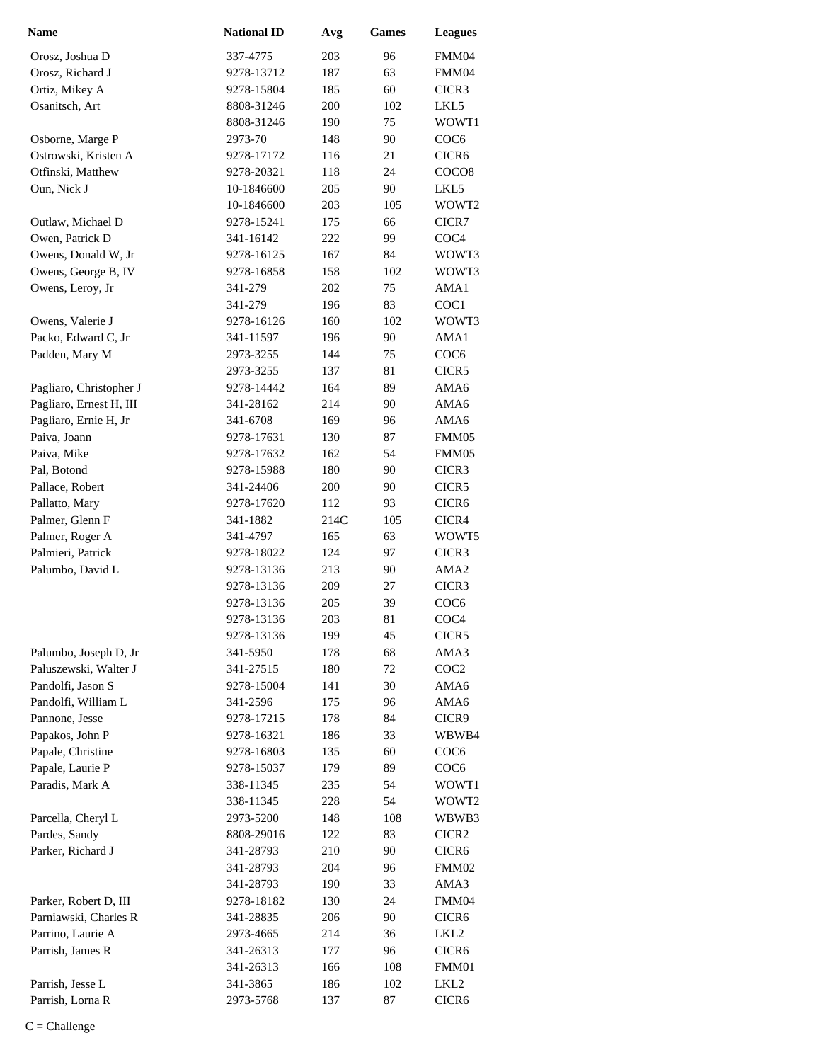| Name | National ID | Avg | Games | Leagues |
|---|---|---|---|---|
| Orosz, Joshua D | 337-4775 | 203 | 96 | FMM04 |
| Orosz, Richard J | 9278-13712 | 187 | 63 | FMM04 |
| Ortiz, Mikey A | 9278-15804 | 185 | 60 | CICR3 |
| Osanitsch, Art | 8808-31246 | 200 | 102 | LKL5 |
| | 8808-31246 | 190 | 75 | WOWT1 |
| Osborne, Marge P | 2973-70 | 148 | 90 | COC6 |
| Ostrowski, Kristen A | 9278-17172 | 116 | 21 | CICR6 |
| Otfinski, Matthew | 9278-20321 | 118 | 24 | COCO8 |
| Oun, Nick J | 10-1846600 | 205 | 90 | LKL5 |
| | 10-1846600 | 203 | 105 | WOWT2 |
| Outlaw, Michael D | 9278-15241 | 175 | 66 | CICR7 |
| Owen, Patrick D | 341-16142 | 222 | 99 | COC4 |
| Owens, Donald W, Jr | 9278-16125 | 167 | 84 | WOWT3 |
| Owens, George B, IV | 9278-16858 | 158 | 102 | WOWT3 |
| Owens, Leroy, Jr | 341-279 | 202 | 75 | AMA1 |
| | 341-279 | 196 | 83 | COC1 |
| Owens, Valerie J | 9278-16126 | 160 | 102 | WOWT3 |
| Packo, Edward C, Jr | 341-11597 | 196 | 90 | AMA1 |
| Padden, Mary M | 2973-3255 | 144 | 75 | COC6 |
| | 2973-3255 | 137 | 81 | CICR5 |
| Pagliaro, Christopher J | 9278-14442 | 164 | 89 | AMA6 |
| Pagliaro, Ernest H, III | 341-28162 | 214 | 90 | AMA6 |
| Pagliaro, Ernie H, Jr | 341-6708 | 169 | 96 | AMA6 |
| Paiva, Joann | 9278-17631 | 130 | 87 | FMM05 |
| Paiva, Mike | 9278-17632 | 162 | 54 | FMM05 |
| Pal, Botond | 9278-15988 | 180 | 90 | CICR3 |
| Pallace, Robert | 341-24406 | 200 | 90 | CICR5 |
| Pallatto, Mary | 9278-17620 | 112 | 93 | CICR6 |
| Palmer, Glenn F | 341-1882 | 214C | 105 | CICR4 |
| Palmer, Roger A | 341-4797 | 165 | 63 | WOWT5 |
| Palmieri, Patrick | 9278-18022 | 124 | 97 | CICR3 |
| Palumbo, David L | 9278-13136 | 213 | 90 | AMA2 |
| | 9278-13136 | 209 | 27 | CICR3 |
| | 9278-13136 | 205 | 39 | COC6 |
| | 9278-13136 | 203 | 81 | COC4 |
| | 9278-13136 | 199 | 45 | CICR5 |
| Palumbo, Joseph D, Jr | 341-5950 | 178 | 68 | AMA3 |
| Paluszewski, Walter J | 341-27515 | 180 | 72 | COC2 |
| Pandolfi, Jason S | 9278-15004 | 141 | 30 | AMA6 |
| Pandolfi, William L | 341-2596 | 175 | 96 | AMA6 |
| Pannone, Jesse | 9278-17215 | 178 | 84 | CICR9 |
| Papakos, John P | 9278-16321 | 186 | 33 | WBWB4 |
| Papale, Christine | 9278-16803 | 135 | 60 | COC6 |
| Papale, Laurie P | 9278-15037 | 179 | 89 | COC6 |
| Paradis, Mark A | 338-11345 | 235 | 54 | WOWT1 |
| | 338-11345 | 228 | 54 | WOWT2 |
| Parcella, Cheryl L | 2973-5200 | 148 | 108 | WBWB3 |
| Pardes, Sandy | 8808-29016 | 122 | 83 | CICR2 |
| Parker, Richard J | 341-28793 | 210 | 90 | CICR6 |
| | 341-28793 | 204 | 96 | FMM02 |
| | 341-28793 | 190 | 33 | AMA3 |
| Parker, Robert D, III | 9278-18182 | 130 | 24 | FMM04 |
| Parniawski, Charles R | 341-28835 | 206 | 90 | CICR6 |
| Parrino, Laurie A | 2973-4665 | 214 | 36 | LKL2 |
| Parrish, James R | 341-26313 | 177 | 96 | CICR6 |
| | 341-26313 | 166 | 108 | FMM01 |
| Parrish, Jesse L | 341-3865 | 186 | 102 | LKL2 |
| Parrish, Lorna R | 2973-5768 | 137 | 87 | CICR6 |

C = Challenge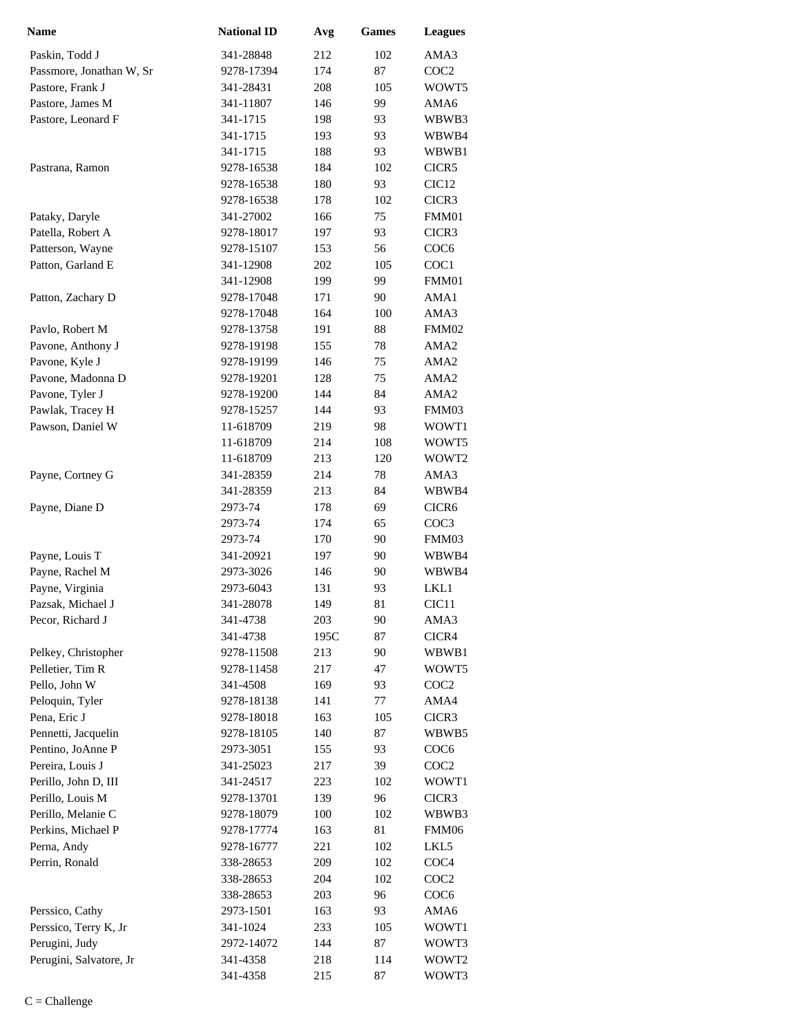| Name | National ID | Avg | Games | Leagues |
|---|---|---|---|---|
| Paskin, Todd J | 341-28848 | 212 | 102 | AMA3 |
| Passmore, Jonathan W, Sr | 9278-17394 | 174 | 87 | COC2 |
| Pastore, Frank J | 341-28431 | 208 | 105 | WOWT5 |
| Pastore, James M | 341-11807 | 146 | 99 | AMA6 |
| Pastore, Leonard F | 341-1715 | 198 | 93 | WBWB3 |
| | 341-1715 | 193 | 93 | WBWB4 |
| | 341-1715 | 188 | 93 | WBWB1 |
| Pastrana, Ramon | 9278-16538 | 184 | 102 | CICR5 |
| | 9278-16538 | 180 | 93 | CIC12 |
| | 9278-16538 | 178 | 102 | CICR3 |
| Pataky, Daryle | 341-27002 | 166 | 75 | FMM01 |
| Patella, Robert A | 9278-18017 | 197 | 93 | CICR3 |
| Patterson, Wayne | 9278-15107 | 153 | 56 | COC6 |
| Patton, Garland E | 341-12908 | 202 | 105 | COC1 |
| | 341-12908 | 199 | 99 | FMM01 |
| Patton, Zachary D | 9278-17048 | 171 | 90 | AMA1 |
| | 9278-17048 | 164 | 100 | AMA3 |
| Pavlo, Robert M | 9278-13758 | 191 | 88 | FMM02 |
| Pavone, Anthony J | 9278-19198 | 155 | 78 | AMA2 |
| Pavone, Kyle J | 9278-19199 | 146 | 75 | AMA2 |
| Pavone, Madonna D | 9278-19201 | 128 | 75 | AMA2 |
| Pavone, Tyler J | 9278-19200 | 144 | 84 | AMA2 |
| Pawlak, Tracey H | 9278-15257 | 144 | 93 | FMM03 |
| Pawson, Daniel W | 11-618709 | 219 | 98 | WOWT1 |
| | 11-618709 | 214 | 108 | WOWT5 |
| | 11-618709 | 213 | 120 | WOWT2 |
| Payne, Cortney G | 341-28359 | 214 | 78 | AMA3 |
| | 341-28359 | 213 | 84 | WBWB4 |
| Payne, Diane D | 2973-74 | 178 | 69 | CICR6 |
| | 2973-74 | 174 | 65 | COC3 |
| | 2973-74 | 170 | 90 | FMM03 |
| Payne, Louis T | 341-20921 | 197 | 90 | WBWB4 |
| Payne, Rachel M | 2973-3026 | 146 | 90 | WBWB4 |
| Payne, Virginia | 2973-6043 | 131 | 93 | LKL1 |
| Pazsak, Michael J | 341-28078 | 149 | 81 | CIC11 |
| Pecor, Richard J | 341-4738 | 203 | 90 | AMA3 |
| | 341-4738 | 195C | 87 | CICR4 |
| Pelkey, Christopher | 9278-11508 | 213 | 90 | WBWB1 |
| Pelletier, Tim R | 9278-11458 | 217 | 47 | WOWT5 |
| Pello, John W | 341-4508 | 169 | 93 | COC2 |
| Peloquin, Tyler | 9278-18138 | 141 | 77 | AMA4 |
| Pena, Eric J | 9278-18018 | 163 | 105 | CICR3 |
| Pennetti, Jacquelin | 9278-18105 | 140 | 87 | WBWB5 |
| Pentino, JoAnne P | 2973-3051 | 155 | 93 | COC6 |
| Pereira, Louis J | 341-25023 | 217 | 39 | COC2 |
| Perillo, John D, III | 341-24517 | 223 | 102 | WOWT1 |
| Perillo, Louis M | 9278-13701 | 139 | 96 | CICR3 |
| Perillo, Melanie C | 9278-18079 | 100 | 102 | WBWB3 |
| Perkins, Michael P | 9278-17774 | 163 | 81 | FMM06 |
| Perna, Andy | 9278-16777 | 221 | 102 | LKL5 |
| Perrin, Ronald | 338-28653 | 209 | 102 | COC4 |
| | 338-28653 | 204 | 102 | COC2 |
| | 338-28653 | 203 | 96 | COC6 |
| Perssico, Cathy | 2973-1501 | 163 | 93 | AMA6 |
| Perssico, Terry K, Jr | 341-1024 | 233 | 105 | WOWT1 |
| Perugini, Judy | 2972-14072 | 144 | 87 | WOWT3 |
| Perugini, Salvatore, Jr | 341-4358 | 218 | 114 | WOWT2 |
| | 341-4358 | 215 | 87 | WOWT3 |

C = Challenge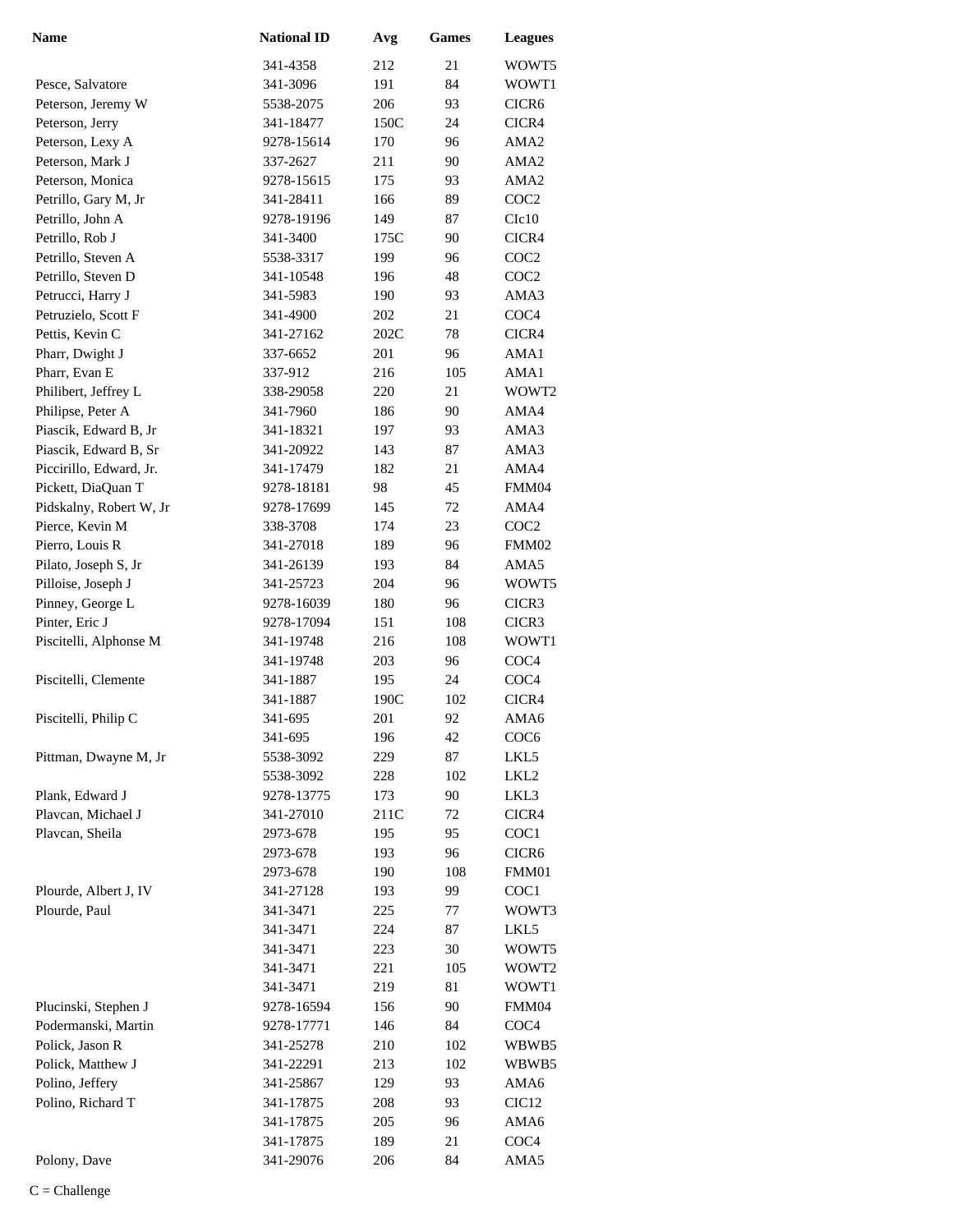| Name | National ID | Avg | Games | Leagues |
| --- | --- | --- | --- | --- |
| | 341-4358 | 212 | 21 | WOWT5 |
| Pesce, Salvatore | 341-3096 | 191 | 84 | WOWT1 |
| Peterson, Jeremy W | 5538-2075 | 206 | 93 | CICR6 |
| Peterson, Jerry | 341-18477 | 150C | 24 | CICR4 |
| Peterson, Lexy A | 9278-15614 | 170 | 96 | AMA2 |
| Peterson, Mark J | 337-2627 | 211 | 90 | AMA2 |
| Peterson, Monica | 9278-15615 | 175 | 93 | AMA2 |
| Petrillo, Gary M, Jr | 341-28411 | 166 | 89 | COC2 |
| Petrillo, John A | 9278-19196 | 149 | 87 | CIc10 |
| Petrillo, Rob J | 341-3400 | 175C | 90 | CICR4 |
| Petrillo, Steven A | 5538-3317 | 199 | 96 | COC2 |
| Petrillo, Steven D | 341-10548 | 196 | 48 | COC2 |
| Petrucci, Harry J | 341-5983 | 190 | 93 | AMA3 |
| Petruzielo, Scott F | 341-4900 | 202 | 21 | COC4 |
| Pettis, Kevin C | 341-27162 | 202C | 78 | CICR4 |
| Pharr, Dwight J | 337-6652 | 201 | 96 | AMA1 |
| Pharr, Evan E | 337-912 | 216 | 105 | AMA1 |
| Philibert, Jeffrey L | 338-29058 | 220 | 21 | WOWT2 |
| Philipse, Peter A | 341-7960 | 186 | 90 | AMA4 |
| Piascik, Edward B, Jr | 341-18321 | 197 | 93 | AMA3 |
| Piascik, Edward B, Sr | 341-20922 | 143 | 87 | AMA3 |
| Piccirillo, Edward, Jr. | 341-17479 | 182 | 21 | AMA4 |
| Pickett, DiaQuan T | 9278-18181 | 98 | 45 | FMM04 |
| Pidskalny, Robert W, Jr | 9278-17699 | 145 | 72 | AMA4 |
| Pierce, Kevin M | 338-3708 | 174 | 23 | COC2 |
| Pierro, Louis R | 341-27018 | 189 | 96 | FMM02 |
| Pilato, Joseph S, Jr | 341-26139 | 193 | 84 | AMA5 |
| Pilloise, Joseph J | 341-25723 | 204 | 96 | WOWT5 |
| Pinney, George L | 9278-16039 | 180 | 96 | CICR3 |
| Pinter, Eric J | 9278-17094 | 151 | 108 | CICR3 |
| Piscitelli, Alphonse M | 341-19748 | 216 | 108 | WOWT1 |
| | 341-19748 | 203 | 96 | COC4 |
| Piscitelli, Clemente | 341-1887 | 195 | 24 | COC4 |
| | 341-1887 | 190C | 102 | CICR4 |
| Piscitelli, Philip C | 341-695 | 201 | 92 | AMA6 |
| | 341-695 | 196 | 42 | COC6 |
| Pittman, Dwayne M, Jr | 5538-3092 | 229 | 87 | LKL5 |
| | 5538-3092 | 228 | 102 | LKL2 |
| Plank, Edward J | 9278-13775 | 173 | 90 | LKL3 |
| Plavcan, Michael J | 341-27010 | 211C | 72 | CICR4 |
| Plavcan, Sheila | 2973-678 | 195 | 95 | COC1 |
| | 2973-678 | 193 | 96 | CICR6 |
| | 2973-678 | 190 | 108 | FMM01 |
| Plourde, Albert J, IV | 341-27128 | 193 | 99 | COC1 |
| Plourde, Paul | 341-3471 | 225 | 77 | WOWT3 |
| | 341-3471 | 224 | 87 | LKL5 |
| | 341-3471 | 223 | 30 | WOWT5 |
| | 341-3471 | 221 | 105 | WOWT2 |
| | 341-3471 | 219 | 81 | WOWT1 |
| Plucinski, Stephen J | 9278-16594 | 156 | 90 | FMM04 |
| Podermanski, Martin | 9278-17771 | 146 | 84 | COC4 |
| Polick, Jason R | 341-25278 | 210 | 102 | WBWB5 |
| Polick, Matthew J | 341-22291 | 213 | 102 | WBWB5 |
| Polino, Jeffery | 341-25867 | 129 | 93 | AMA6 |
| Polino, Richard T | 341-17875 | 208 | 93 | CIC12 |
| | 341-17875 | 205 | 96 | AMA6 |
| | 341-17875 | 189 | 21 | COC4 |
| Polony, Dave | 341-29076 | 206 | 84 | AMA5 |

C = Challenge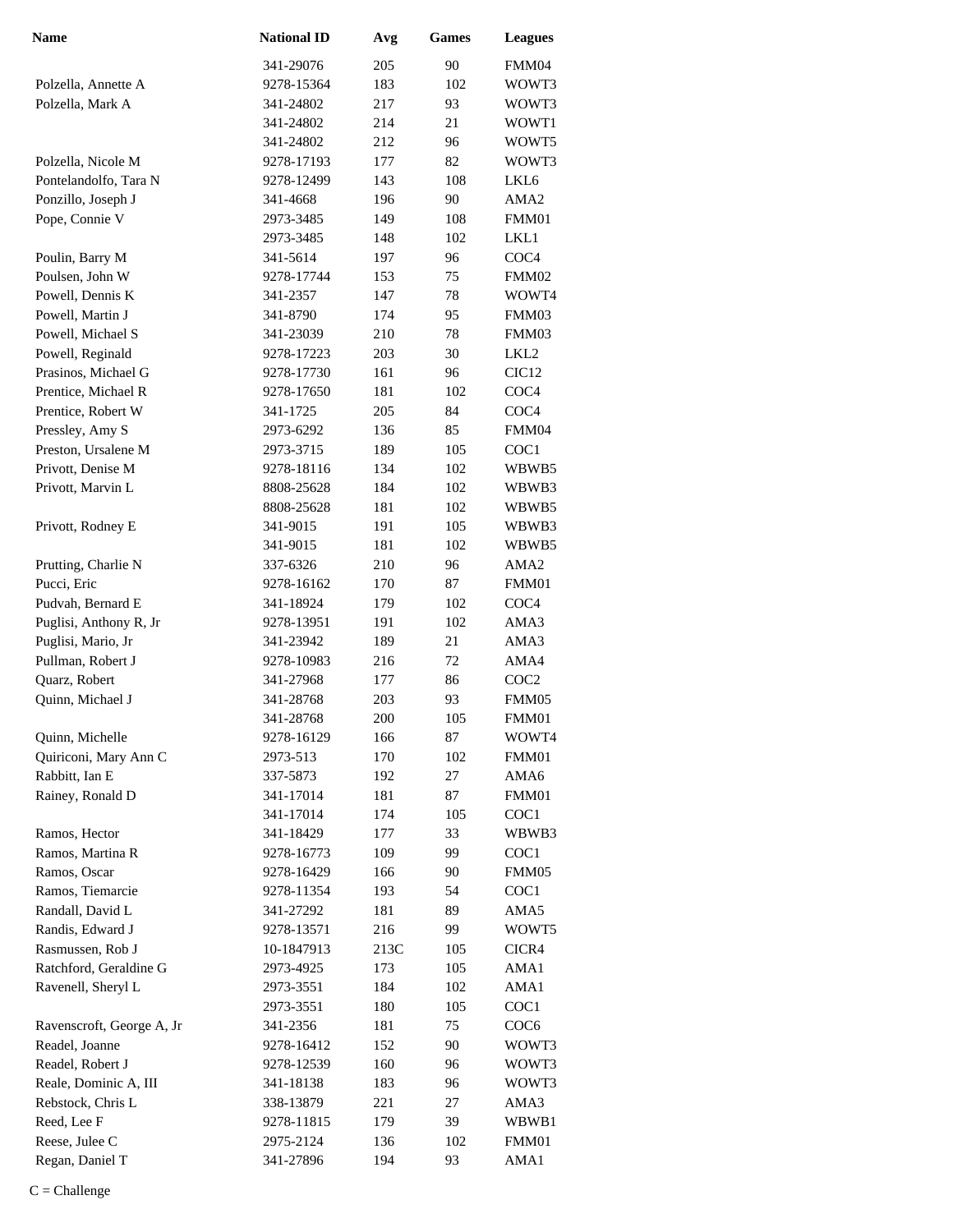| Name | National ID | Avg | Games | Leagues |
|---|---|---|---|---|
| | 341-29076 | 205 | 90 | FMM04 |
| Polzella, Annette A | 9278-15364 | 183 | 102 | WOWT3 |
| Polzella, Mark A | 341-24802 | 217 | 93 | WOWT3 |
| | 341-24802 | 214 | 21 | WOWT1 |
| | 341-24802 | 212 | 96 | WOWT5 |
| Polzella, Nicole M | 9278-17193 | 177 | 82 | WOWT3 |
| Pontelandolfo, Tara N | 9278-12499 | 143 | 108 | LKL6 |
| Ponzillo, Joseph J | 341-4668 | 196 | 90 | AMA2 |
| Pope, Connie V | 2973-3485 | 149 | 108 | FMM01 |
| | 2973-3485 | 148 | 102 | LKL1 |
| Poulin, Barry M | 341-5614 | 197 | 96 | COC4 |
| Poulsen, John W | 9278-17744 | 153 | 75 | FMM02 |
| Powell, Dennis K | 341-2357 | 147 | 78 | WOWT4 |
| Powell, Martin J | 341-8790 | 174 | 95 | FMM03 |
| Powell, Michael S | 341-23039 | 210 | 78 | FMM03 |
| Powell, Reginald | 9278-17223 | 203 | 30 | LKL2 |
| Prasinos, Michael G | 9278-17730 | 161 | 96 | CIC12 |
| Prentice, Michael R | 9278-17650 | 181 | 102 | COC4 |
| Prentice, Robert W | 341-1725 | 205 | 84 | COC4 |
| Pressley, Amy S | 2973-6292 | 136 | 85 | FMM04 |
| Preston, Ursalene M | 2973-3715 | 189 | 105 | COC1 |
| Privott, Denise M | 9278-18116 | 134 | 102 | WBWB5 |
| Privott, Marvin L | 8808-25628 | 184 | 102 | WBWB3 |
| | 8808-25628 | 181 | 102 | WBWB5 |
| Privott, Rodney E | 341-9015 | 191 | 105 | WBWB3 |
| | 341-9015 | 181 | 102 | WBWB5 |
| Prutting, Charlie N | 337-6326 | 210 | 96 | AMA2 |
| Pucci, Eric | 9278-16162 | 170 | 87 | FMM01 |
| Pudvah, Bernard E | 341-18924 | 179 | 102 | COC4 |
| Puglisi, Anthony R, Jr | 9278-13951 | 191 | 102 | AMA3 |
| Puglisi, Mario, Jr | 341-23942 | 189 | 21 | AMA3 |
| Pullman, Robert J | 9278-10983 | 216 | 72 | AMA4 |
| Quarz, Robert | 341-27968 | 177 | 86 | COC2 |
| Quinn, Michael J | 341-28768 | 203 | 93 | FMM05 |
| | 341-28768 | 200 | 105 | FMM01 |
| Quinn, Michelle | 9278-16129 | 166 | 87 | WOWT4 |
| Quiriconi, Mary Ann C | 2973-513 | 170 | 102 | FMM01 |
| Rabbitt, Ian E | 337-5873 | 192 | 27 | AMA6 |
| Rainey, Ronald D | 341-17014 | 181 | 87 | FMM01 |
| | 341-17014 | 174 | 105 | COC1 |
| Ramos, Hector | 341-18429 | 177 | 33 | WBWB3 |
| Ramos, Martina R | 9278-16773 | 109 | 99 | COC1 |
| Ramos, Oscar | 9278-16429 | 166 | 90 | FMM05 |
| Ramos, Tiemarcie | 9278-11354 | 193 | 54 | COC1 |
| Randall, David L | 341-27292 | 181 | 89 | AMA5 |
| Randis, Edward J | 9278-13571 | 216 | 99 | WOWT5 |
| Rasmussen, Rob J | 10-1847913 | 213C | 105 | CICR4 |
| Ratchford, Geraldine G | 2973-4925 | 173 | 105 | AMA1 |
| Ravenell, Sheryl L | 2973-3551 | 184 | 102 | AMA1 |
| | 2973-3551 | 180 | 105 | COC1 |
| Ravenscroft, George A, Jr | 341-2356 | 181 | 75 | COC6 |
| Readel, Joanne | 9278-16412 | 152 | 90 | WOWT3 |
| Readel, Robert J | 9278-12539 | 160 | 96 | WOWT3 |
| Reale, Dominic A, III | 341-18138 | 183 | 96 | WOWT3 |
| Rebstock, Chris L | 338-13879 | 221 | 27 | AMA3 |
| Reed, Lee F | 9278-11815 | 179 | 39 | WBWB1 |
| Reese, Julee C | 2975-2124 | 136 | 102 | FMM01 |
| Regan, Daniel T | 341-27896 | 194 | 93 | AMA1 |

C = Challenge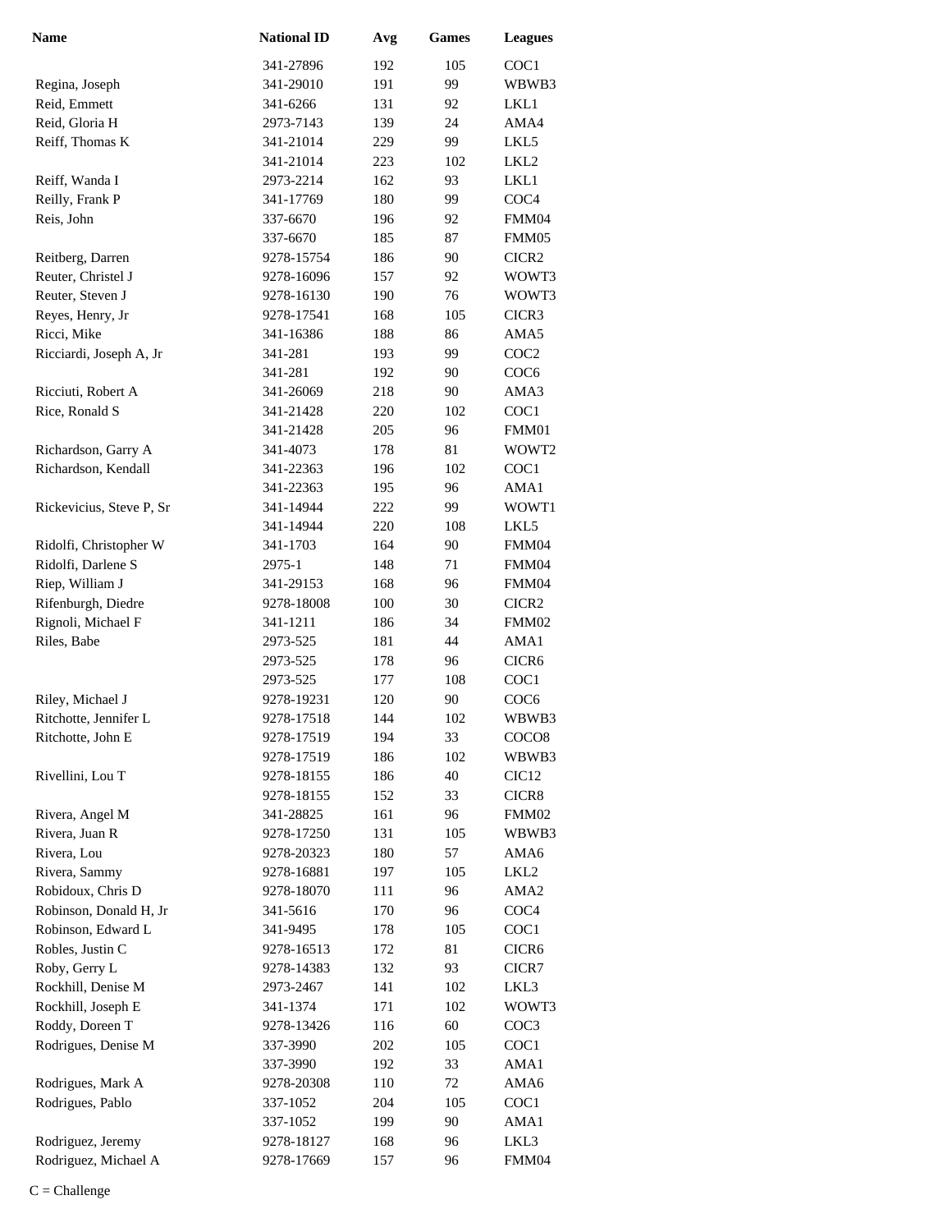| Name | National ID | Avg | Games | Leagues |
|---|---|---|---|---|
| | 341-27896 | 192 | 105 | COC1 |
| Regina, Joseph | 341-29010 | 191 | 99 | WBWB3 |
| Reid, Emmett | 341-6266 | 131 | 92 | LKL1 |
| Reid, Gloria H | 2973-7143 | 139 | 24 | AMA4 |
| Reiff, Thomas K | 341-21014 | 229 | 99 | LKL5 |
| | 341-21014 | 223 | 102 | LKL2 |
| Reiff, Wanda I | 2973-2214 | 162 | 93 | LKL1 |
| Reilly, Frank P | 341-17769 | 180 | 99 | COC4 |
| Reis, John | 337-6670 | 196 | 92 | FMM04 |
| | 337-6670 | 185 | 87 | FMM05 |
| Reitberg, Darren | 9278-15754 | 186 | 90 | CICR2 |
| Reuter, Christel J | 9278-16096 | 157 | 92 | WOWT3 |
| Reuter, Steven J | 9278-16130 | 190 | 76 | WOWT3 |
| Reyes, Henry, Jr | 9278-17541 | 168 | 105 | CICR3 |
| Ricci, Mike | 341-16386 | 188 | 86 | AMA5 |
| Ricciardi, Joseph A, Jr | 341-281 | 193 | 99 | COC2 |
| | 341-281 | 192 | 90 | COC6 |
| Ricciuti, Robert A | 341-26069 | 218 | 90 | AMA3 |
| Rice, Ronald S | 341-21428 | 220 | 102 | COC1 |
| | 341-21428 | 205 | 96 | FMM01 |
| Richardson, Garry A | 341-4073 | 178 | 81 | WOWT2 |
| Richardson, Kendall | 341-22363 | 196 | 102 | COC1 |
| | 341-22363 | 195 | 96 | AMA1 |
| Rickevicius, Steve P, Sr | 341-14944 | 222 | 99 | WOWT1 |
| | 341-14944 | 220 | 108 | LKL5 |
| Ridolfi, Christopher W | 341-1703 | 164 | 90 | FMM04 |
| Ridolfi, Darlene S | 2975-1 | 148 | 71 | FMM04 |
| Riep, William J | 341-29153 | 168 | 96 | FMM04 |
| Rifenburgh, Diedre | 9278-18008 | 100 | 30 | CICR2 |
| Rignoli, Michael F | 341-1211 | 186 | 34 | FMM02 |
| Riles, Babe | 2973-525 | 181 | 44 | AMA1 |
| | 2973-525 | 178 | 96 | CICR6 |
| | 2973-525 | 177 | 108 | COC1 |
| Riley, Michael J | 9278-19231 | 120 | 90 | COC6 |
| Ritchotte, Jennifer L | 9278-17518 | 144 | 102 | WBWB3 |
| Ritchotte, John E | 9278-17519 | 194 | 33 | COCO8 |
| | 9278-17519 | 186 | 102 | WBWB3 |
| Rivellini, Lou T | 9278-18155 | 186 | 40 | CIC12 |
| | 9278-18155 | 152 | 33 | CICR8 |
| Rivera, Angel M | 341-28825 | 161 | 96 | FMM02 |
| Rivera, Juan R | 9278-17250 | 131 | 105 | WBWB3 |
| Rivera, Lou | 9278-20323 | 180 | 57 | AMA6 |
| Rivera, Sammy | 9278-16881 | 197 | 105 | LKL2 |
| Robidoux, Chris D | 9278-18070 | 111 | 96 | AMA2 |
| Robinson, Donald H, Jr | 341-5616 | 170 | 96 | COC4 |
| Robinson, Edward L | 341-9495 | 178 | 105 | COC1 |
| Robles, Justin C | 9278-16513 | 172 | 81 | CICR6 |
| Roby, Gerry L | 9278-14383 | 132 | 93 | CICR7 |
| Rockhill, Denise M | 2973-2467 | 141 | 102 | LKL3 |
| Rockhill, Joseph E | 341-1374 | 171 | 102 | WOWT3 |
| Roddy, Doreen T | 9278-13426 | 116 | 60 | COC3 |
| Rodrigues, Denise M | 337-3990 | 202 | 105 | COC1 |
| | 337-3990 | 192 | 33 | AMA1 |
| Rodrigues, Mark A | 9278-20308 | 110 | 72 | AMA6 |
| Rodrigues, Pablo | 337-1052 | 204 | 105 | COC1 |
| | 337-1052 | 199 | 90 | AMA1 |
| Rodriguez, Jeremy | 9278-18127 | 168 | 96 | LKL3 |
| Rodriguez, Michael A | 9278-17669 | 157 | 96 | FMM04 |

C = Challenge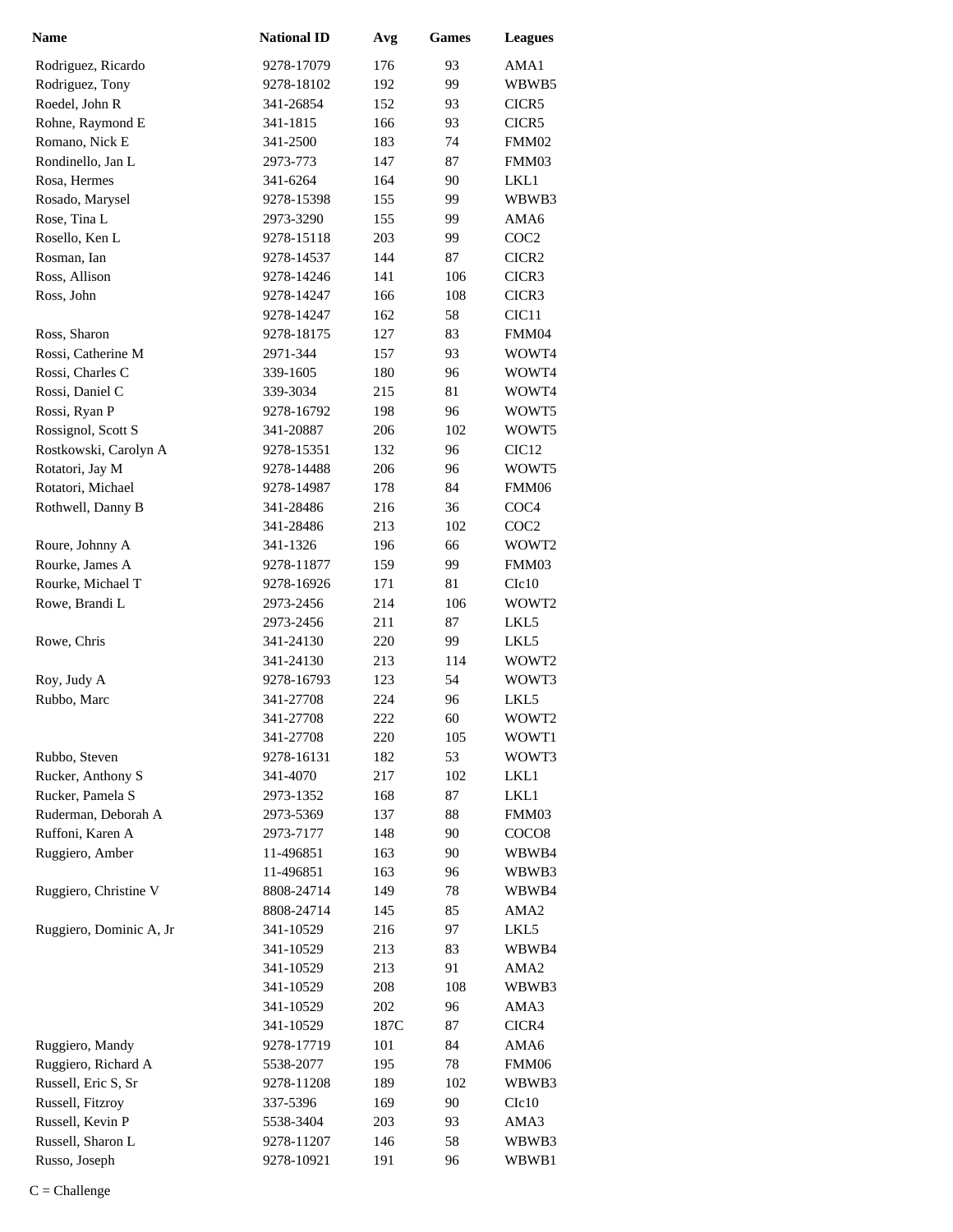| Name | National ID | Avg | Games | Leagues |
|---|---|---|---|---|
| Rodriguez, Ricardo | 9278-17079 | 176 | 93 | AMA1 |
| Rodriguez, Tony | 9278-18102 | 192 | 99 | WBWB5 |
| Roedel, John R | 341-26854 | 152 | 93 | CICR5 |
| Rohne, Raymond E | 341-1815 | 166 | 93 | CICR5 |
| Romano, Nick E | 341-2500 | 183 | 74 | FMM02 |
| Rondinello, Jan L | 2973-773 | 147 | 87 | FMM03 |
| Rosa, Hermes | 341-6264 | 164 | 90 | LKL1 |
| Rosado, Marysel | 9278-15398 | 155 | 99 | WBWB3 |
| Rose, Tina L | 2973-3290 | 155 | 99 | AMA6 |
| Rosello, Ken L | 9278-15118 | 203 | 99 | COC2 |
| Rosman, Ian | 9278-14537 | 144 | 87 | CICR2 |
| Ross, Allison | 9278-14246 | 141 | 106 | CICR3 |
| Ross, John | 9278-14247 | 166 | 108 | CICR3 |
| | 9278-14247 | 162 | 58 | CIC11 |
| Ross, Sharon | 9278-18175 | 127 | 83 | FMM04 |
| Rossi, Catherine M | 2971-344 | 157 | 93 | WOWT4 |
| Rossi, Charles C | 339-1605 | 180 | 96 | WOWT4 |
| Rossi, Daniel C | 339-3034 | 215 | 81 | WOWT4 |
| Rossi, Ryan P | 9278-16792 | 198 | 96 | WOWT5 |
| Rossignol, Scott S | 341-20887 | 206 | 102 | WOWT5 |
| Rostkowski, Carolyn A | 9278-15351 | 132 | 96 | CIC12 |
| Rotatori, Jay M | 9278-14488 | 206 | 96 | WOWT5 |
| Rotatori, Michael | 9278-14987 | 178 | 84 | FMM06 |
| Rothwell, Danny B | 341-28486 | 216 | 36 | COC4 |
| | 341-28486 | 213 | 102 | COC2 |
| Roure, Johnny A | 341-1326 | 196 | 66 | WOWT2 |
| Rourke, James A | 9278-11877 | 159 | 99 | FMM03 |
| Rourke, Michael T | 9278-16926 | 171 | 81 | CIc10 |
| Rowe, Brandi L | 2973-2456 | 214 | 106 | WOWT2 |
| | 2973-2456 | 211 | 87 | LKL5 |
| Rowe, Chris | 341-24130 | 220 | 99 | LKL5 |
| | 341-24130 | 213 | 114 | WOWT2 |
| Roy, Judy A | 9278-16793 | 123 | 54 | WOWT3 |
| Rubbo, Marc | 341-27708 | 224 | 96 | LKL5 |
| | 341-27708 | 222 | 60 | WOWT2 |
| | 341-27708 | 220 | 105 | WOWT1 |
| Rubbo, Steven | 9278-16131 | 182 | 53 | WOWT3 |
| Rucker, Anthony S | 341-4070 | 217 | 102 | LKL1 |
| Rucker, Pamela S | 2973-1352 | 168 | 87 | LKL1 |
| Ruderman, Deborah A | 2973-5369 | 137 | 88 | FMM03 |
| Ruffoni, Karen A | 2973-7177 | 148 | 90 | COCO8 |
| Ruggiero, Amber | 11-496851 | 163 | 90 | WBWB4 |
| | 11-496851 | 163 | 96 | WBWB3 |
| Ruggiero, Christine V | 8808-24714 | 149 | 78 | WBWB4 |
| | 8808-24714 | 145 | 85 | AMA2 |
| Ruggiero, Dominic A, Jr | 341-10529 | 216 | 97 | LKL5 |
| | 341-10529 | 213 | 83 | WBWB4 |
| | 341-10529 | 213 | 91 | AMA2 |
| | 341-10529 | 208 | 108 | WBWB3 |
| | 341-10529 | 202 | 96 | AMA3 |
| | 341-10529 | 187C | 87 | CICR4 |
| Ruggiero, Mandy | 9278-17719 | 101 | 84 | AMA6 |
| Ruggiero, Richard A | 5538-2077 | 195 | 78 | FMM06 |
| Russell, Eric S, Sr | 9278-11208 | 189 | 102 | WBWB3 |
| Russell, Fitzroy | 337-5396 | 169 | 90 | CIc10 |
| Russell, Kevin P | 5538-3404 | 203 | 93 | AMA3 |
| Russell, Sharon L | 9278-11207 | 146 | 58 | WBWB3 |
| Russo, Joseph | 9278-10921 | 191 | 96 | WBWB1 |

C = Challenge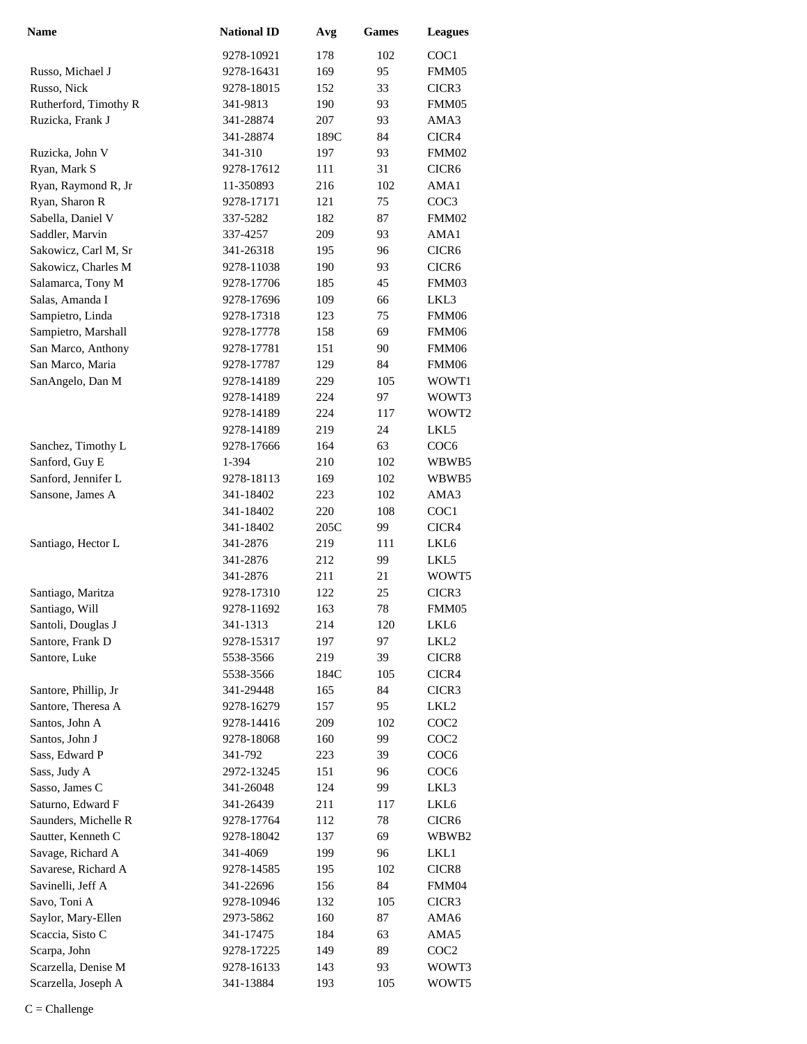| Name | National ID | Avg | Games | Leagues |
|---|---|---|---|---|
| | 9278-10921 | 178 | 102 | COC1 |
| Russo, Michael J | 9278-16431 | 169 | 95 | FMM05 |
| Russo, Nick | 9278-18015 | 152 | 33 | CICR3 |
| Rutherford, Timothy R | 341-9813 | 190 | 93 | FMM05 |
| Ruzicka, Frank J | 341-28874 | 207 | 93 | AMA3 |
| | 341-28874 | 189C | 84 | CICR4 |
| Ruzicka, John V | 341-310 | 197 | 93 | FMM02 |
| Ryan, Mark S | 9278-17612 | 111 | 31 | CICR6 |
| Ryan, Raymond R, Jr | 11-350893 | 216 | 102 | AMA1 |
| Ryan, Sharon R | 9278-17171 | 121 | 75 | COC3 |
| Sabella, Daniel V | 337-5282 | 182 | 87 | FMM02 |
| Saddler, Marvin | 337-4257 | 209 | 93 | AMA1 |
| Sakowicz, Carl M, Sr | 341-26318 | 195 | 96 | CICR6 |
| Sakowicz, Charles M | 9278-11038 | 190 | 93 | CICR6 |
| Salamarca, Tony M | 9278-17706 | 185 | 45 | FMM03 |
| Salas, Amanda I | 9278-17696 | 109 | 66 | LKL3 |
| Sampietro, Linda | 9278-17318 | 123 | 75 | FMM06 |
| Sampietro, Marshall | 9278-17778 | 158 | 69 | FMM06 |
| San Marco, Anthony | 9278-17781 | 151 | 90 | FMM06 |
| San Marco, Maria | 9278-17787 | 129 | 84 | FMM06 |
| SanAngelo, Dan M | 9278-14189 | 229 | 105 | WOWT1 |
| | 9278-14189 | 224 | 97 | WOWT3 |
| | 9278-14189 | 224 | 117 | WOWT2 |
| | 9278-14189 | 219 | 24 | LKL5 |
| Sanchez, Timothy L | 9278-17666 | 164 | 63 | COC6 |
| Sanford, Guy E | 1-394 | 210 | 102 | WBWB5 |
| Sanford, Jennifer L | 9278-18113 | 169 | 102 | WBWB5 |
| Sansone, James A | 341-18402 | 223 | 102 | AMA3 |
| | 341-18402 | 220 | 108 | COC1 |
| | 341-18402 | 205C | 99 | CICR4 |
| Santiago, Hector L | 341-2876 | 219 | 111 | LKL6 |
| | 341-2876 | 212 | 99 | LKL5 |
| | 341-2876 | 211 | 21 | WOWT5 |
| Santiago, Maritza | 9278-17310 | 122 | 25 | CICR3 |
| Santiago, Will | 9278-11692 | 163 | 78 | FMM05 |
| Santoli, Douglas J | 341-1313 | 214 | 120 | LKL6 |
| Santore, Frank D | 9278-15317 | 197 | 97 | LKL2 |
| Santore, Luke | 5538-3566 | 219 | 39 | CICR8 |
| | 5538-3566 | 184C | 105 | CICR4 |
| Santore, Phillip, Jr | 341-29448 | 165 | 84 | CICR3 |
| Santore, Theresa A | 9278-16279 | 157 | 95 | LKL2 |
| Santos, John A | 9278-14416 | 209 | 102 | COC2 |
| Santos, John J | 9278-18068 | 160 | 99 | COC2 |
| Sass, Edward P | 341-792 | 223 | 39 | COC6 |
| Sass, Judy A | 2972-13245 | 151 | 96 | COC6 |
| Sasso, James C | 341-26048 | 124 | 99 | LKL3 |
| Saturno, Edward F | 341-26439 | 211 | 117 | LKL6 |
| Saunders, Michelle R | 9278-17764 | 112 | 78 | CICR6 |
| Sautter, Kenneth C | 9278-18042 | 137 | 69 | WBWB2 |
| Savage, Richard A | 341-4069 | 199 | 96 | LKL1 |
| Savarese, Richard A | 9278-14585 | 195 | 102 | CICR8 |
| Savinelli, Jeff A | 341-22696 | 156 | 84 | FMM04 |
| Savo, Toni A | 9278-10946 | 132 | 105 | CICR3 |
| Saylor, Mary-Ellen | 2973-5862 | 160 | 87 | AMA6 |
| Scaccia, Sisto C | 341-17475 | 184 | 63 | AMA5 |
| Scarpa, John | 9278-17225 | 149 | 89 | COC2 |
| Scarzella, Denise M | 9278-16133 | 143 | 93 | WOWT3 |
| Scarzella, Joseph A | 341-13884 | 193 | 105 | WOWT5 |

C = Challenge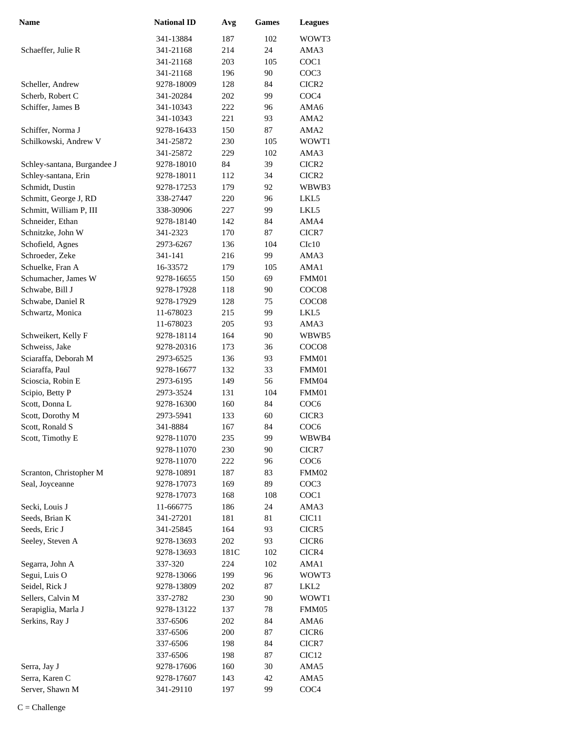| Name | National ID | Avg | Games | Leagues |
|---|---|---|---|---|
| | 341-13884 | 187 | 102 | WOWT3 |
| Schaeffer, Julie R | 341-21168 | 214 | 24 | AMA3 |
| | 341-21168 | 203 | 105 | COC1 |
| | 341-21168 | 196 | 90 | COC3 |
| Scheller, Andrew | 9278-18009 | 128 | 84 | CICR2 |
| Scherb, Robert C | 341-20284 | 202 | 99 | COC4 |
| Schiffer, James B | 341-10343 | 222 | 96 | AMA6 |
| | 341-10343 | 221 | 93 | AMA2 |
| Schiffer, Norma J | 9278-16433 | 150 | 87 | AMA2 |
| Schilkowski, Andrew V | 341-25872 | 230 | 105 | WOWT1 |
| | 341-25872 | 229 | 102 | AMA3 |
| Schley-santana, Burgandee J | 9278-18010 | 84 | 39 | CICR2 |
| Schley-santana, Erin | 9278-18011 | 112 | 34 | CICR2 |
| Schmidt, Dustin | 9278-17253 | 179 | 92 | WBWB3 |
| Schmitt, George J, RD | 338-27447 | 220 | 96 | LKL5 |
| Schmitt, William P, III | 338-30906 | 227 | 99 | LKL5 |
| Schneider, Ethan | 9278-18140 | 142 | 84 | AMA4 |
| Schnitzke, John W | 341-2323 | 170 | 87 | CICR7 |
| Schofield, Agnes | 2973-6267 | 136 | 104 | CIc10 |
| Schroeder, Zeke | 341-141 | 216 | 99 | AMA3 |
| Schuelke, Fran A | 16-33572 | 179 | 105 | AMA1 |
| Schumacher, James W | 9278-16655 | 150 | 69 | FMM01 |
| Schwabe, Bill J | 9278-17928 | 118 | 90 | COCO8 |
| Schwabe, Daniel R | 9278-17929 | 128 | 75 | COCO8 |
| Schwartz, Monica | 11-678023 | 215 | 99 | LKL5 |
| | 11-678023 | 205 | 93 | AMA3 |
| Schweikert, Kelly F | 9278-18114 | 164 | 90 | WBWB5 |
| Schweiss, Jake | 9278-20316 | 173 | 36 | COCO8 |
| Sciaraffa, Deborah M | 2973-6525 | 136 | 93 | FMM01 |
| Sciaraffa, Paul | 9278-16677 | 132 | 33 | FMM01 |
| Scioscia, Robin E | 2973-6195 | 149 | 56 | FMM04 |
| Scipio, Betty P | 2973-3524 | 131 | 104 | FMM01 |
| Scott, Donna L | 9278-16300 | 160 | 84 | COC6 |
| Scott, Dorothy M | 2973-5941 | 133 | 60 | CICR3 |
| Scott, Ronald S | 341-8884 | 167 | 84 | COC6 |
| Scott, Timothy E | 9278-11070 | 235 | 99 | WBWB4 |
| | 9278-11070 | 230 | 90 | CICR7 |
| | 9278-11070 | 222 | 96 | COC6 |
| Scranton, Christopher M | 9278-10891 | 187 | 83 | FMM02 |
| Seal, Joyceanne | 9278-17073 | 169 | 89 | COC3 |
| | 9278-17073 | 168 | 108 | COC1 |
| Secki, Louis J | 11-666775 | 186 | 24 | AMA3 |
| Seeds, Brian K | 341-27201 | 181 | 81 | CIC11 |
| Seeds, Eric J | 341-25845 | 164 | 93 | CICR5 |
| Seeley, Steven A | 9278-13693 | 202 | 93 | CICR6 |
| | 9278-13693 | 181C | 102 | CICR4 |
| Segarra, John A | 337-320 | 224 | 102 | AMA1 |
| Segui, Luis O | 9278-13066 | 199 | 96 | WOWT3 |
| Seidel, Rick J | 9278-13809 | 202 | 87 | LKL2 |
| Sellers, Calvin M | 337-2782 | 230 | 90 | WOWT1 |
| Serapiglia, Marla J | 9278-13122 | 137 | 78 | FMM05 |
| Serkins, Ray J | 337-6506 | 202 | 84 | AMA6 |
| | 337-6506 | 200 | 87 | CICR6 |
| | 337-6506 | 198 | 84 | CICR7 |
| | 337-6506 | 198 | 87 | CIC12 |
| Serra, Jay J | 9278-17606 | 160 | 30 | AMA5 |
| Serra, Karen C | 9278-17607 | 143 | 42 | AMA5 |
| Server, Shawn M | 341-29110 | 197 | 99 | COC4 |

C = Challenge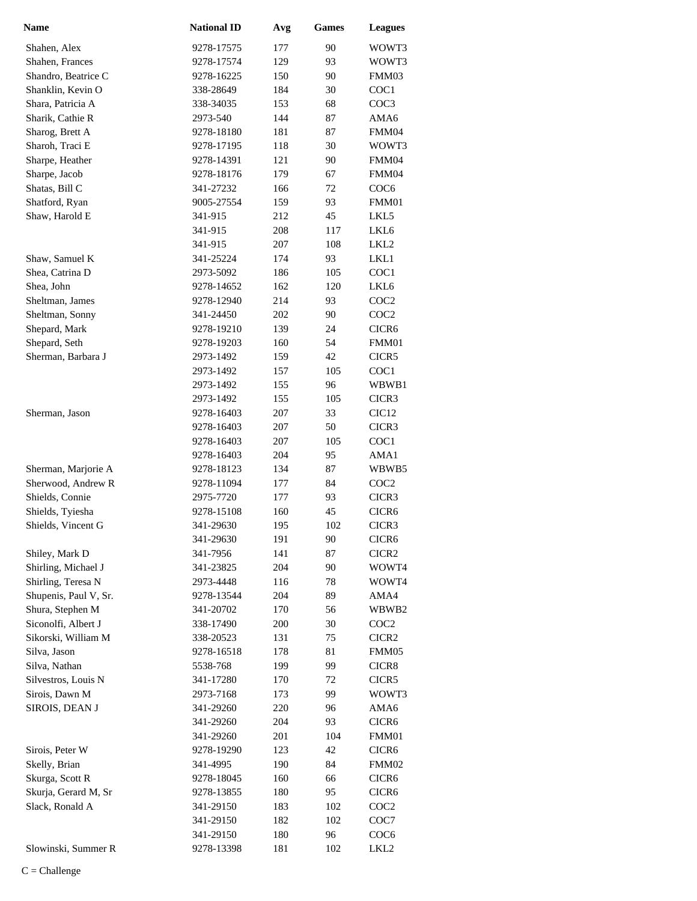| Name | National ID | Avg | Games | Leagues |
|---|---|---|---|---|
| Shahen, Alex | 9278-17575 | 177 | 90 | WOWT3 |
| Shahen, Frances | 9278-17574 | 129 | 93 | WOWT3 |
| Shandro, Beatrice C | 9278-16225 | 150 | 90 | FMM03 |
| Shanklin, Kevin O | 338-28649 | 184 | 30 | COC1 |
| Shara, Patricia A | 338-34035 | 153 | 68 | COC3 |
| Sharik, Cathie R | 2973-540 | 144 | 87 | AMA6 |
| Sharog, Brett A | 9278-18180 | 181 | 87 | FMM04 |
| Sharoh, Traci E | 9278-17195 | 118 | 30 | WOWT3 |
| Sharpe, Heather | 9278-14391 | 121 | 90 | FMM04 |
| Sharpe, Jacob | 9278-18176 | 179 | 67 | FMM04 |
| Shatas, Bill C | 341-27232 | 166 | 72 | COC6 |
| Shatford, Ryan | 9005-27554 | 159 | 93 | FMM01 |
| Shaw, Harold E | 341-915 | 212 | 45 | LKL5 |
| | 341-915 | 208 | 117 | LKL6 |
| | 341-915 | 207 | 108 | LKL2 |
| Shaw, Samuel K | 341-25224 | 174 | 93 | LKL1 |
| Shea, Catrina D | 2973-5092 | 186 | 105 | COC1 |
| Shea, John | 9278-14652 | 162 | 120 | LKL6 |
| Sheltman, James | 9278-12940 | 214 | 93 | COC2 |
| Sheltman, Sonny | 341-24450 | 202 | 90 | COC2 |
| Shepard, Mark | 9278-19210 | 139 | 24 | CICR6 |
| Shepard, Seth | 9278-19203 | 160 | 54 | FMM01 |
| Sherman, Barbara J | 2973-1492 | 159 | 42 | CICR5 |
| | 2973-1492 | 157 | 105 | COC1 |
| | 2973-1492 | 155 | 96 | WBWB1 |
| | 2973-1492 | 155 | 105 | CICR3 |
| Sherman, Jason | 9278-16403 | 207 | 33 | CIC12 |
| | 9278-16403 | 207 | 50 | CICR3 |
| | 9278-16403 | 207 | 105 | COC1 |
| | 9278-16403 | 204 | 95 | AMA1 |
| Sherman, Marjorie A | 9278-18123 | 134 | 87 | WBWB5 |
| Sherwood, Andrew R | 9278-11094 | 177 | 84 | COC2 |
| Shields, Connie | 2975-7720 | 177 | 93 | CICR3 |
| Shields, Tyiesha | 9278-15108 | 160 | 45 | CICR6 |
| Shields, Vincent G | 341-29630 | 195 | 102 | CICR3 |
| | 341-29630 | 191 | 90 | CICR6 |
| Shiley, Mark D | 341-7956 | 141 | 87 | CICR2 |
| Shirling, Michael J | 341-23825 | 204 | 90 | WOWT4 |
| Shirling, Teresa N | 2973-4448 | 116 | 78 | WOWT4 |
| Shupenis, Paul V, Sr. | 9278-13544 | 204 | 89 | AMA4 |
| Shura, Stephen M | 341-20702 | 170 | 56 | WBWB2 |
| Siconolfi, Albert J | 338-17490 | 200 | 30 | COC2 |
| Sikorski, William M | 338-20523 | 131 | 75 | CICR2 |
| Silva, Jason | 9278-16518 | 178 | 81 | FMM05 |
| Silva, Nathan | 5538-768 | 199 | 99 | CICR8 |
| Silvestros, Louis N | 341-17280 | 170 | 72 | CICR5 |
| Sirois, Dawn M | 2973-7168 | 173 | 99 | WOWT3 |
| SIROIS, DEAN J | 341-29260 | 220 | 96 | AMA6 |
| | 341-29260 | 204 | 93 | CICR6 |
| | 341-29260 | 201 | 104 | FMM01 |
| Sirois, Peter W | 9278-19290 | 123 | 42 | CICR6 |
| Skelly, Brian | 341-4995 | 190 | 84 | FMM02 |
| Skurga, Scott R | 9278-18045 | 160 | 66 | CICR6 |
| Skurja, Gerard M, Sr | 9278-13855 | 180 | 95 | CICR6 |
| Slack, Ronald A | 341-29150 | 183 | 102 | COC2 |
| | 341-29150 | 182 | 102 | COC7 |
| | 341-29150 | 180 | 96 | COC6 |
| Slowinski, Summer R | 9278-13398 | 181 | 102 | LKL2 |

C = Challenge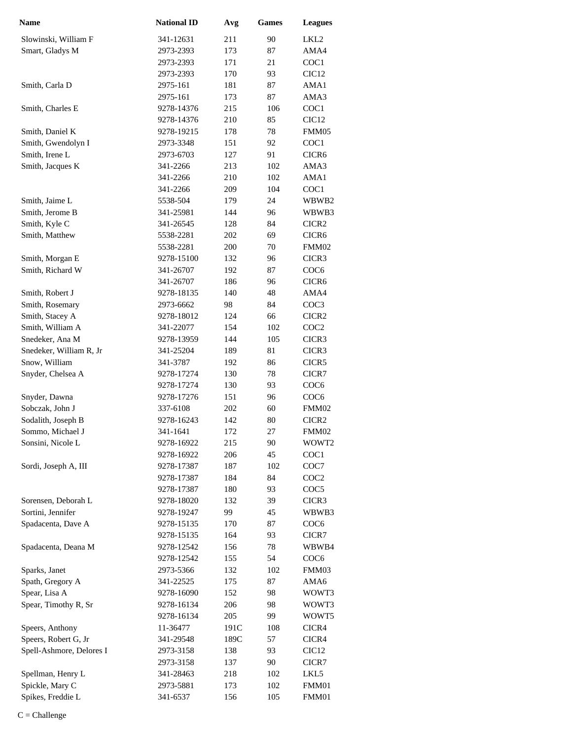| Name | National ID | Avg | Games | Leagues |
| --- | --- | --- | --- | --- |
| Slowinski, William F | 341-12631 | 211 | 90 | LKL2 |
| Smart, Gladys M | 2973-2393 | 173 | 87 | AMA4 |
| | 2973-2393 | 171 | 21 | COC1 |
| | 2973-2393 | 170 | 93 | CIC12 |
| Smith, Carla D | 2975-161 | 181 | 87 | AMA1 |
| | 2975-161 | 173 | 87 | AMA3 |
| Smith, Charles E | 9278-14376 | 215 | 106 | COC1 |
| | 9278-14376 | 210 | 85 | CIC12 |
| Smith, Daniel K | 9278-19215 | 178 | 78 | FMM05 |
| Smith, Gwendolyn I | 2973-3348 | 151 | 92 | COC1 |
| Smith, Irene L | 2973-6703 | 127 | 91 | CICR6 |
| Smith, Jacques K | 341-2266 | 213 | 102 | AMA3 |
| | 341-2266 | 210 | 102 | AMA1 |
| | 341-2266 | 209 | 104 | COC1 |
| Smith, Jaime L | 5538-504 | 179 | 24 | WBWB2 |
| Smith, Jerome B | 341-25981 | 144 | 96 | WBWB3 |
| Smith, Kyle C | 341-26545 | 128 | 84 | CICR2 |
| Smith, Matthew | 5538-2281 | 202 | 69 | CICR6 |
| | 5538-2281 | 200 | 70 | FMM02 |
| Smith, Morgan E | 9278-15100 | 132 | 96 | CICR3 |
| Smith, Richard W | 341-26707 | 192 | 87 | COC6 |
| | 341-26707 | 186 | 96 | CICR6 |
| Smith, Robert J | 9278-18135 | 140 | 48 | AMA4 |
| Smith, Rosemary | 2973-6662 | 98 | 84 | COC3 |
| Smith, Stacey A | 9278-18012 | 124 | 66 | CICR2 |
| Smith, William A | 341-22077 | 154 | 102 | COC2 |
| Snedeker, Ana M | 9278-13959 | 144 | 105 | CICR3 |
| Snedeker, William R, Jr | 341-25204 | 189 | 81 | CICR3 |
| Snow, William | 341-3787 | 192 | 86 | CICR5 |
| Snyder, Chelsea A | 9278-17274 | 130 | 78 | CICR7 |
| | 9278-17274 | 130 | 93 | COC6 |
| Snyder, Dawna | 9278-17276 | 151 | 96 | COC6 |
| Sobczak, John J | 337-6108 | 202 | 60 | FMM02 |
| Sodalith, Joseph B | 9278-16243 | 142 | 80 | CICR2 |
| Sommo, Michael J | 341-1641 | 172 | 27 | FMM02 |
| Sonsini, Nicole L | 9278-16922 | 215 | 90 | WOWT2 |
| | 9278-16922 | 206 | 45 | COC1 |
| Sordi, Joseph A, III | 9278-17387 | 187 | 102 | COC7 |
| | 9278-17387 | 184 | 84 | COC2 |
| | 9278-17387 | 180 | 93 | COC5 |
| Sorensen, Deborah L | 9278-18020 | 132 | 39 | CICR3 |
| Sortini, Jennifer | 9278-19247 | 99 | 45 | WBWB3 |
| Spadacenta, Dave A | 9278-15135 | 170 | 87 | COC6 |
| | 9278-15135 | 164 | 93 | CICR7 |
| Spadacenta, Deana M | 9278-12542 | 156 | 78 | WBWB4 |
| | 9278-12542 | 155 | 54 | COC6 |
| Sparks, Janet | 2973-5366 | 132 | 102 | FMM03 |
| Spath, Gregory A | 341-22525 | 175 | 87 | AMA6 |
| Spear, Lisa A | 9278-16090 | 152 | 98 | WOWT3 |
| Spear, Timothy R, Sr | 9278-16134 | 206 | 98 | WOWT3 |
| | 9278-16134 | 205 | 99 | WOWT5 |
| Speers, Anthony | 11-36477 | 191C | 108 | CICR4 |
| Speers, Robert G, Jr | 341-29548 | 189C | 57 | CICR4 |
| Spell-Ashmore, Delores I | 2973-3158 | 138 | 93 | CIC12 |
| | 2973-3158 | 137 | 90 | CICR7 |
| Spellman, Henry L | 341-28463 | 218 | 102 | LKL5 |
| Spickle, Mary C | 2973-5881 | 173 | 102 | FMM01 |
| Spikes, Freddie L | 341-6537 | 156 | 105 | FMM01 |

C = Challenge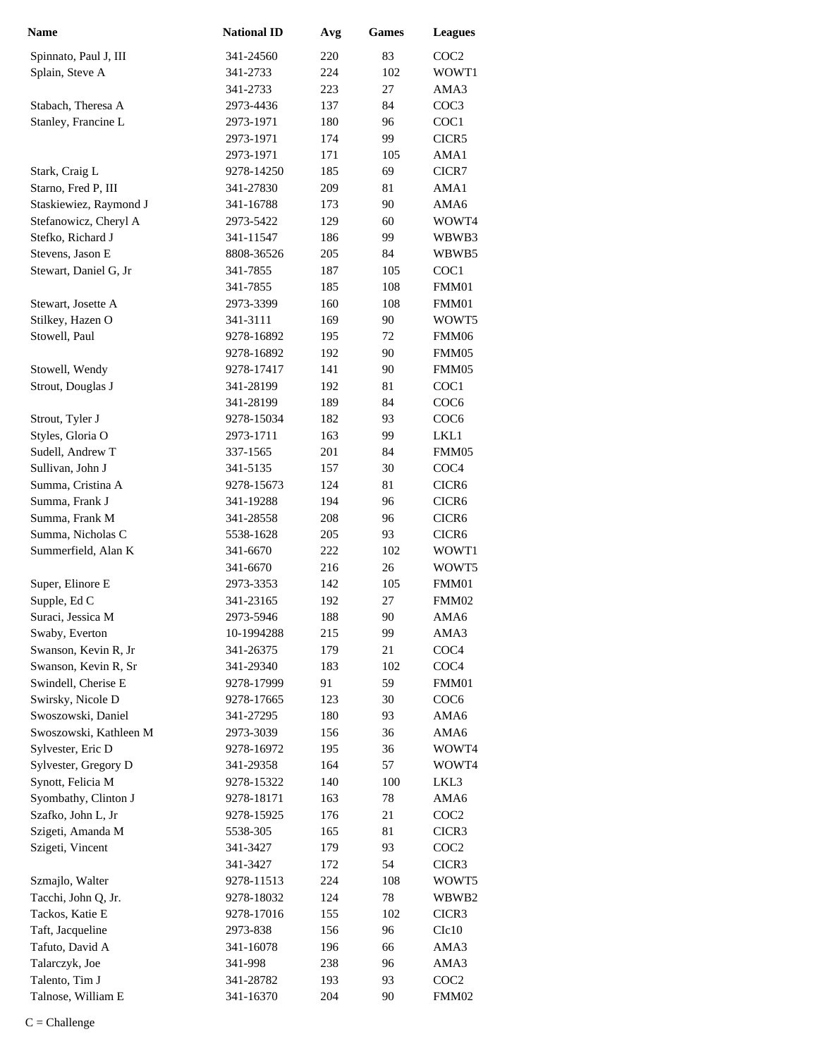| Name | National ID | Avg | Games | Leagues |
| --- | --- | --- | --- | --- |
| Spinnato, Paul J, III | 341-24560 | 220 | 83 | COC2 |
| Splain, Steve A | 341-2733 | 224 | 102 | WOWT1 |
| | 341-2733 | 223 | 27 | AMA3 |
| Stabach, Theresa A | 2973-4436 | 137 | 84 | COC3 |
| Stanley, Francine L | 2973-1971 | 180 | 96 | COC1 |
| | 2973-1971 | 174 | 99 | CICR5 |
| | 2973-1971 | 171 | 105 | AMA1 |
| Stark, Craig L | 9278-14250 | 185 | 69 | CICR7 |
| Starno, Fred P, III | 341-27830 | 209 | 81 | AMA1 |
| Staskiewiez, Raymond J | 341-16788 | 173 | 90 | AMA6 |
| Stefanowicz, Cheryl A | 2973-5422 | 129 | 60 | WOWT4 |
| Stefko, Richard J | 341-11547 | 186 | 99 | WBWB3 |
| Stevens, Jason E | 8808-36526 | 205 | 84 | WBWB5 |
| Stewart, Daniel G, Jr | 341-7855 | 187 | 105 | COC1 |
| | 341-7855 | 185 | 108 | FMM01 |
| Stewart, Josette A | 2973-3399 | 160 | 108 | FMM01 |
| Stilkey, Hazen O | 341-3111 | 169 | 90 | WOWT5 |
| Stowell, Paul | 9278-16892 | 195 | 72 | FMM06 |
| | 9278-16892 | 192 | 90 | FMM05 |
| Stowell, Wendy | 9278-17417 | 141 | 90 | FMM05 |
| Strout, Douglas J | 341-28199 | 192 | 81 | COC1 |
| | 341-28199 | 189 | 84 | COC6 |
| Strout, Tyler J | 9278-15034 | 182 | 93 | COC6 |
| Styles, Gloria O | 2973-1711 | 163 | 99 | LKL1 |
| Sudell, Andrew T | 337-1565 | 201 | 84 | FMM05 |
| Sullivan, John J | 341-5135 | 157 | 30 | COC4 |
| Summa, Cristina A | 9278-15673 | 124 | 81 | CICR6 |
| Summa, Frank J | 341-19288 | 194 | 96 | CICR6 |
| Summa, Frank M | 341-28558 | 208 | 96 | CICR6 |
| Summa, Nicholas C | 5538-1628 | 205 | 93 | CICR6 |
| Summerfield, Alan K | 341-6670 | 222 | 102 | WOWT1 |
| | 341-6670 | 216 | 26 | WOWT5 |
| Super, Elinore E | 2973-3353 | 142 | 105 | FMM01 |
| Supple, Ed C | 341-23165 | 192 | 27 | FMM02 |
| Suraci, Jessica M | 2973-5946 | 188 | 90 | AMA6 |
| Swaby, Everton | 10-1994288 | 215 | 99 | AMA3 |
| Swanson, Kevin R, Jr | 341-26375 | 179 | 21 | COC4 |
| Swanson, Kevin R, Sr | 341-29340 | 183 | 102 | COC4 |
| Swindell, Cherise E | 9278-17999 | 91 | 59 | FMM01 |
| Swirsky, Nicole D | 9278-17665 | 123 | 30 | COC6 |
| Swoszowski, Daniel | 341-27295 | 180 | 93 | AMA6 |
| Swoszowski, Kathleen M | 2973-3039 | 156 | 36 | AMA6 |
| Sylvester, Eric D | 9278-16972 | 195 | 36 | WOWT4 |
| Sylvester, Gregory D | 341-29358 | 164 | 57 | WOWT4 |
| Synott, Felicia M | 9278-15322 | 140 | 100 | LKL3 |
| Syombathy, Clinton J | 9278-18171 | 163 | 78 | AMA6 |
| Szafko, John L, Jr | 9278-15925 | 176 | 21 | COC2 |
| Szigeti, Amanda M | 5538-305 | 165 | 81 | CICR3 |
| Szigeti, Vincent | 341-3427 | 179 | 93 | COC2 |
| | 341-3427 | 172 | 54 | CICR3 |
| Szmajlo, Walter | 9278-11513 | 224 | 108 | WOWT5 |
| Tacchi, John Q, Jr. | 9278-18032 | 124 | 78 | WBWB2 |
| Tackos, Katie E | 9278-17016 | 155 | 102 | CICR3 |
| Taft, Jacqueline | 2973-838 | 156 | 96 | CIc10 |
| Tafuto, David A | 341-16078 | 196 | 66 | AMA3 |
| Talarczyk, Joe | 341-998 | 238 | 96 | AMA3 |
| Talento, Tim J | 341-28782 | 193 | 93 | COC2 |
| Talnose, William E | 341-16370 | 204 | 90 | FMM02 |

C = Challenge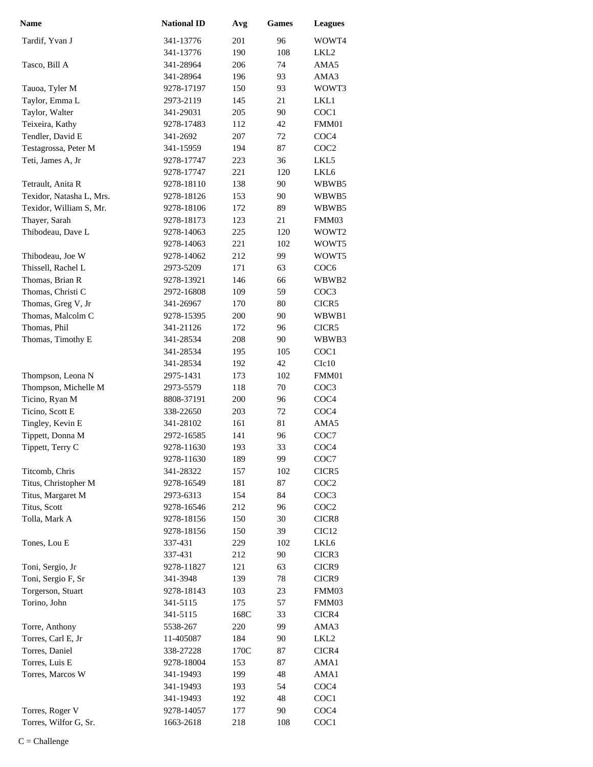| Name | National ID | Avg | Games | Leagues |
|---|---|---|---|---|
| Tardif, Yvan J | 341-13776 | 201 | 96 | WOWT4 |
| | 341-13776 | 190 | 108 | LKL2 |
| Tasco, Bill A | 341-28964 | 206 | 74 | AMA5 |
| | 341-28964 | 196 | 93 | AMA3 |
| Tauoa, Tyler M | 9278-17197 | 150 | 93 | WOWT3 |
| Taylor, Emma L | 2973-2119 | 145 | 21 | LKL1 |
| Taylor, Walter | 341-29031 | 205 | 90 | COC1 |
| Teixeira, Kathy | 9278-17483 | 112 | 42 | FMM01 |
| Tendler, David E | 341-2692 | 207 | 72 | COC4 |
| Testagrossa, Peter M | 341-15959 | 194 | 87 | COC2 |
| Teti, James A, Jr | 9278-17747 | 223 | 36 | LKL5 |
| | 9278-17747 | 221 | 120 | LKL6 |
| Tetrault, Anita R | 9278-18110 | 138 | 90 | WBWB5 |
| Texidor, Natasha L, Mrs. | 9278-18126 | 153 | 90 | WBWB5 |
| Texidor, William S, Mr. | 9278-18106 | 172 | 89 | WBWB5 |
| Thayer, Sarah | 9278-18173 | 123 | 21 | FMM03 |
| Thibodeau, Dave L | 9278-14063 | 225 | 120 | WOWT2 |
| | 9278-14063 | 221 | 102 | WOWT5 |
| Thibodeau, Joe W | 9278-14062 | 212 | 99 | WOWT5 |
| Thissell, Rachel L | 2973-5209 | 171 | 63 | COC6 |
| Thomas, Brian R | 9278-13921 | 146 | 66 | WBWB2 |
| Thomas, Christi C | 2972-16808 | 109 | 59 | COC3 |
| Thomas, Greg V, Jr | 341-26967 | 170 | 80 | CICR5 |
| Thomas, Malcolm C | 9278-15395 | 200 | 90 | WBWB1 |
| Thomas, Phil | 341-21126 | 172 | 96 | CICR5 |
| Thomas, Timothy E | 341-28534 | 208 | 90 | WBWB3 |
| | 341-28534 | 195 | 105 | COC1 |
| | 341-28534 | 192 | 42 | CIc10 |
| Thompson, Leona N | 2975-1431 | 173 | 102 | FMM01 |
| Thompson, Michelle M | 2973-5579 | 118 | 70 | COC3 |
| Ticino, Ryan M | 8808-37191 | 200 | 96 | COC4 |
| Ticino, Scott E | 338-22650 | 203 | 72 | COC4 |
| Tingley, Kevin E | 341-28102 | 161 | 81 | AMA5 |
| Tippett, Donna M | 2972-16585 | 141 | 96 | COC7 |
| Tippett, Terry C | 9278-11630 | 193 | 33 | COC4 |
| | 9278-11630 | 189 | 99 | COC7 |
| Titcomb, Chris | 341-28322 | 157 | 102 | CICR5 |
| Titus, Christopher M | 9278-16549 | 181 | 87 | COC2 |
| Titus, Margaret M | 2973-6313 | 154 | 84 | COC3 |
| Titus, Scott | 9278-16546 | 212 | 96 | COC2 |
| Tolla, Mark A | 9278-18156 | 150 | 30 | CICR8 |
| | 9278-18156 | 150 | 39 | CIC12 |
| Tones, Lou E | 337-431 | 229 | 102 | LKL6 |
| | 337-431 | 212 | 90 | CICR3 |
| Toni, Sergio, Jr | 9278-11827 | 121 | 63 | CICR9 |
| Toni, Sergio F, Sr | 341-3948 | 139 | 78 | CICR9 |
| Torgerson, Stuart | 9278-18143 | 103 | 23 | FMM03 |
| Torino, John | 341-5115 | 175 | 57 | FMM03 |
| | 341-5115 | 168C | 33 | CICR4 |
| Torre, Anthony | 5538-267 | 220 | 99 | AMA3 |
| Torres, Carl E, Jr | 11-405087 | 184 | 90 | LKL2 |
| Torres, Daniel | 338-27228 | 170C | 87 | CICR4 |
| Torres, Luis E | 9278-18004 | 153 | 87 | AMA1 |
| Torres, Marcos W | 341-19493 | 199 | 48 | AMA1 |
| | 341-19493 | 193 | 54 | COC4 |
| | 341-19493 | 192 | 48 | COC1 |
| Torres, Roger V | 9278-14057 | 177 | 90 | COC4 |
| Torres, Wilfor G, Sr. | 1663-2618 | 218 | 108 | COC1 |

C = Challenge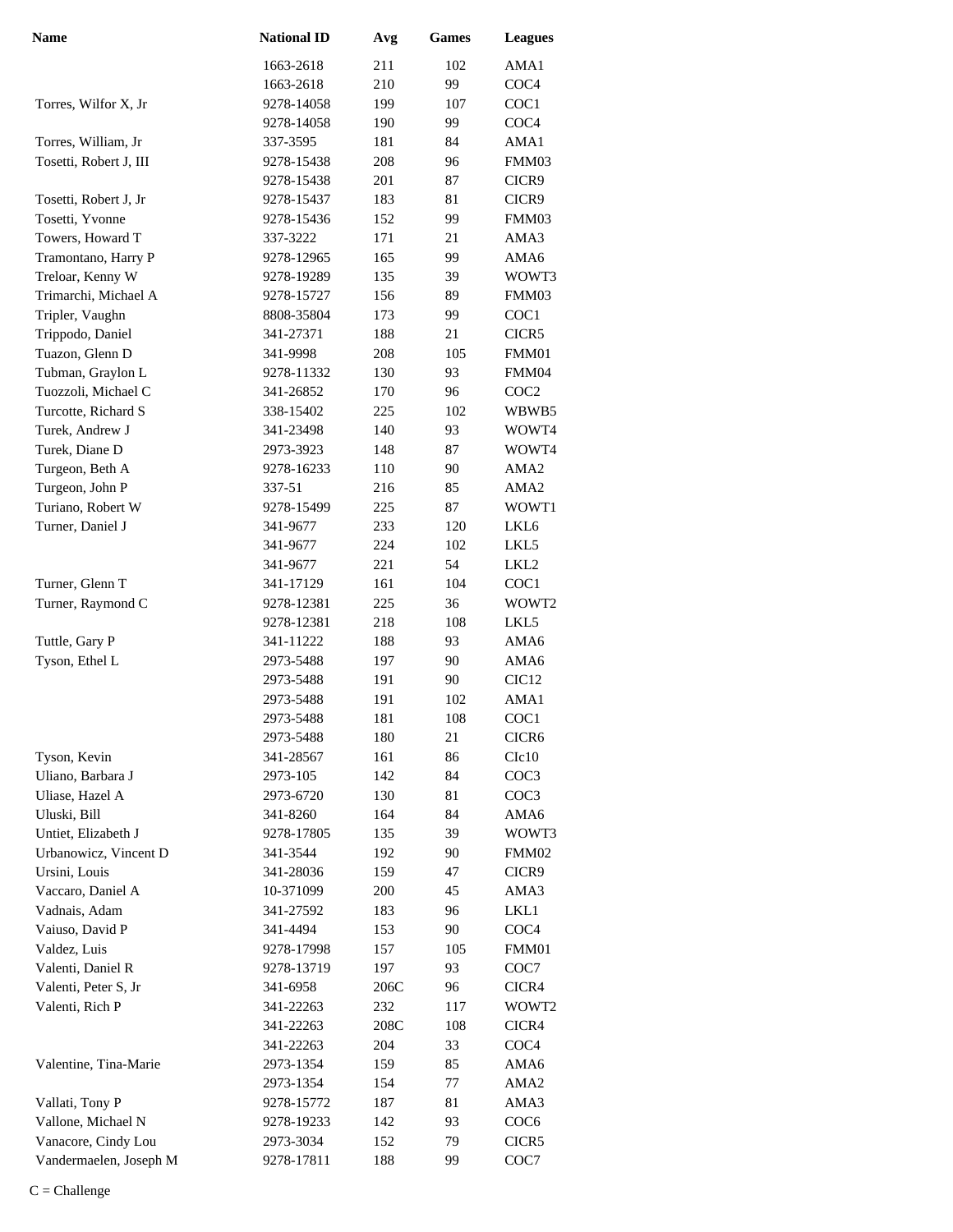| Name | National ID | Avg | Games | Leagues |
| --- | --- | --- | --- | --- |
| | 1663-2618 | 211 | 102 | AMA1 |
| | 1663-2618 | 210 | 99 | COC4 |
| Torres, Wilfor X, Jr | 9278-14058 | 199 | 107 | COC1 |
| | 9278-14058 | 190 | 99 | COC4 |
| Torres, William, Jr | 337-3595 | 181 | 84 | AMA1 |
| Tosetti, Robert J, III | 9278-15438 | 208 | 96 | FMM03 |
| | 9278-15438 | 201 | 87 | CICR9 |
| Tosetti, Robert J, Jr | 9278-15437 | 183 | 81 | CICR9 |
| Tosetti, Yvonne | 9278-15436 | 152 | 99 | FMM03 |
| Towers, Howard T | 337-3222 | 171 | 21 | AMA3 |
| Tramontano, Harry P | 9278-12965 | 165 | 99 | AMA6 |
| Treloar, Kenny W | 9278-19289 | 135 | 39 | WOWT3 |
| Trimarchi, Michael A | 9278-15727 | 156 | 89 | FMM03 |
| Tripler, Vaughn | 8808-35804 | 173 | 99 | COC1 |
| Trippodo, Daniel | 341-27371 | 188 | 21 | CICR5 |
| Tuazon, Glenn D | 341-9998 | 208 | 105 | FMM01 |
| Tubman, Graylon L | 9278-11332 | 130 | 93 | FMM04 |
| Tuozzoli, Michael C | 341-26852 | 170 | 96 | COC2 |
| Turcotte, Richard S | 338-15402 | 225 | 102 | WBWB5 |
| Turek, Andrew J | 341-23498 | 140 | 93 | WOWT4 |
| Turek, Diane D | 2973-3923 | 148 | 87 | WOWT4 |
| Turgeon, Beth A | 9278-16233 | 110 | 90 | AMA2 |
| Turgeon, John P | 337-51 | 216 | 85 | AMA2 |
| Turiano, Robert W | 9278-15499 | 225 | 87 | WOWT1 |
| Turner, Daniel J | 341-9677 | 233 | 120 | LKL6 |
| | 341-9677 | 224 | 102 | LKL5 |
| | 341-9677 | 221 | 54 | LKL2 |
| Turner, Glenn T | 341-17129 | 161 | 104 | COC1 |
| Turner, Raymond C | 9278-12381 | 225 | 36 | WOWT2 |
| | 9278-12381 | 218 | 108 | LKL5 |
| Tuttle, Gary P | 341-11222 | 188 | 93 | AMA6 |
| Tyson, Ethel L | 2973-5488 | 197 | 90 | AMA6 |
| | 2973-5488 | 191 | 90 | CIC12 |
| | 2973-5488 | 191 | 102 | AMA1 |
| | 2973-5488 | 181 | 108 | COC1 |
| | 2973-5488 | 180 | 21 | CICR6 |
| Tyson, Kevin | 341-28567 | 161 | 86 | CIc10 |
| Uliano, Barbara J | 2973-105 | 142 | 84 | COC3 |
| Uliase, Hazel A | 2973-6720 | 130 | 81 | COC3 |
| Uluski, Bill | 341-8260 | 164 | 84 | AMA6 |
| Untiet, Elizabeth J | 9278-17805 | 135 | 39 | WOWT3 |
| Urbanowicz, Vincent D | 341-3544 | 192 | 90 | FMM02 |
| Ursini, Louis | 341-28036 | 159 | 47 | CICR9 |
| Vaccaro, Daniel A | 10-371099 | 200 | 45 | AMA3 |
| Vadnais, Adam | 341-27592 | 183 | 96 | LKL1 |
| Vaiuso, David P | 341-4494 | 153 | 90 | COC4 |
| Valdez, Luis | 9278-17998 | 157 | 105 | FMM01 |
| Valenti, Daniel R | 9278-13719 | 197 | 93 | COC7 |
| Valenti, Peter S, Jr | 341-6958 | 206C | 96 | CICR4 |
| Valenti, Rich P | 341-22263 | 232 | 117 | WOWT2 |
| | 341-22263 | 208C | 108 | CICR4 |
| | 341-22263 | 204 | 33 | COC4 |
| Valentine, Tina-Marie | 2973-1354 | 159 | 85 | AMA6 |
| | 2973-1354 | 154 | 77 | AMA2 |
| Vallati, Tony P | 9278-15772 | 187 | 81 | AMA3 |
| Vallone, Michael N | 9278-19233 | 142 | 93 | COC6 |
| Vanacore, Cindy Lou | 2973-3034 | 152 | 79 | CICR5 |
| Vandermaelen, Joseph M | 9278-17811 | 188 | 99 | COC7 |

C = Challenge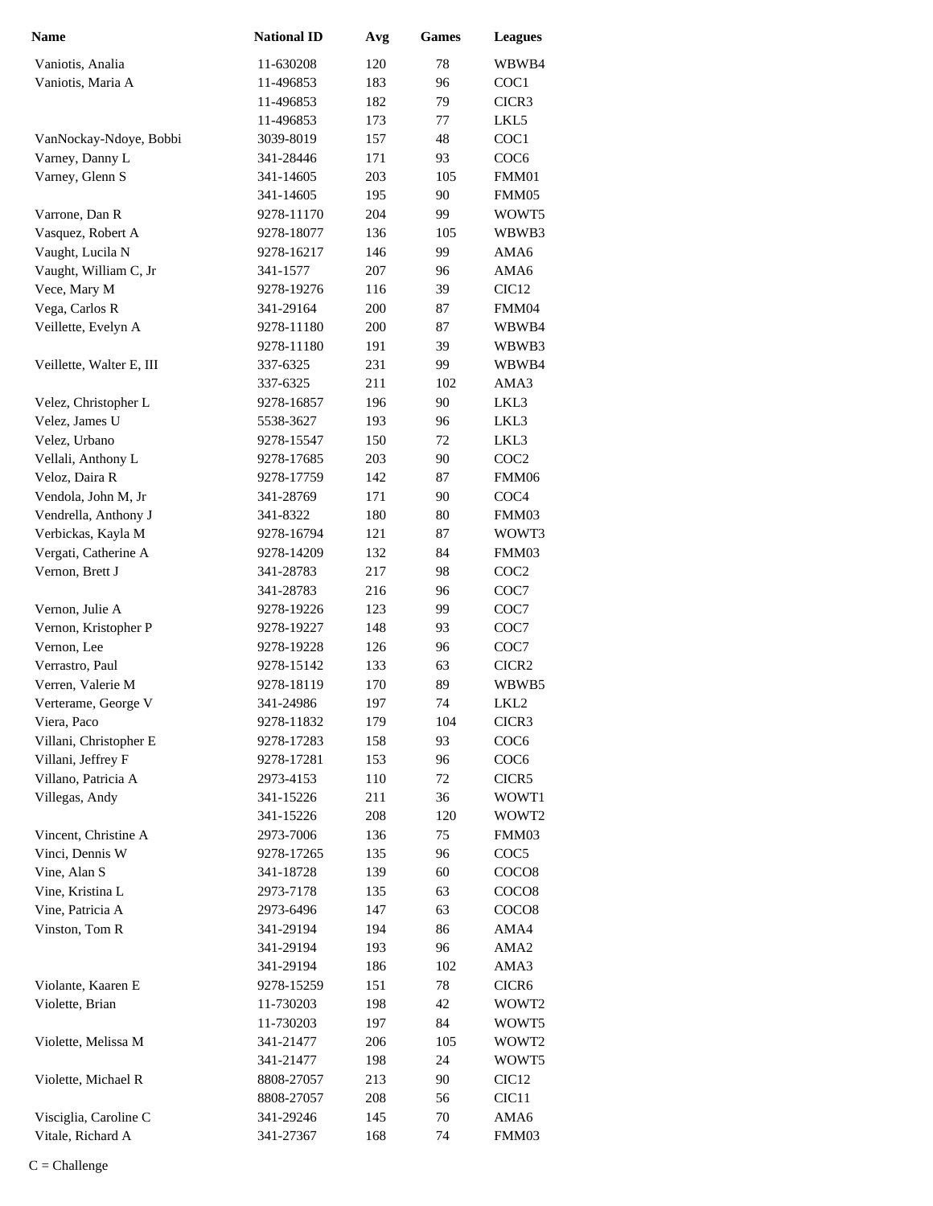| Name | National ID | Avg | Games | Leagues |
|---|---|---|---|---|
| Vaniotis, Analia | 11-630208 | 120 | 78 | WBWB4 |
| Vaniotis, Maria A | 11-496853 | 183 | 96 | COC1 |
| | 11-496853 | 182 | 79 | CICR3 |
| | 11-496853 | 173 | 77 | LKL5 |
| VanNockay-Ndoye, Bobbi | 3039-8019 | 157 | 48 | COC1 |
| Varney, Danny L | 341-28446 | 171 | 93 | COC6 |
| Varney, Glenn S | 341-14605 | 203 | 105 | FMM01 |
| | 341-14605 | 195 | 90 | FMM05 |
| Varrone, Dan R | 9278-11170 | 204 | 99 | WOWT5 |
| Vasquez, Robert A | 9278-18077 | 136 | 105 | WBWB3 |
| Vaught, Lucila N | 9278-16217 | 146 | 99 | AMA6 |
| Vaught, William C, Jr | 341-1577 | 207 | 96 | AMA6 |
| Vece, Mary M | 9278-19276 | 116 | 39 | CIC12 |
| Vega, Carlos R | 341-29164 | 200 | 87 | FMM04 |
| Veillette, Evelyn A | 9278-11180 | 200 | 87 | WBWB4 |
| | 9278-11180 | 191 | 39 | WBWB3 |
| Veillette, Walter E, III | 337-6325 | 231 | 99 | WBWB4 |
| | 337-6325 | 211 | 102 | AMA3 |
| Velez, Christopher L | 9278-16857 | 196 | 90 | LKL3 |
| Velez, James U | 5538-3627 | 193 | 96 | LKL3 |
| Velez, Urbano | 9278-15547 | 150 | 72 | LKL3 |
| Vellali, Anthony L | 9278-17685 | 203 | 90 | COC2 |
| Veloz, Daira R | 9278-17759 | 142 | 87 | FMM06 |
| Vendola, John M, Jr | 341-28769 | 171 | 90 | COC4 |
| Vendrella, Anthony J | 341-8322 | 180 | 80 | FMM03 |
| Verbickas, Kayla M | 9278-16794 | 121 | 87 | WOWT3 |
| Vergati, Catherine A | 9278-14209 | 132 | 84 | FMM03 |
| Vernon, Brett J | 341-28783 | 217 | 98 | COC2 |
| | 341-28783 | 216 | 96 | COC7 |
| Vernon, Julie A | 9278-19226 | 123 | 99 | COC7 |
| Vernon, Kristopher P | 9278-19227 | 148 | 93 | COC7 |
| Vernon, Lee | 9278-19228 | 126 | 96 | COC7 |
| Verrastro, Paul | 9278-15142 | 133 | 63 | CICR2 |
| Verren, Valerie M | 9278-18119 | 170 | 89 | WBWB5 |
| Verterame, George V | 341-24986 | 197 | 74 | LKL2 |
| Viera, Paco | 9278-11832 | 179 | 104 | CICR3 |
| Villani, Christopher E | 9278-17283 | 158 | 93 | COC6 |
| Villani, Jeffrey F | 9278-17281 | 153 | 96 | COC6 |
| Villano, Patricia A | 2973-4153 | 110 | 72 | CICR5 |
| Villegas, Andy | 341-15226 | 211 | 36 | WOWT1 |
| | 341-15226 | 208 | 120 | WOWT2 |
| Vincent, Christine A | 2973-7006 | 136 | 75 | FMM03 |
| Vinci, Dennis W | 9278-17265 | 135 | 96 | COC5 |
| Vine, Alan S | 341-18728 | 139 | 60 | COCO8 |
| Vine, Kristina L | 2973-7178 | 135 | 63 | COCO8 |
| Vine, Patricia A | 2973-6496 | 147 | 63 | COCO8 |
| Vinston, Tom R | 341-29194 | 194 | 86 | AMA4 |
| | 341-29194 | 193 | 96 | AMA2 |
| | 341-29194 | 186 | 102 | AMA3 |
| Violante, Kaaren E | 9278-15259 | 151 | 78 | CICR6 |
| Violette, Brian | 11-730203 | 198 | 42 | WOWT2 |
| | 11-730203 | 197 | 84 | WOWT5 |
| Violette, Melissa M | 341-21477 | 206 | 105 | WOWT2 |
| | 341-21477 | 198 | 24 | WOWT5 |
| Violette, Michael R | 8808-27057 | 213 | 90 | CIC12 |
| | 8808-27057 | 208 | 56 | CIC11 |
| Visciglia, Caroline C | 341-29246 | 145 | 70 | AMA6 |
| Vitale, Richard A | 341-27367 | 168 | 74 | FMM03 |

C = Challenge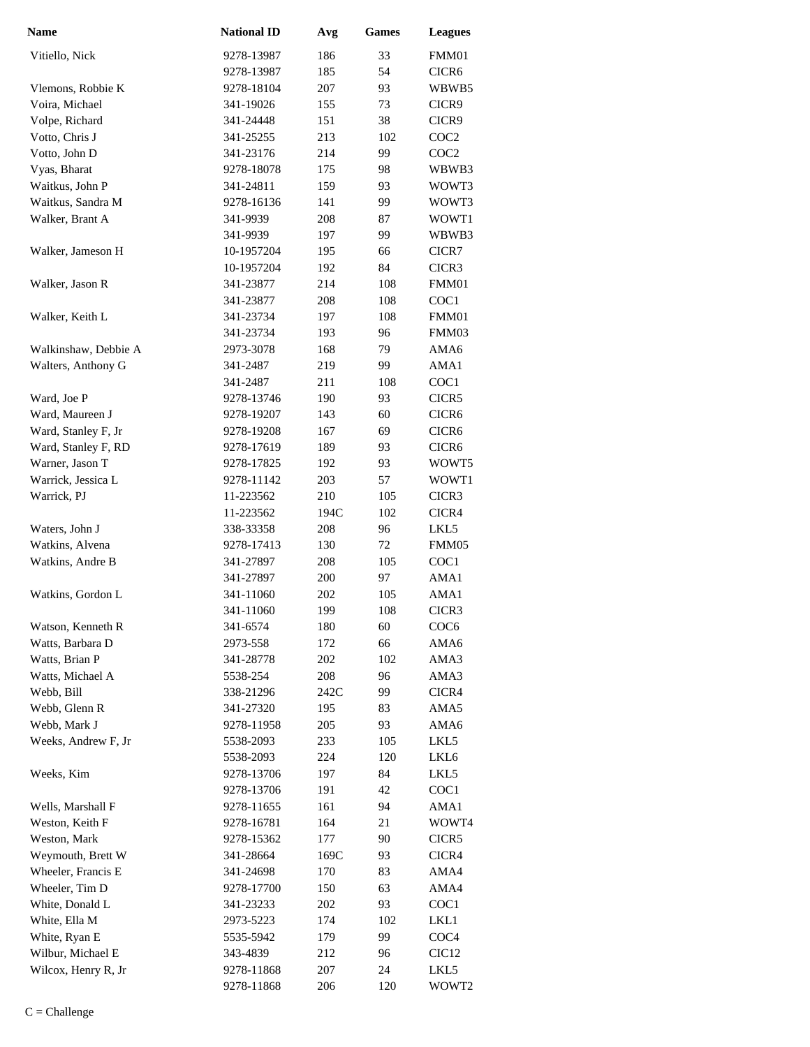| Name | National ID | Avg | Games | Leagues |
|---|---|---|---|---|
| Vitiello, Nick | 9278-13987 | 186 | 33 | FMM01 |
| | 9278-13987 | 185 | 54 | CICR6 |
| Vlemons, Robbie K | 9278-18104 | 207 | 93 | WBWB5 |
| Voira, Michael | 341-19026 | 155 | 73 | CICR9 |
| Volpe, Richard | 341-24448 | 151 | 38 | CICR9 |
| Votto, Chris J | 341-25255 | 213 | 102 | COC2 |
| Votto, John D | 341-23176 | 214 | 99 | COC2 |
| Vyas, Bharat | 9278-18078 | 175 | 98 | WBWB3 |
| Waitkus, John P | 341-24811 | 159 | 93 | WOWT3 |
| Waitkus, Sandra M | 9278-16136 | 141 | 99 | WOWT3 |
| Walker, Brant A | 341-9939 | 208 | 87 | WOWT1 |
| | 341-9939 | 197 | 99 | WBWB3 |
| Walker, Jameson H | 10-1957204 | 195 | 66 | CICR7 |
| | 10-1957204 | 192 | 84 | CICR3 |
| Walker, Jason R | 341-23877 | 214 | 108 | FMM01 |
| | 341-23877 | 208 | 108 | COC1 |
| Walker, Keith L | 341-23734 | 197 | 108 | FMM01 |
| | 341-23734 | 193 | 96 | FMM03 |
| Walkinshaw, Debbie A | 2973-3078 | 168 | 79 | AMA6 |
| Walters, Anthony G | 341-2487 | 219 | 99 | AMA1 |
| | 341-2487 | 211 | 108 | COC1 |
| Ward, Joe P | 9278-13746 | 190 | 93 | CICR5 |
| Ward, Maureen J | 9278-19207 | 143 | 60 | CICR6 |
| Ward, Stanley F, Jr | 9278-19208 | 167 | 69 | CICR6 |
| Ward, Stanley F, RD | 9278-17619 | 189 | 93 | CICR6 |
| Warner, Jason T | 9278-17825 | 192 | 93 | WOWT5 |
| Warrick, Jessica L | 9278-11142 | 203 | 57 | WOWT1 |
| Warrick, PJ | 11-223562 | 210 | 105 | CICR3 |
| | 11-223562 | 194C | 102 | CICR4 |
| Waters, John J | 338-33358 | 208 | 96 | LKL5 |
| Watkins, Alvena | 9278-17413 | 130 | 72 | FMM05 |
| Watkins, Andre B | 341-27897 | 208 | 105 | COC1 |
| | 341-27897 | 200 | 97 | AMA1 |
| Watkins, Gordon L | 341-11060 | 202 | 105 | AMA1 |
| | 341-11060 | 199 | 108 | CICR3 |
| Watson, Kenneth R | 341-6574 | 180 | 60 | COC6 |
| Watts, Barbara D | 2973-558 | 172 | 66 | AMA6 |
| Watts, Brian P | 341-28778 | 202 | 102 | AMA3 |
| Watts, Michael A | 5538-254 | 208 | 96 | AMA3 |
| Webb, Bill | 338-21296 | 242C | 99 | CICR4 |
| Webb, Glenn R | 341-27320 | 195 | 83 | AMA5 |
| Webb, Mark J | 9278-11958 | 205 | 93 | AMA6 |
| Weeks, Andrew F, Jr | 5538-2093 | 233 | 105 | LKL5 |
| | 5538-2093 | 224 | 120 | LKL6 |
| Weeks, Kim | 9278-13706 | 197 | 84 | LKL5 |
| | 9278-13706 | 191 | 42 | COC1 |
| Wells, Marshall F | 9278-11655 | 161 | 94 | AMA1 |
| Weston, Keith F | 9278-16781 | 164 | 21 | WOWT4 |
| Weston, Mark | 9278-15362 | 177 | 90 | CICR5 |
| Weymouth, Brett W | 341-28664 | 169C | 93 | CICR4 |
| Wheeler, Francis E | 341-24698 | 170 | 83 | AMA4 |
| Wheeler, Tim D | 9278-17700 | 150 | 63 | AMA4 |
| White, Donald L | 341-23233 | 202 | 93 | COC1 |
| White, Ella M | 2973-5223 | 174 | 102 | LKL1 |
| White, Ryan E | 5535-5942 | 179 | 99 | COC4 |
| Wilbur, Michael E | 343-4839 | 212 | 96 | CIC12 |
| Wilcox, Henry R, Jr | 9278-11868 | 207 | 24 | LKL5 |
| | 9278-11868 | 206 | 120 | WOWT2 |

C = Challenge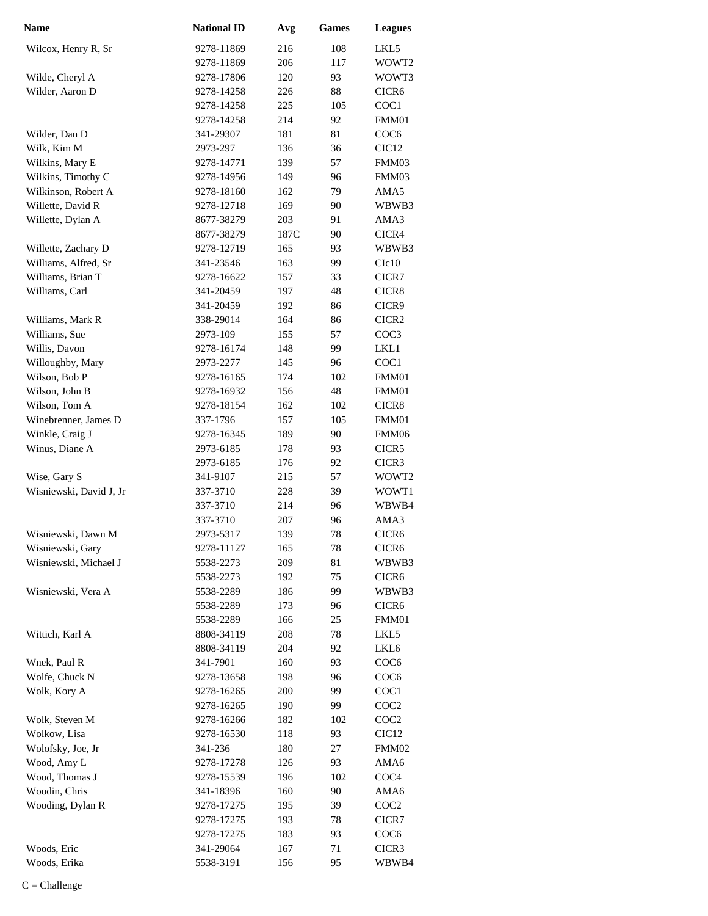| Name | National ID | Avg | Games | Leagues |
| --- | --- | --- | --- | --- |
| Wilcox, Henry R, Sr | 9278-11869 | 216 | 108 | LKL5 |
| | 9278-11869 | 206 | 117 | WOWT2 |
| Wilde, Cheryl A | 9278-17806 | 120 | 93 | WOWT3 |
| Wilder, Aaron D | 9278-14258 | 226 | 88 | CICR6 |
| | 9278-14258 | 225 | 105 | COC1 |
| | 9278-14258 | 214 | 92 | FMM01 |
| Wilder, Dan D | 341-29307 | 181 | 81 | COC6 |
| Wilk, Kim M | 2973-297 | 136 | 36 | CIC12 |
| Wilkins, Mary E | 9278-14771 | 139 | 57 | FMM03 |
| Wilkins, Timothy C | 9278-14956 | 149 | 96 | FMM03 |
| Wilkinson, Robert A | 9278-18160 | 162 | 79 | AMA5 |
| Willette, David R | 9278-12718 | 169 | 90 | WBWB3 |
| Willette, Dylan A | 8677-38279 | 203 | 91 | AMA3 |
| | 8677-38279 | 187C | 90 | CICR4 |
| Willette, Zachary D | 9278-12719 | 165 | 93 | WBWB3 |
| Williams, Alfred, Sr | 341-23546 | 163 | 99 | CIc10 |
| Williams, Brian T | 9278-16622 | 157 | 33 | CICR7 |
| Williams, Carl | 341-20459 | 197 | 48 | CICR8 |
| | 341-20459 | 192 | 86 | CICR9 |
| Williams, Mark R | 338-29014 | 164 | 86 | CICR2 |
| Williams, Sue | 2973-109 | 155 | 57 | COC3 |
| Willis, Davon | 9278-16174 | 148 | 99 | LKL1 |
| Willoughby, Mary | 2973-2277 | 145 | 96 | COC1 |
| Wilson, Bob P | 9278-16165 | 174 | 102 | FMM01 |
| Wilson, John B | 9278-16932 | 156 | 48 | FMM01 |
| Wilson, Tom A | 9278-18154 | 162 | 102 | CICR8 |
| Winebrenner, James D | 337-1796 | 157 | 105 | FMM01 |
| Winkle, Craig J | 9278-16345 | 189 | 90 | FMM06 |
| Winus, Diane A | 2973-6185 | 178 | 93 | CICR5 |
| | 2973-6185 | 176 | 92 | CICR3 |
| Wise, Gary S | 341-9107 | 215 | 57 | WOWT2 |
| Wisniewski, David J, Jr | 337-3710 | 228 | 39 | WOWT1 |
| | 337-3710 | 214 | 96 | WBWB4 |
| | 337-3710 | 207 | 96 | AMA3 |
| Wisniewski, Dawn M | 2973-5317 | 139 | 78 | CICR6 |
| Wisniewski, Gary | 9278-11127 | 165 | 78 | CICR6 |
| Wisniewski, Michael J | 5538-2273 | 209 | 81 | WBWB3 |
| | 5538-2273 | 192 | 75 | CICR6 |
| Wisniewski, Vera A | 5538-2289 | 186 | 99 | WBWB3 |
| | 5538-2289 | 173 | 96 | CICR6 |
| | 5538-2289 | 166 | 25 | FMM01 |
| Wittich, Karl A | 8808-34119 | 208 | 78 | LKL5 |
| | 8808-34119 | 204 | 92 | LKL6 |
| Wnek, Paul R | 341-7901 | 160 | 93 | COC6 |
| Wolfe, Chuck N | 9278-13658 | 198 | 96 | COC6 |
| Wolk, Kory A | 9278-16265 | 200 | 99 | COC1 |
| | 9278-16265 | 190 | 99 | COC2 |
| Wolk, Steven M | 9278-16266 | 182 | 102 | COC2 |
| Wolkow, Lisa | 9278-16530 | 118 | 93 | CIC12 |
| Wolofsky, Joe, Jr | 341-236 | 180 | 27 | FMM02 |
| Wood, Amy L | 9278-17278 | 126 | 93 | AMA6 |
| Wood, Thomas J | 9278-15539 | 196 | 102 | COC4 |
| Woodin, Chris | 341-18396 | 160 | 90 | AMA6 |
| Wooding, Dylan R | 9278-17275 | 195 | 39 | COC2 |
| | 9278-17275 | 193 | 78 | CICR7 |
| | 9278-17275 | 183 | 93 | COC6 |
| Woods, Eric | 341-29064 | 167 | 71 | CICR3 |
| Woods, Erika | 5538-3191 | 156 | 95 | WBWB4 |

C = Challenge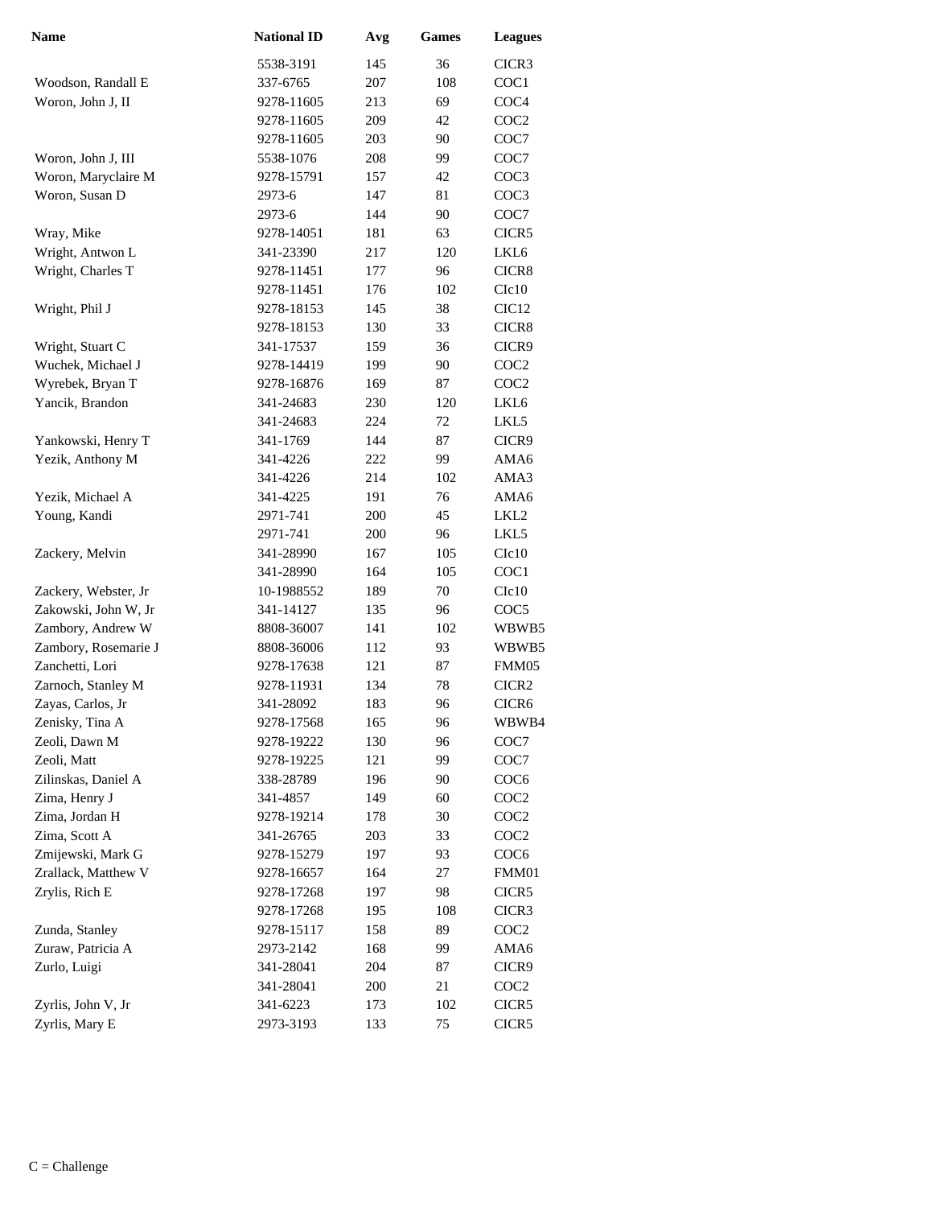| Name | National ID | Avg | Games | Leagues |
|---|---|---|---|---|
| | 5538-3191 | 145 | 36 | CICR3 |
| Woodson, Randall E | 337-6765 | 207 | 108 | COC1 |
| Woron, John J, II | 9278-11605 | 213 | 69 | COC4 |
| | 9278-11605 | 209 | 42 | COC2 |
| | 9278-11605 | 203 | 90 | COC7 |
| Woron, John J, III | 5538-1076 | 208 | 99 | COC7 |
| Woron, Maryclaire M | 9278-15791 | 157 | 42 | COC3 |
| Woron, Susan D | 2973-6 | 147 | 81 | COC3 |
| | 2973-6 | 144 | 90 | COC7 |
| Wray, Mike | 9278-14051 | 181 | 63 | CICR5 |
| Wright, Antwon L | 341-23390 | 217 | 120 | LKL6 |
| Wright, Charles T | 9278-11451 | 177 | 96 | CICR8 |
| | 9278-11451 | 176 | 102 | CIc10 |
| Wright, Phil J | 9278-18153 | 145 | 38 | CIC12 |
| | 9278-18153 | 130 | 33 | CICR8 |
| Wright, Stuart C | 341-17537 | 159 | 36 | CICR9 |
| Wuchek, Michael J | 9278-14419 | 199 | 90 | COC2 |
| Wyrebek, Bryan T | 9278-16876 | 169 | 87 | COC2 |
| Yancik, Brandon | 341-24683 | 230 | 120 | LKL6 |
| | 341-24683 | 224 | 72 | LKL5 |
| Yankowski, Henry T | 341-1769 | 144 | 87 | CICR9 |
| Yezik, Anthony M | 341-4226 | 222 | 99 | AMA6 |
| | 341-4226 | 214 | 102 | AMA3 |
| Yezik, Michael A | 341-4225 | 191 | 76 | AMA6 |
| Young, Kandi | 2971-741 | 200 | 45 | LKL2 |
| | 2971-741 | 200 | 96 | LKL5 |
| Zackery, Melvin | 341-28990 | 167 | 105 | CIc10 |
| | 341-28990 | 164 | 105 | COC1 |
| Zackery, Webster, Jr | 10-1988552 | 189 | 70 | CIc10 |
| Zakowski, John W, Jr | 341-14127 | 135 | 96 | COC5 |
| Zambory, Andrew W | 8808-36007 | 141 | 102 | WBWB5 |
| Zambory, Rosemarie J | 8808-36006 | 112 | 93 | WBWB5 |
| Zanchetti, Lori | 9278-17638 | 121 | 87 | FMM05 |
| Zarnoch, Stanley M | 9278-11931 | 134 | 78 | CICR2 |
| Zayas, Carlos, Jr | 341-28092 | 183 | 96 | CICR6 |
| Zenisky, Tina A | 9278-17568 | 165 | 96 | WBWB4 |
| Zeoli, Dawn M | 9278-19222 | 130 | 96 | COC7 |
| Zeoli, Matt | 9278-19225 | 121 | 99 | COC7 |
| Zilinskas, Daniel A | 338-28789 | 196 | 90 | COC6 |
| Zima, Henry J | 341-4857 | 149 | 60 | COC2 |
| Zima, Jordan H | 9278-19214 | 178 | 30 | COC2 |
| Zima, Scott A | 341-26765 | 203 | 33 | COC2 |
| Zmijewski, Mark G | 9278-15279 | 197 | 93 | COC6 |
| Zrallack, Matthew V | 9278-16657 | 164 | 27 | FMM01 |
| Zrylis, Rich E | 9278-17268 | 197 | 98 | CICR5 |
| | 9278-17268 | 195 | 108 | CICR3 |
| Zunda, Stanley | 9278-15117 | 158 | 89 | COC2 |
| Zuraw, Patricia A | 2973-2142 | 168 | 99 | AMA6 |
| Zurlo, Luigi | 341-28041 | 204 | 87 | CICR9 |
| | 341-28041 | 200 | 21 | COC2 |
| Zyrlis, John V, Jr | 341-6223 | 173 | 102 | CICR5 |
| Zyrlis, Mary E | 2973-3193 | 133 | 75 | CICR5 |

C = Challenge